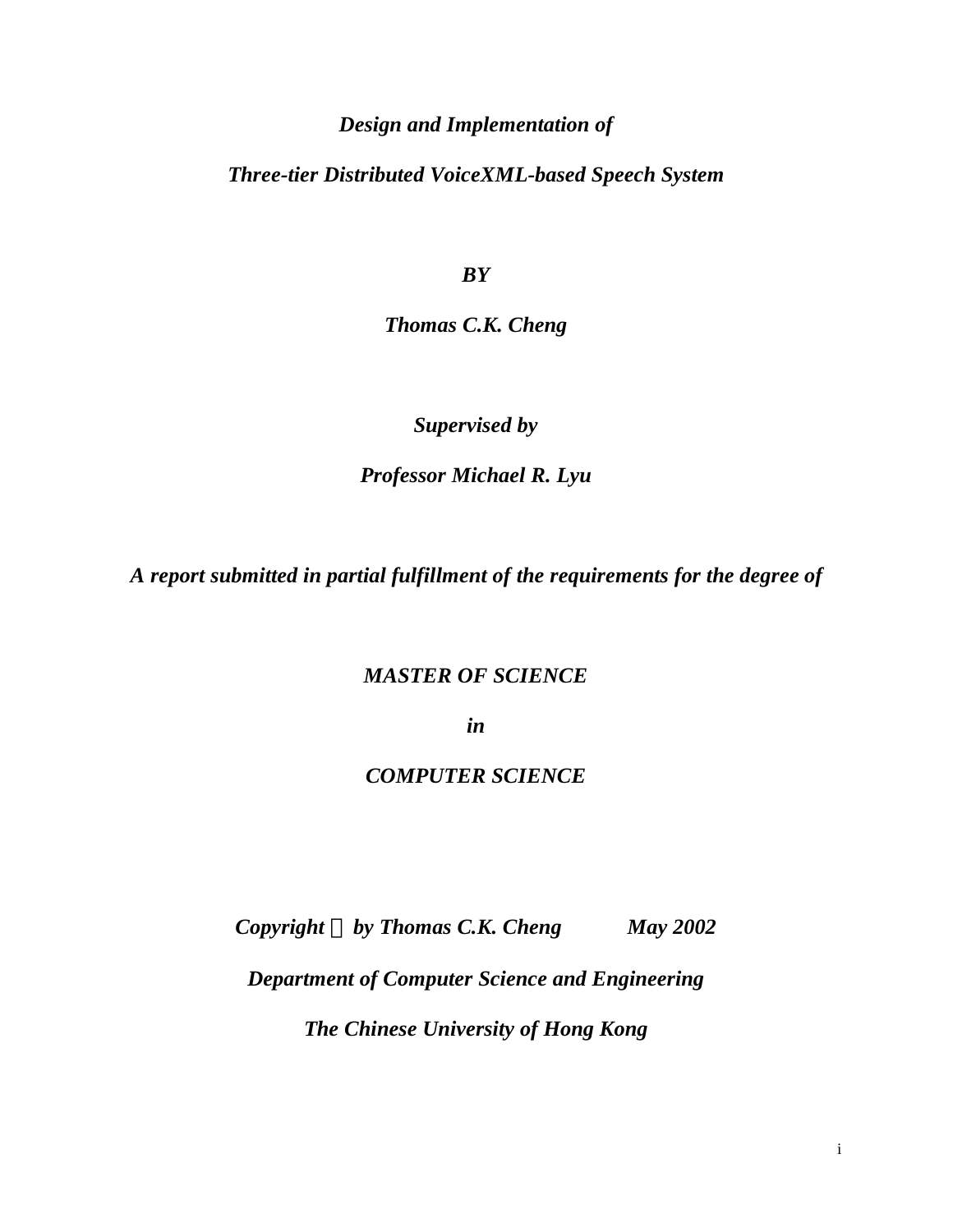***Design and Implementation of***

***Three-tier Distributed VoiceXML-based Speech System***

***BY***

***Thomas C.K. Cheng***

***Supervised by***

***Professor Michael R. Lyu***

***A report submitted in partial fulfillment of the requirements for the degree of***

***MASTER OF SCIENCE***

***in***

***COMPUTER SCIENCE***

***Copyright © by Thomas C.K. Cheng May 2002***

***Department of Computer Science and Engineering***

***The Chinese University of Hong Kong***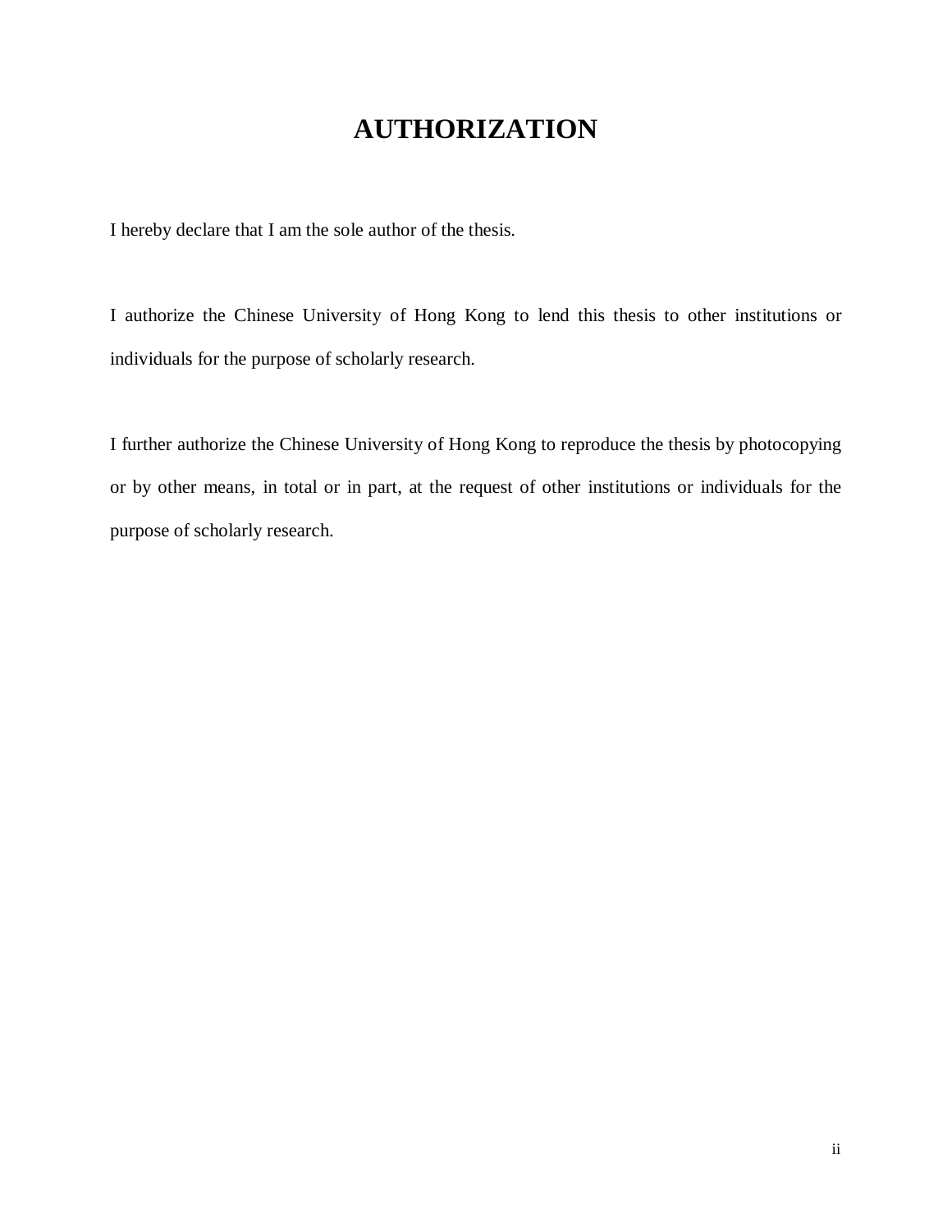# AUTHORIZATION

I hereby declare that I am the sole author of the thesis.

I authorize the Chinese University of Hong Kong to lend this thesis to other institutions or individuals for the purpose of scholarly research.

I further authorize the Chinese University of Hong Kong to reproduce the thesis by photocopying or by other means, in total or in part, at the request of other institutions or individuals for the purpose of scholarly research.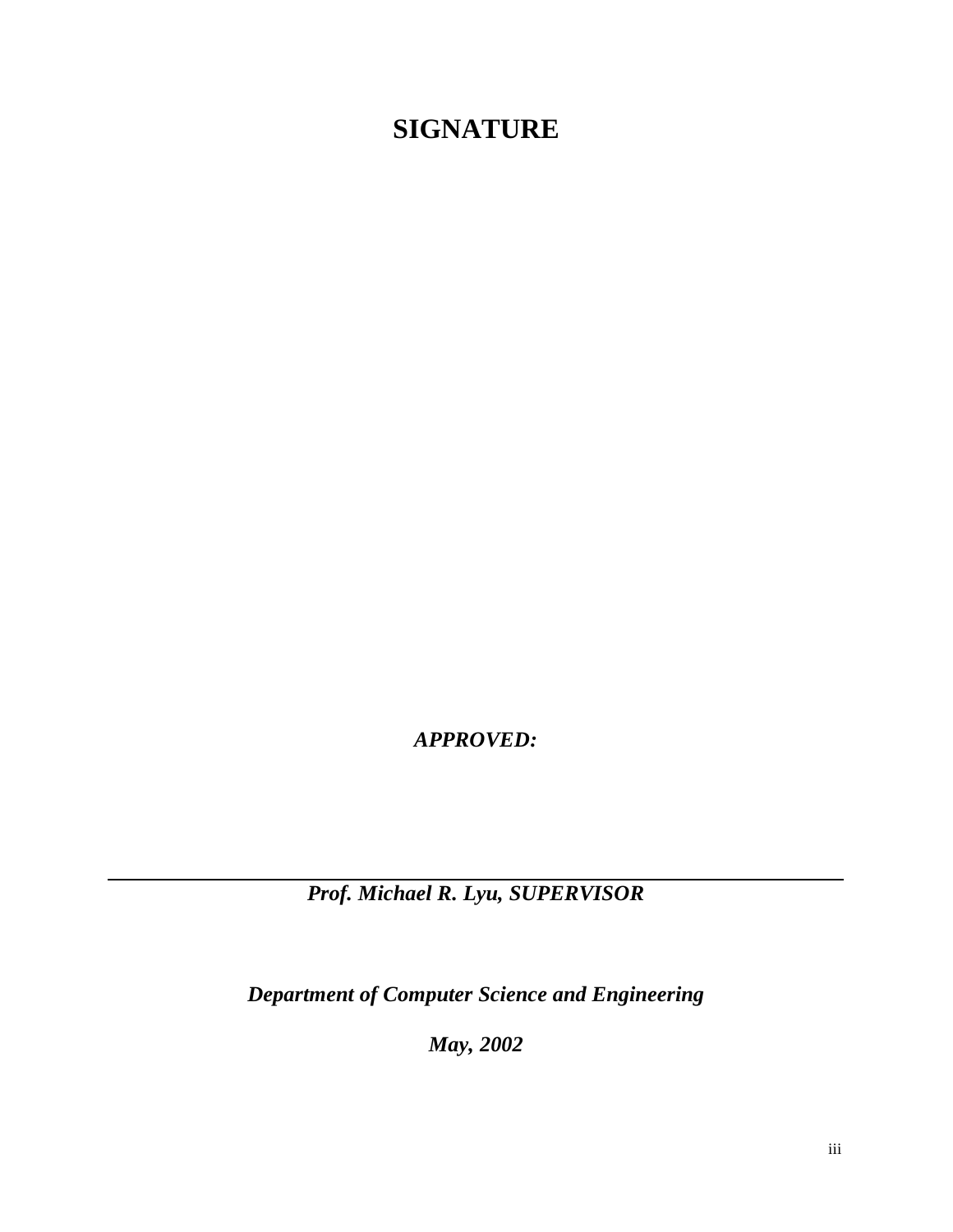# SIGNATURE

***APPROVED:***

---

***Prof. Michael R. Lyu, SUPERVISOR***

***Department of Computer Science and Engineering***

***May, 2002***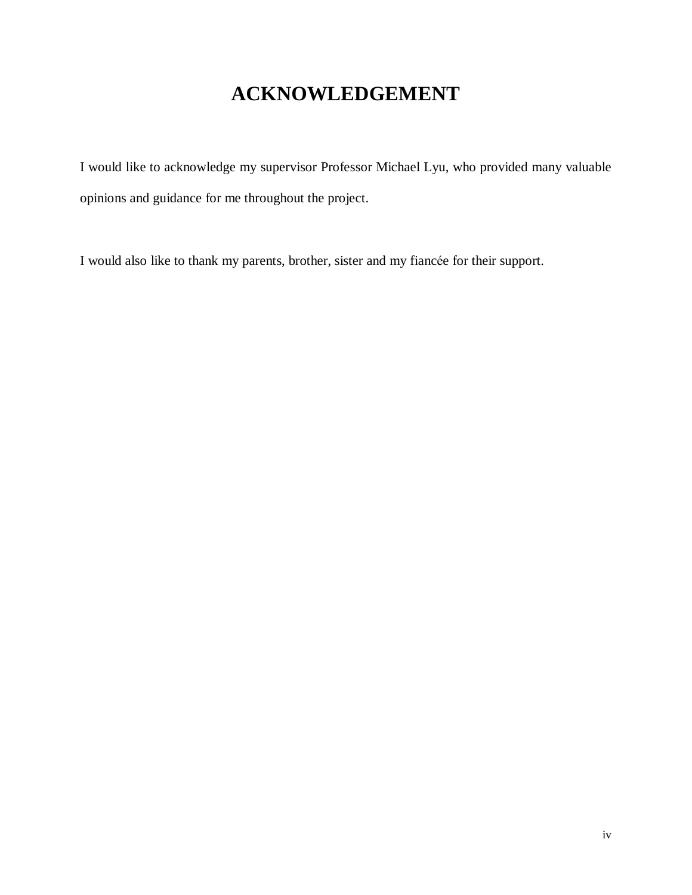# ACKNOWLEDGEMENT

I would like to acknowledge my supervisor Professor Michael Lyu, who provided many valuable opinions and guidance for me throughout the project.

I would also like to thank my parents, brother, sister and my fiancée for their support.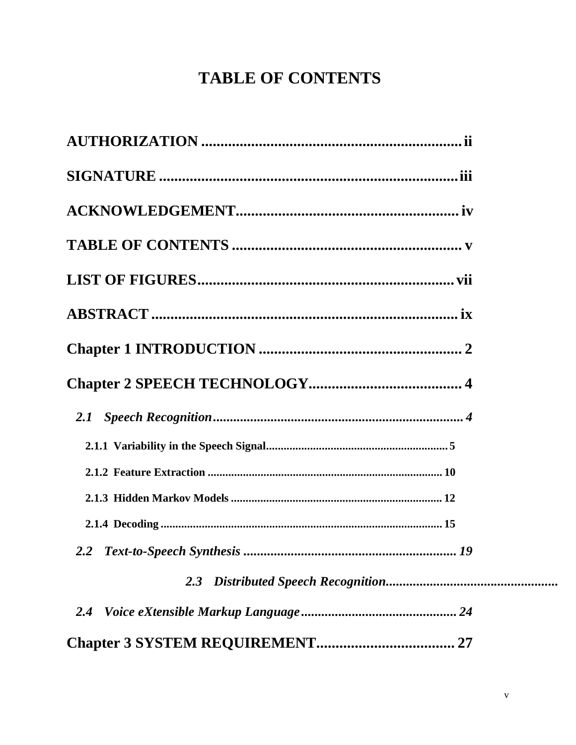# TABLE OF CONTENTS

**AUTHORIZATION ....................................................................... ii**

**SIGNATURE ............................................................................... iii**

**ACKNOWLEDGEMENT.......................................................... iv**

**TABLE OF CONTENTS ............................................................. v**

**LIST OF FIGURES.................................................................... vii**

**ABSTRACT ................................................................................. ix**

**Chapter 1 INTRODUCTION ...................................................... 2**

**Chapter 2 SPEECH TECHNOLOGY......................................... 4**

***2.1 Speech Recognition.......................................................................... 4***

**2.1.1 Variability in the Speech Signal............................................................. 5**

**2.1.2 Feature Extraction ................................................................................ 10**

**2.1.3 Hidden Markov Models ........................................................................ 12**

**2.1.4 Decoding ................................................................................................ 15**

***2.2 Text-to-Speech Synthesis ............................................................... 19***

***2.3 Distributed Speech Recognition..................................................***

***2.4 Voice eXtensible Markup Language.............................................. 24***

**Chapter 3 SYSTEM REQUIREMENT..................................... 27**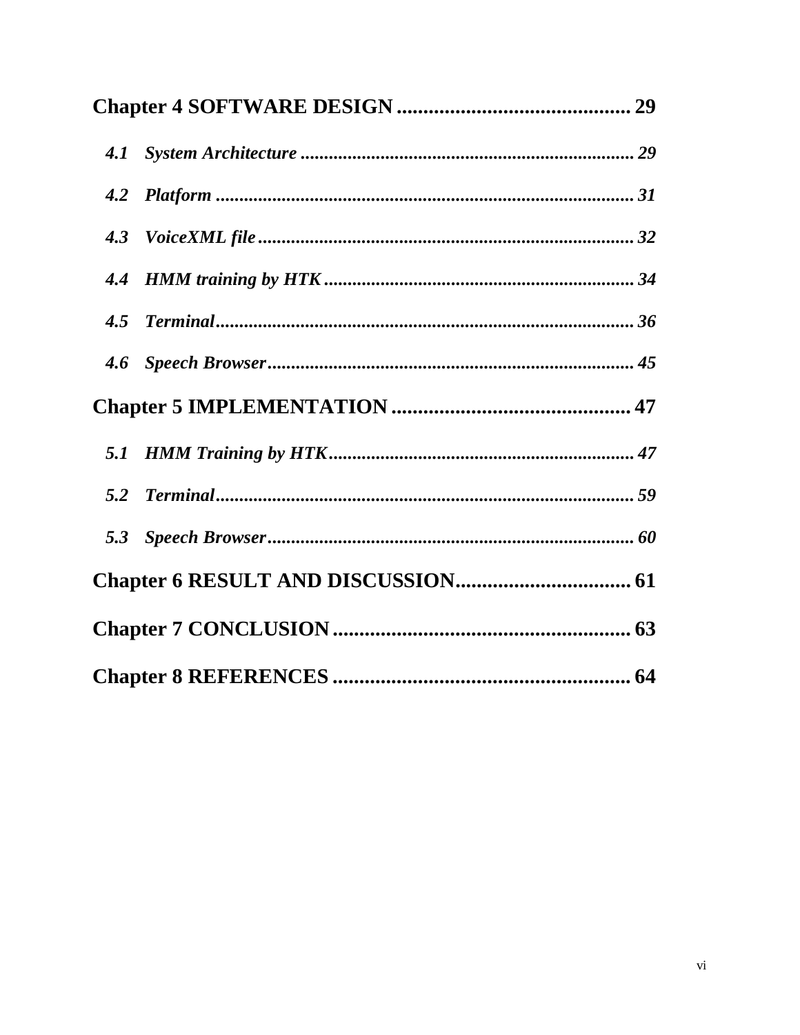**Chapter 4 SOFTWARE DESIGN ............................................ 29**

*4.1 System Architecture ........................................................................ 29*

*4.2 Platform ........................................................................................... 31*

*4.3 VoiceXML file .................................................................................. 32*

*4.4 HMM training by HTK .................................................................... 34*

*4.5 Terminal........................................................................................... 36*

*4.6 Speech Browser ................................................................................ 45*

**Chapter 5 IMPLEMENTATION ............................................. 47**

*5.1 HMM Training by HTK................................................................... 47*

*5.2 Terminal........................................................................................... 59*

*5.3 Speech Browser ................................................................................ 60*

**Chapter 6 RESULT AND DISCUSSION................................. 61**

**Chapter 7 CONCLUSION ........................................................ 63**

**Chapter 8 REFERENCES ........................................................ 64**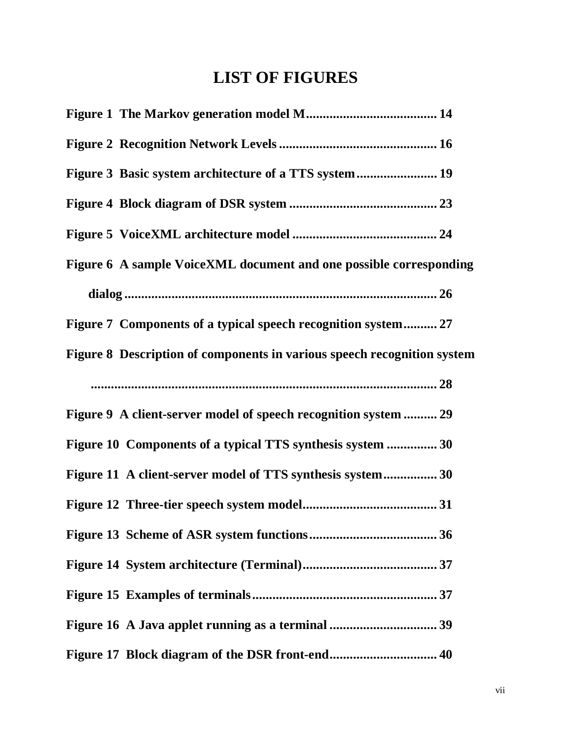# LIST OF FIGURES

**Figure 1 The Markov generation model M....................................... 14**

**Figure 2 Recognition Network Levels ............................................... 16**

**Figure 3 Basic system architecture of a TTS system........................ 19**

**Figure 4 Block diagram of DSR system ............................................ 23**

**Figure 5 VoiceXML architecture model ........................................... 24**

**Figure 6 A sample VoiceXML document and one possible corresponding dialog ............................................................................................. 26**

**Figure 7 Components of a typical speech recognition system.......... 27**

**Figure 8 Description of components in various speech recognition system ......................................................................................................... 28**

**Figure 9 A client-server model of speech recognition system .......... 29**

**Figure 10 Components of a typical TTS synthesis system ............... 30**

**Figure 11 A client-server model of TTS synthesis system................ 30**

**Figure 12 Three-tier speech system model........................................ 31**

**Figure 13 Scheme of ASR system functions...................................... 36**

**Figure 14 System architecture (Terminal)........................................ 37**

**Figure 15 Examples of terminals....................................................... 37**

**Figure 16 A Java applet running as a terminal ................................ 39**

**Figure 17 Block diagram of the DSR front-end................................ 40**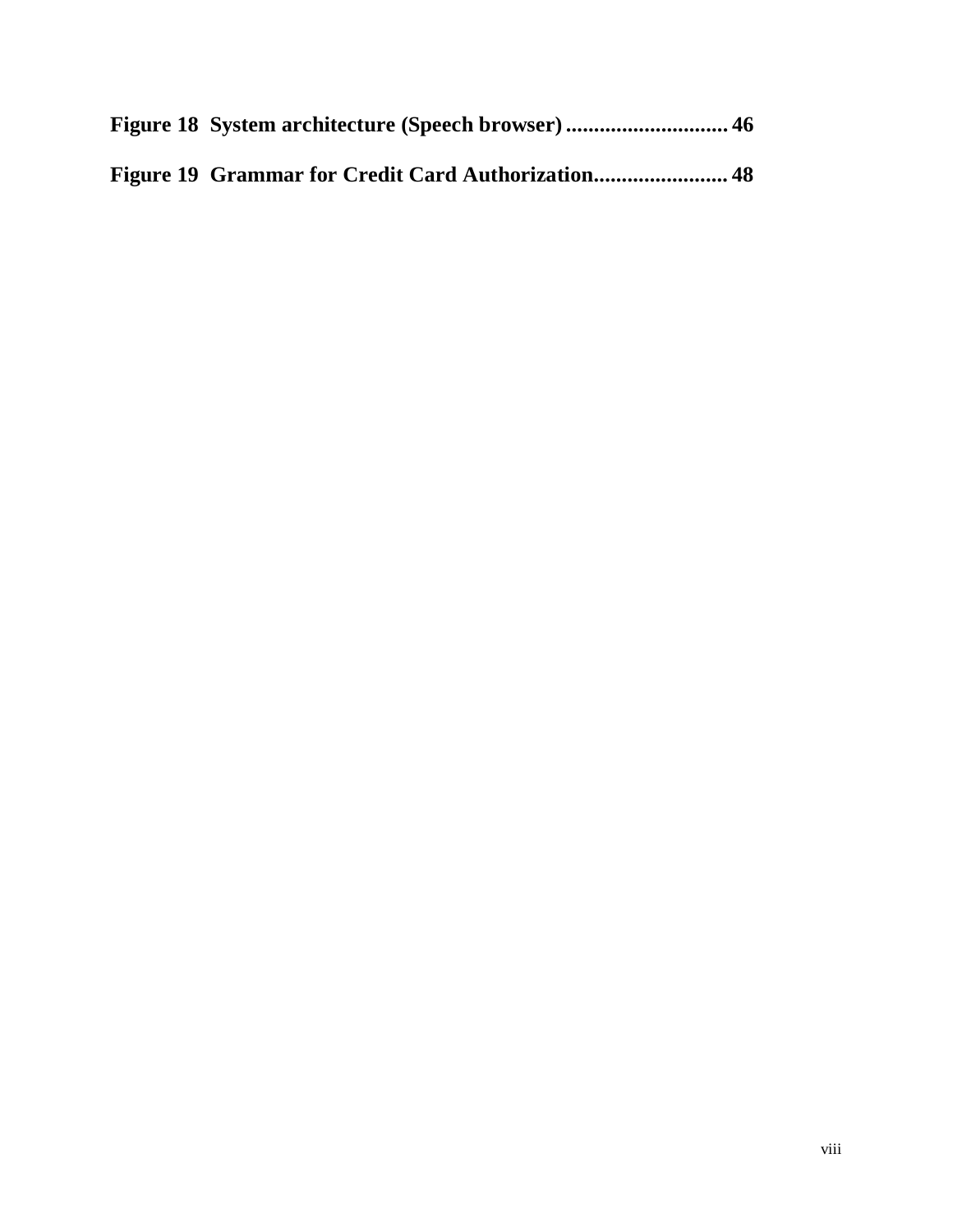**Figure 18 System architecture (Speech browser)............................. 46**

**Figure 19 Grammar for Credit Card Authorization........................ 48**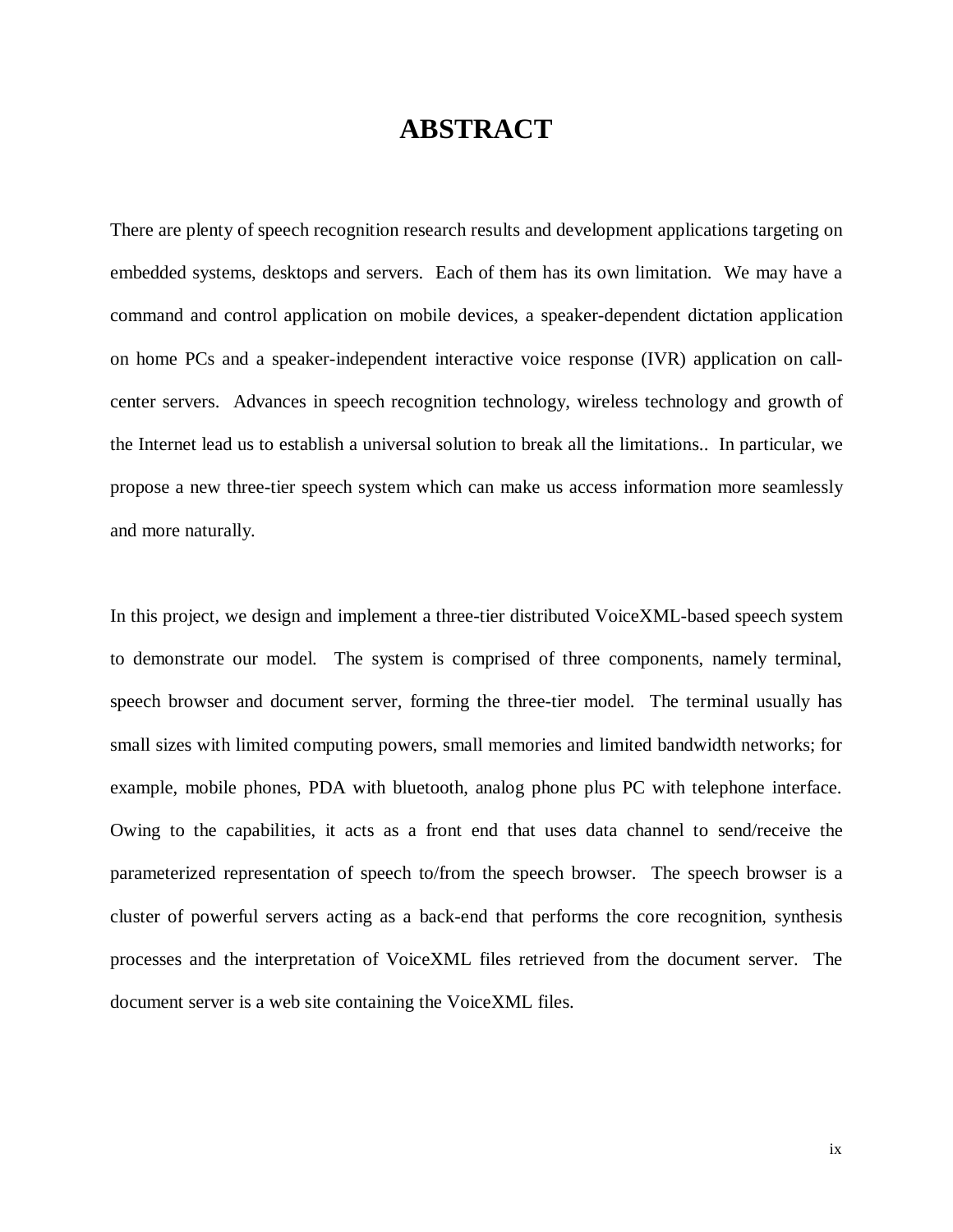# ABSTRACT

There are plenty of speech recognition research results and development applications targeting on embedded systems, desktops and servers. Each of them has its own limitation. We may have a command and control application on mobile devices, a speaker-dependent dictation application on home PCs and a speaker-independent interactive voice response (IVR) application on call-center servers. Advances in speech recognition technology, wireless technology and growth of the Internet lead us to establish a universal solution to break all the limitations.. In particular, we propose a new three-tier speech system which can make us access information more seamlessly and more naturally.

In this project, we design and implement a three-tier distributed VoiceXML-based speech system to demonstrate our model. The system is comprised of three components, namely terminal, speech browser and document server, forming the three-tier model. The terminal usually has small sizes with limited computing powers, small memories and limited bandwidth networks; for example, mobile phones, PDA with bluetooth, analog phone plus PC with telephone interface. Owing to the capabilities, it acts as a front end that uses data channel to send/receive the parameterized representation of speech to/from the speech browser. The speech browser is a cluster of powerful servers acting as a back-end that performs the core recognition, synthesis processes and the interpretation of VoiceXML files retrieved from the document server. The document server is a web site containing the VoiceXML files.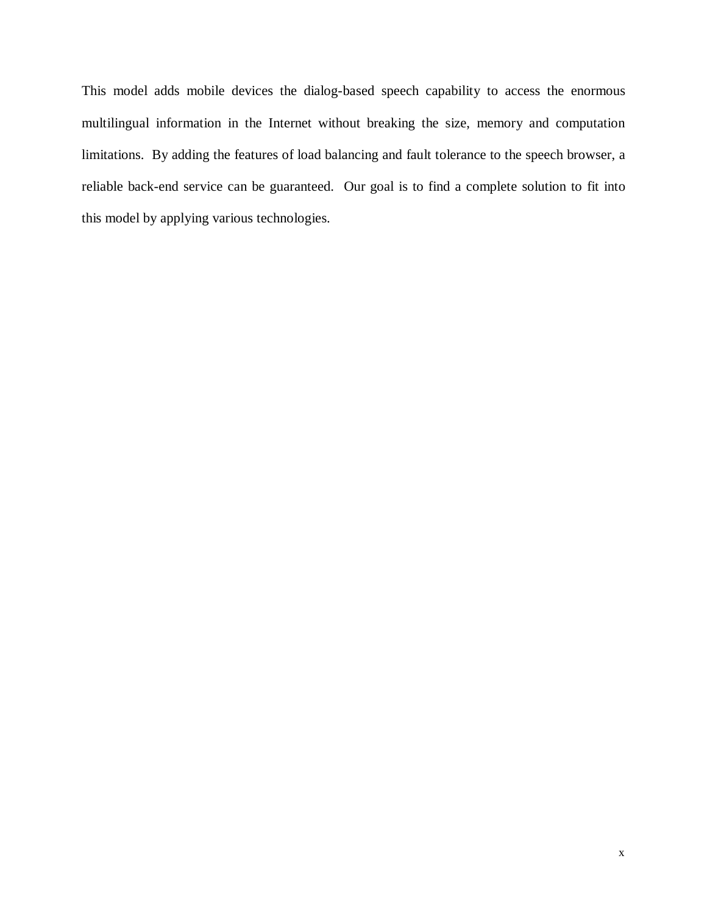This model adds mobile devices the dialog-based speech capability to access the enormous multilingual information in the Internet without breaking the size, memory and computation limitations. By adding the features of load balancing and fault tolerance to the speech browser, a reliable back-end service can be guaranteed. Our goal is to find a complete solution to fit into this model by applying various technologies.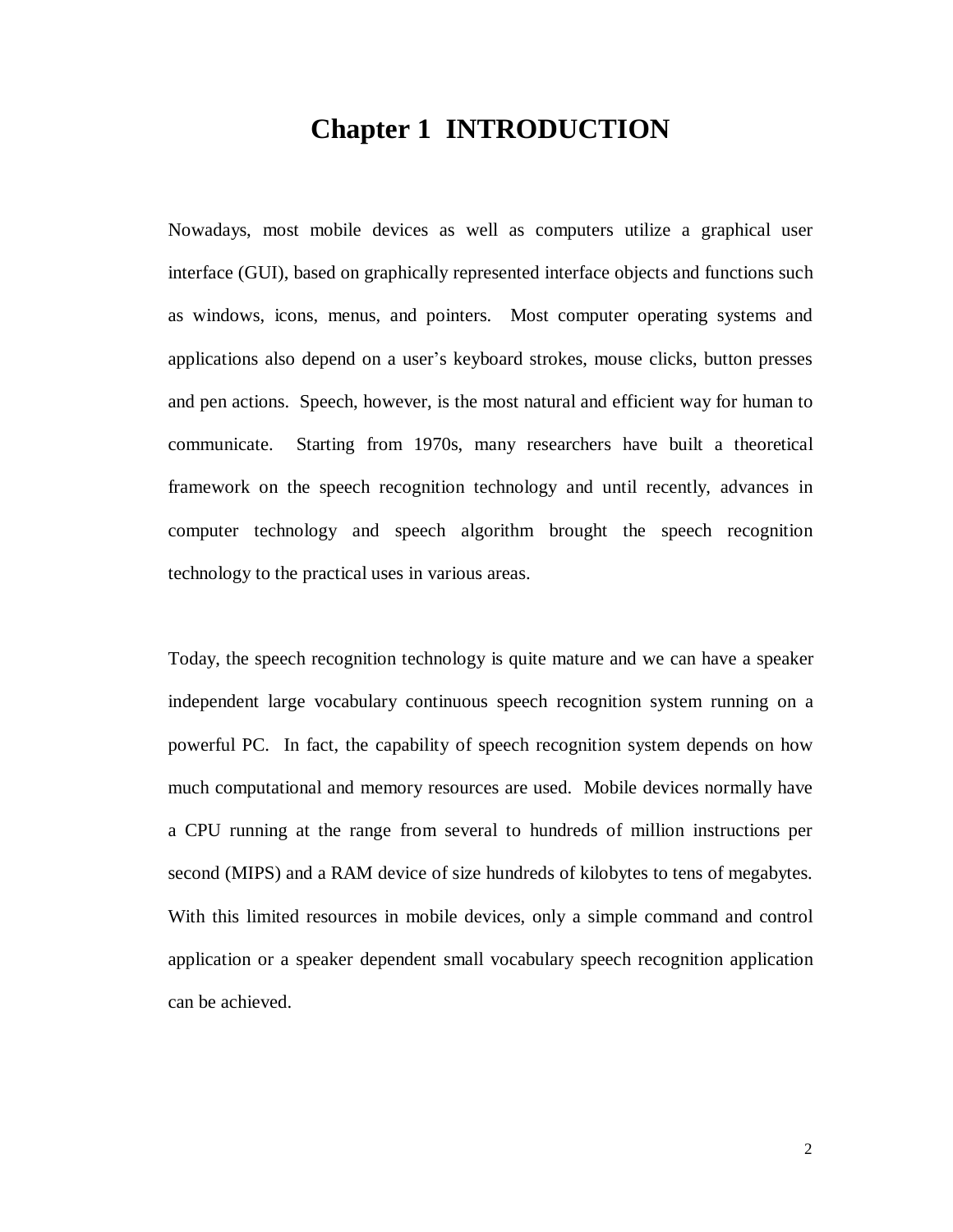# Chapter 1 INTRODUCTION

Nowadays, most mobile devices as well as computers utilize a graphical user interface (GUI), based on graphically represented interface objects and functions such as windows, icons, menus, and pointers. Most computer operating systems and applications also depend on a user's keyboard strokes, mouse clicks, button presses and pen actions. Speech, however, is the most natural and efficient way for human to communicate. Starting from 1970s, many researchers have built a theoretical framework on the speech recognition technology and until recently, advances in computer technology and speech algorithm brought the speech recognition technology to the practical uses in various areas.

Today, the speech recognition technology is quite mature and we can have a speaker independent large vocabulary continuous speech recognition system running on a powerful PC. In fact, the capability of speech recognition system depends on how much computational and memory resources are used. Mobile devices normally have a CPU running at the range from several to hundreds of million instructions per second (MIPS) and a RAM device of size hundreds of kilobytes to tens of megabytes. With this limited resources in mobile devices, only a simple command and control application or a speaker dependent small vocabulary speech recognition application can be achieved.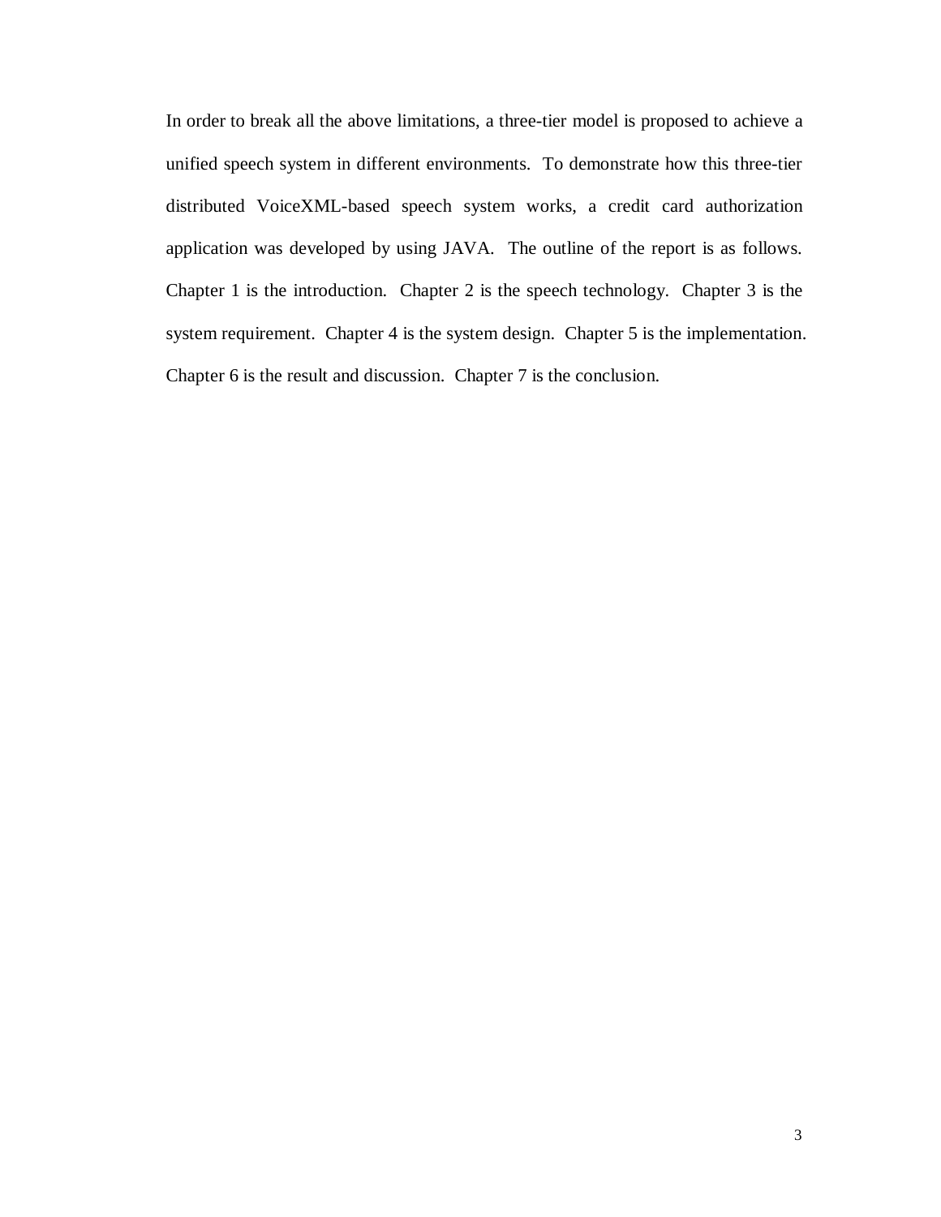In order to break all the above limitations, a three-tier model is proposed to achieve a unified speech system in different environments. To demonstrate how this three-tier distributed VoiceXML-based speech system works, a credit card authorization application was developed by using JAVA. The outline of the report is as follows. Chapter 1 is the introduction. Chapter 2 is the speech technology. Chapter 3 is the system requirement. Chapter 4 is the system design. Chapter 5 is the implementation. Chapter 6 is the result and discussion. Chapter 7 is the conclusion.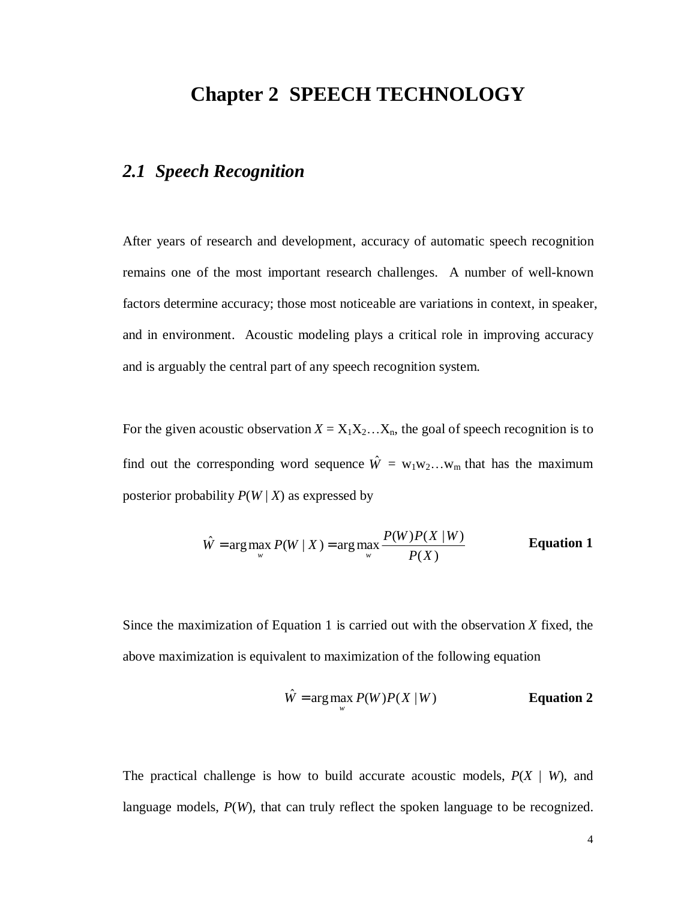# Chapter 2 SPEECH TECHNOLOGY

## *2.1 Speech Recognition*

After years of research and development, accuracy of automatic speech recognition remains one of the most important research challenges. A number of well-known factors determine accuracy; those most noticeable are variations in context, in speaker, and in environment. Acoustic modeling plays a critical role in improving accuracy and is arguably the central part of any speech recognition system.

For the given acoustic observation $X = X_1X_2 \ldots X_n$, the goal of speech recognition is to find out the corresponding word sequence $\hat{W} = w_1w_2 \ldots w_m$ that has the maximum posterior probability $P(W \mid X)$ as expressed by

$$\hat{W} = \arg\max_{w} P(W \mid X) = \arg\max_{w} \frac{P(W)P(X \mid W)}{P(X)} \qquad \textbf{Equation 1}$$

Since the maximization of Equation 1 is carried out with the observation $X$ fixed, the above maximization is equivalent to maximization of the following equation

$$\hat{W} = \arg\max_{w} P(W)P(X \mid W) \qquad \textbf{Equation 2}$$

The practical challenge is how to build accurate acoustic models, $P(X \mid W)$, and language models, $P(W)$, that can truly reflect the spoken language to be recognized.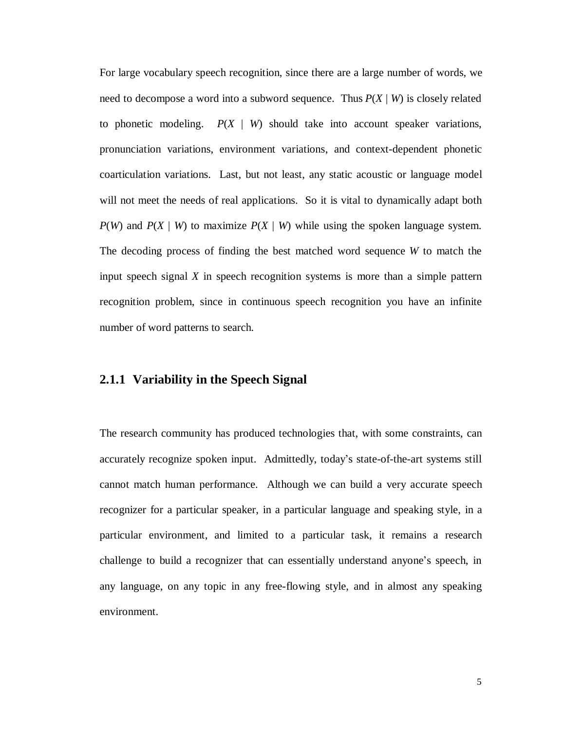For large vocabulary speech recognition, since there are a large number of words, we need to decompose a word into a subword sequence. Thus $P(X \mid W)$ is closely related to phonetic modeling. $P(X \mid W)$ should take into account speaker variations, pronunciation variations, environment variations, and context-dependent phonetic coarticulation variations. Last, but not least, any static acoustic or language model will not meet the needs of real applications. So it is vital to dynamically adapt both $P(W)$ and $P(X \mid W)$ to maximize $P(X \mid W)$ while using the spoken language system. The decoding process of finding the best matched word sequence $W$ to match the input speech signal $X$ in speech recognition systems is more than a simple pattern recognition problem, since in continuous speech recognition you have an infinite number of word patterns to search.

### 2.1.1 Variability in the Speech Signal

The research community has produced technologies that, with some constraints, can accurately recognize spoken input. Admittedly, today's state-of-the-art systems still cannot match human performance. Although we can build a very accurate speech recognizer for a particular speaker, in a particular language and speaking style, in a particular environment, and limited to a particular task, it remains a research challenge to build a recognizer that can essentially understand anyone's speech, in any language, on any topic in any free-flowing style, and in almost any speaking environment.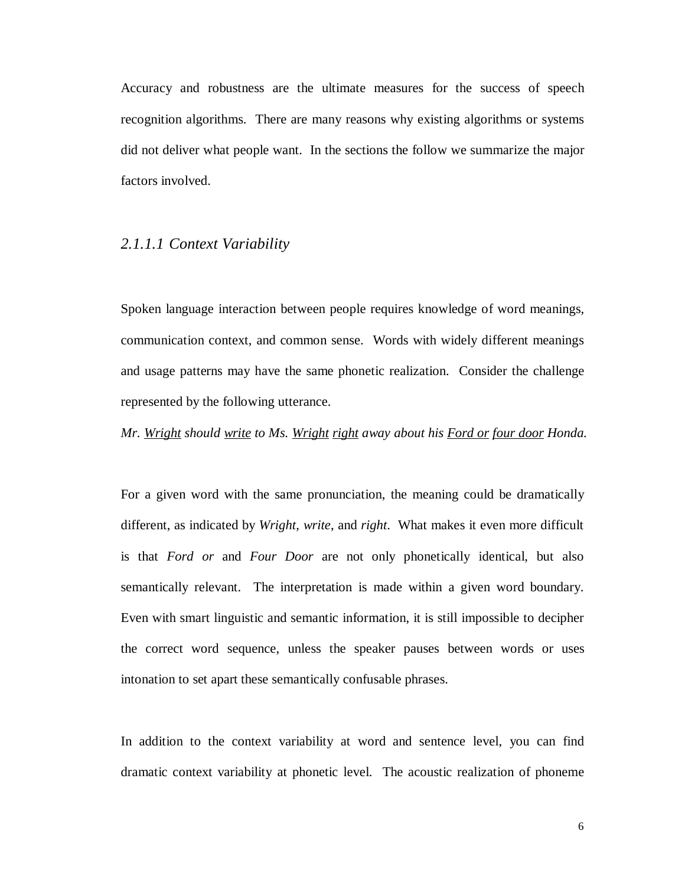Accuracy and robustness are the ultimate measures for the success of speech recognition algorithms. There are many reasons why existing algorithms or systems did not deliver what people want. In the sections the follow we summarize the major factors involved.

### *2.1.1.1 Context Variability*

Spoken language interaction between people requires knowledge of word meanings, communication context, and common sense. Words with widely different meanings and usage patterns may have the same phonetic realization. Consider the challenge represented by the following utterance.

*Mr. <u>Wright</u> should <u>write</u> to Ms. <u>Wright</u> <u>right</u> away about his <u>Ford or</u> <u>four door</u> Honda.*

For a given word with the same pronunciation, the meaning could be dramatically different, as indicated by *Wright*, *write*, and *right*. What makes it even more difficult is that *Ford or* and *Four Door* are not only phonetically identical, but also semantically relevant. The interpretation is made within a given word boundary. Even with smart linguistic and semantic information, it is still impossible to decipher the correct word sequence, unless the speaker pauses between words or uses intonation to set apart these semantically confusable phrases.

In addition to the context variability at word and sentence level, you can find dramatic context variability at phonetic level. The acoustic realization of phoneme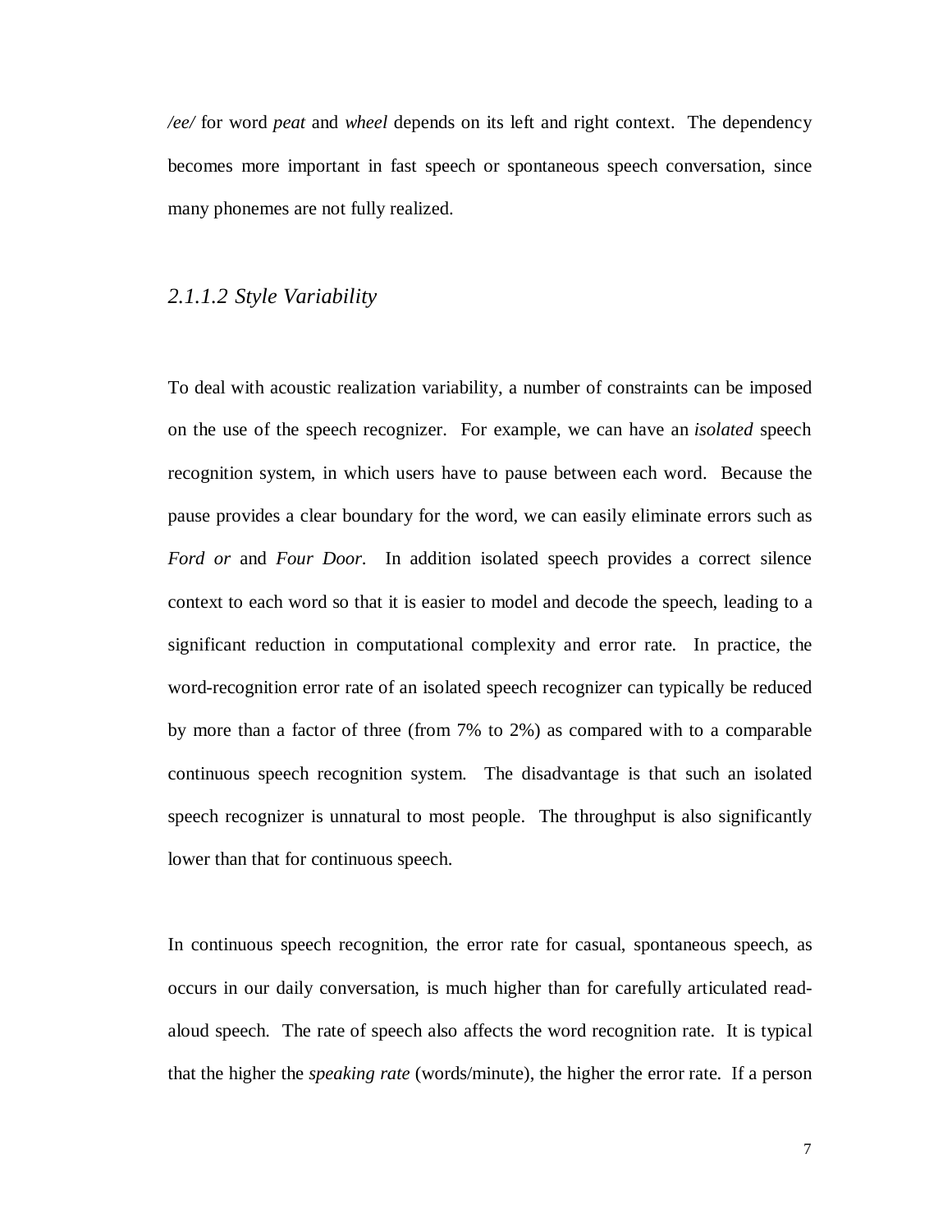*/ee/* for word *peat* and *wheel* depends on its left and right context. The dependency becomes more important in fast speech or spontaneous speech conversation, since many phonemes are not fully realized.

#### *2.1.1.2 Style Variability*

To deal with acoustic realization variability, a number of constraints can be imposed on the use of the speech recognizer. For example, we can have an *isolated* speech recognition system, in which users have to pause between each word. Because the pause provides a clear boundary for the word, we can easily eliminate errors such as *Ford or* and *Four Door*. In addition isolated speech provides a correct silence context to each word so that it is easier to model and decode the speech, leading to a significant reduction in computational complexity and error rate. In practice, the word-recognition error rate of an isolated speech recognizer can typically be reduced by more than a factor of three (from 7% to 2%) as compared with to a comparable continuous speech recognition system. The disadvantage is that such an isolated speech recognizer is unnatural to most people. The throughput is also significantly lower than that for continuous speech.

In continuous speech recognition, the error rate for casual, spontaneous speech, as occurs in our daily conversation, is much higher than for carefully articulated read-aloud speech. The rate of speech also affects the word recognition rate. It is typical that the higher the *speaking rate* (words/minute), the higher the error rate. If a person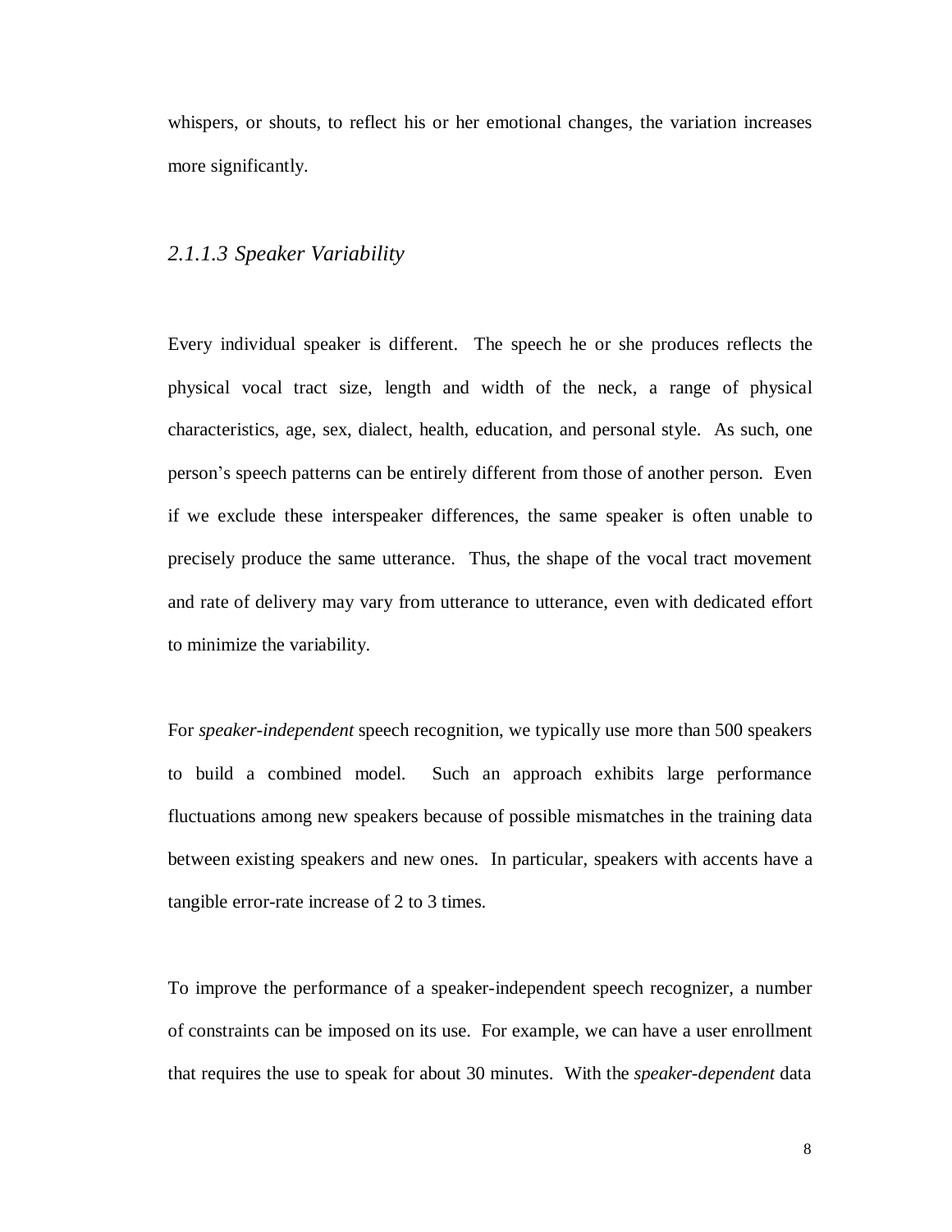whispers, or shouts, to reflect his or her emotional changes, the variation increases more significantly.

#### *2.1.1.3 Speaker Variability*

Every individual speaker is different. The speech he or she produces reflects the physical vocal tract size, length and width of the neck, a range of physical characteristics, age, sex, dialect, health, education, and personal style. As such, one person's speech patterns can be entirely different from those of another person. Even if we exclude these interspeaker differences, the same speaker is often unable to precisely produce the same utterance. Thus, the shape of the vocal tract movement and rate of delivery may vary from utterance to utterance, even with dedicated effort to minimize the variability.

For *speaker-independent* speech recognition, we typically use more than 500 speakers to build a combined model. Such an approach exhibits large performance fluctuations among new speakers because of possible mismatches in the training data between existing speakers and new ones. In particular, speakers with accents have a tangible error-rate increase of 2 to 3 times.

To improve the performance of a speaker-independent speech recognizer, a number of constraints can be imposed on its use. For example, we can have a user enrollment that requires the use to speak for about 30 minutes. With the *speaker-dependent* data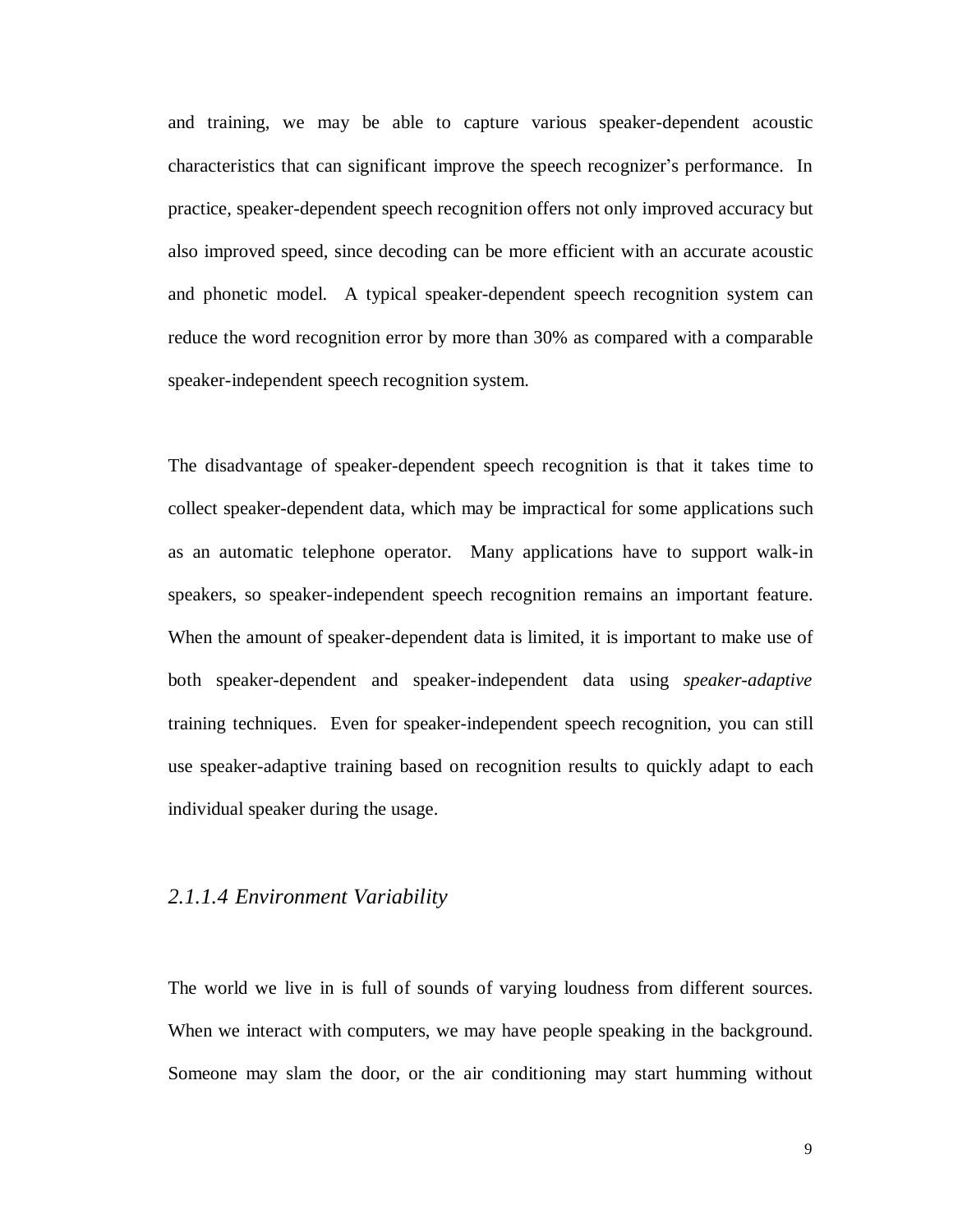and training, we may be able to capture various speaker-dependent acoustic characteristics that can significant improve the speech recognizer's performance. In practice, speaker-dependent speech recognition offers not only improved accuracy but also improved speed, since decoding can be more efficient with an accurate acoustic and phonetic model. A typical speaker-dependent speech recognition system can reduce the word recognition error by more than 30% as compared with a comparable speaker-independent speech recognition system.

The disadvantage of speaker-dependent speech recognition is that it takes time to collect speaker-dependent data, which may be impractical for some applications such as an automatic telephone operator. Many applications have to support walk-in speakers, so speaker-independent speech recognition remains an important feature. When the amount of speaker-dependent data is limited, it is important to make use of both speaker-dependent and speaker-independent data using *speaker-adaptive* training techniques. Even for speaker-independent speech recognition, you can still use speaker-adaptive training based on recognition results to quickly adapt to each individual speaker during the usage.

#### *2.1.1.4 Environment Variability*

The world we live in is full of sounds of varying loudness from different sources. When we interact with computers, we may have people speaking in the background. Someone may slam the door, or the air conditioning may start humming without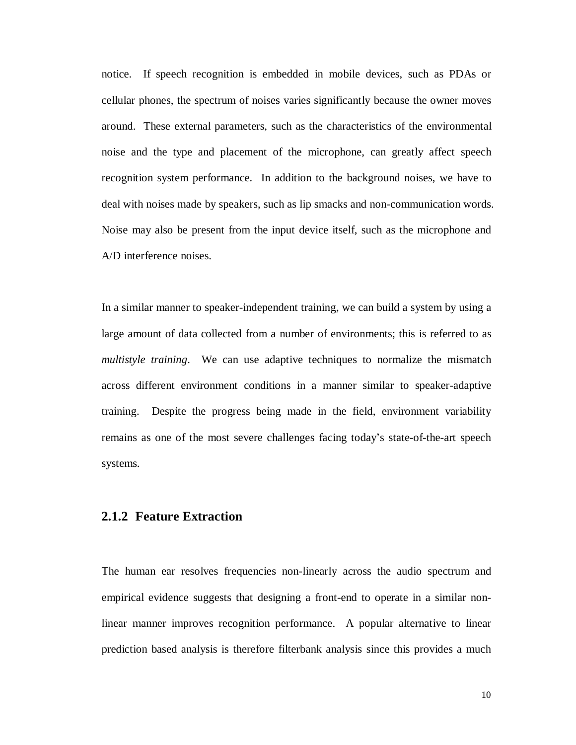notice. If speech recognition is embedded in mobile devices, such as PDAs or cellular phones, the spectrum of noises varies significantly because the owner moves around. These external parameters, such as the characteristics of the environmental noise and the type and placement of the microphone, can greatly affect speech recognition system performance. In addition to the background noises, we have to deal with noises made by speakers, such as lip smacks and non-communication words. Noise may also be present from the input device itself, such as the microphone and A/D interference noises.

In a similar manner to speaker-independent training, we can build a system by using a large amount of data collected from a number of environments; this is referred to as *multistyle training*. We can use adaptive techniques to normalize the mismatch across different environment conditions in a manner similar to speaker-adaptive training. Despite the progress being made in the field, environment variability remains as one of the most severe challenges facing today's state-of-the-art speech systems.

### 2.1.2 Feature Extraction

The human ear resolves frequencies non-linearly across the audio spectrum and empirical evidence suggests that designing a front-end to operate in a similar non-linear manner improves recognition performance. A popular alternative to linear prediction based analysis is therefore filterbank analysis since this provides a much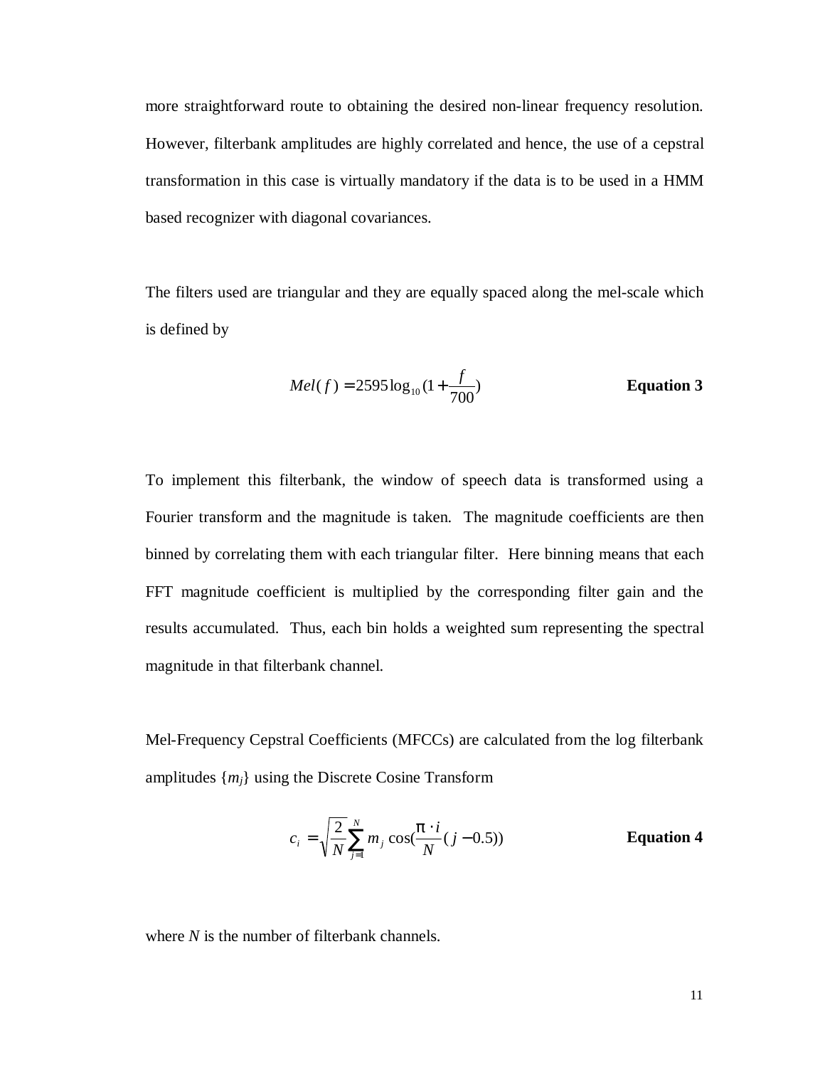more straightforward route to obtaining the desired non-linear frequency resolution. However, filterbank amplitudes are highly correlated and hence, the use of a cepstral transformation in this case is virtually mandatory if the data is to be used in a HMM based recognizer with diagonal covariances.

The filters used are triangular and they are equally spaced along the mel-scale which is defined by

$$Mel(f) = 2595 \log_{10}(1 + \frac{f}{700}) \qquad \textbf{Equation 3}$$

To implement this filterbank, the window of speech data is transformed using a Fourier transform and the magnitude is taken. The magnitude coefficients are then binned by correlating them with each triangular filter. Here binning means that each FFT magnitude coefficient is multiplied by the corresponding filter gain and the results accumulated. Thus, each bin holds a weighted sum representing the spectral magnitude in that filterbank channel.

Mel-Frequency Cepstral Coefficients (MFCCs) are calculated from the log filterbank amplitudes $\{m_j\}$ using the Discrete Cosine Transform

$$c_i = \sqrt{\frac{2}{N}} \sum_{j=1}^{N} m_j \cos(\frac{\pi \cdot i}{N}(j - 0.5)) \qquad \textbf{Equation 4}$$

where $N$ is the number of filterbank channels.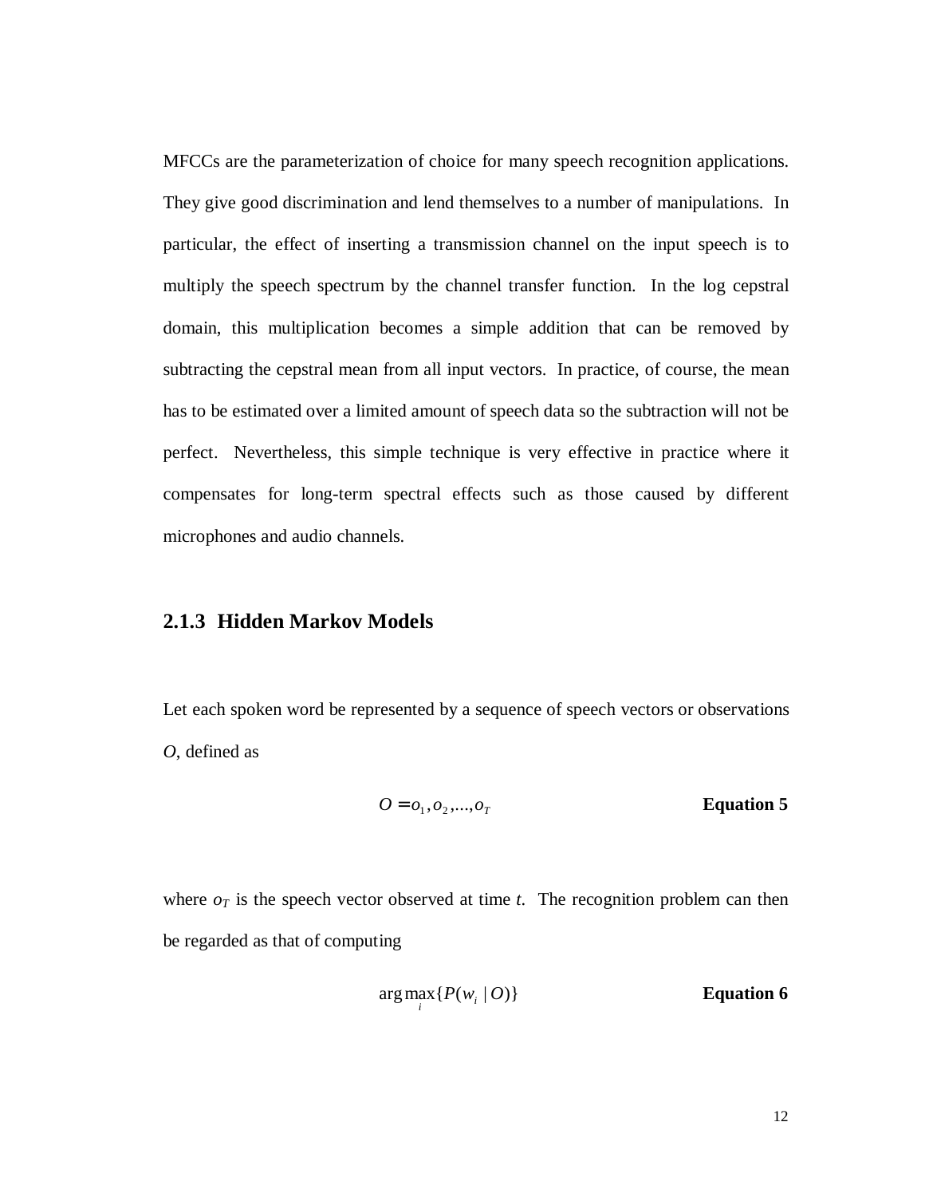MFCCs are the parameterization of choice for many speech recognition applications. They give good discrimination and lend themselves to a number of manipulations. In particular, the effect of inserting a transmission channel on the input speech is to multiply the speech spectrum by the channel transfer function. In the log cepstral domain, this multiplication becomes a simple addition that can be removed by subtracting the cepstral mean from all input vectors. In practice, of course, the mean has to be estimated over a limited amount of speech data so the subtraction will not be perfect. Nevertheless, this simple technique is very effective in practice where it compensates for long-term spectral effects such as those caused by different microphones and audio channels.

### 2.1.3 Hidden Markov Models

Let each spoken word be represented by a sequence of speech vectors or observations *O*, defined as

$$O = o_1, o_2, ..., o_T \qquad \textbf{Equation 5}$$

where $o_T$ is the speech vector observed at time *t*. The recognition problem can then be regarded as that of computing

$$\arg\max_i \{P(w_i \mid O)\} \qquad \textbf{Equation 6}$$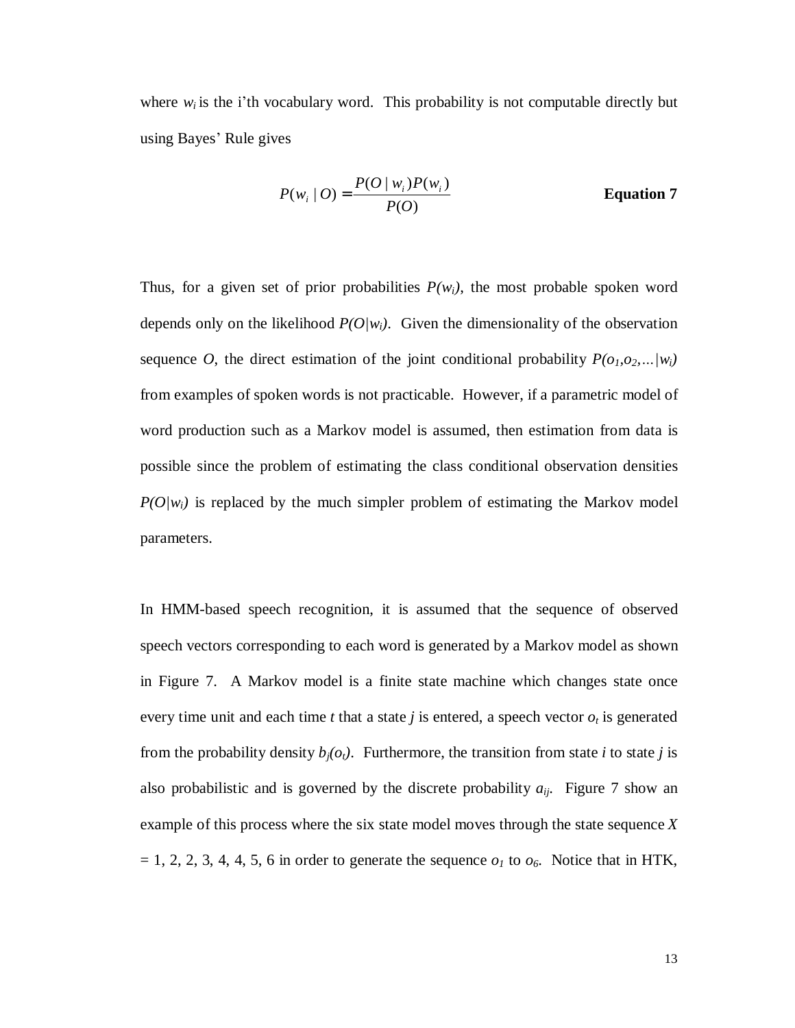where $w_i$ is the i'th vocabulary word. This probability is not computable directly but using Bayes' Rule gives

$$P(w_i \mid O) = \frac{P(O \mid w_i)P(w_i)}{P(O)} \qquad \textbf{Equation 7}$$

Thus, for a given set of prior probabilities $P(w_i)$, the most probable spoken word depends only on the likelihood $P(O|w_i)$. Given the dimensionality of the observation sequence $O$, the direct estimation of the joint conditional probability $P(o_1,o_2,\ldots|w_i)$ from examples of spoken words is not practicable. However, if a parametric model of word production such as a Markov model is assumed, then estimation from data is possible since the problem of estimating the class conditional observation densities $P(O|w_i)$ is replaced by the much simpler problem of estimating the Markov model parameters.

In HMM-based speech recognition, it is assumed that the sequence of observed speech vectors corresponding to each word is generated by a Markov model as shown in Figure 7. A Markov model is a finite state machine which changes state once every time unit and each time $t$ that a state $j$ is entered, a speech vector $o_t$ is generated from the probability density $b_j(o_t)$. Furthermore, the transition from state $i$ to state $j$ is also probabilistic and is governed by the discrete probability $a_{ij}$. Figure 7 show an example of this process where the six state model moves through the state sequence $X$ = 1, 2, 2, 3, 4, 4, 5, 6 in order to generate the sequence $o_1$ to $o_6$. Notice that in HTK,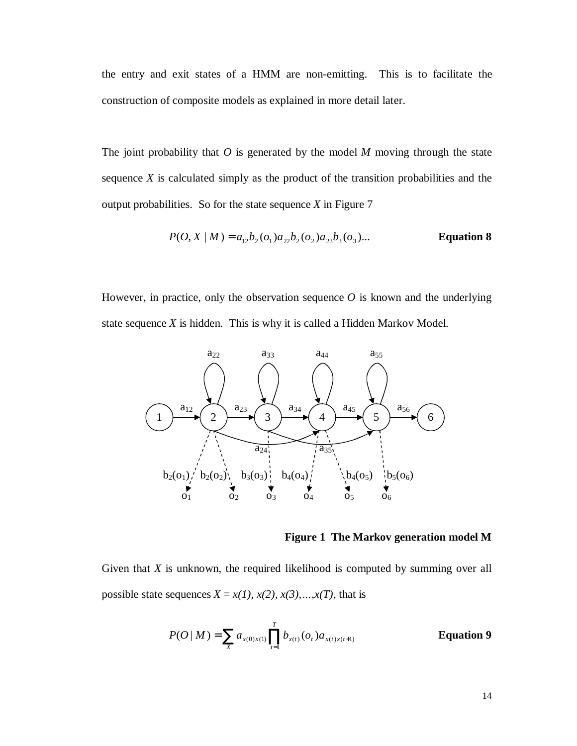the entry and exit states of a HMM are non-emitting. This is to facilitate the construction of composite models as explained in more detail later.

The joint probability that *O* is generated by the model *M* moving through the state sequence *X* is calculated simply as the product of the transition probabilities and the output probabilities. So for the state sequence *X* in Figure 7

$$P(O, X \mid M) = a_{12} b_2(o_1) a_{22} b_2(o_2) a_{23} b_3(o_3) \ldots \qquad \textbf{Equation 8}$$

However, in practice, only the observation sequence *O* is known and the underlying state sequence *X* is hidden. This is why it is called a Hidden Markov Model.

**Figure 1 The Markov generation model M**

Given that *X* is unknown, the required likelihood is computed by summing over all possible state sequences $X = x(1), x(2), x(3), \ldots, x(T)$, that is

$$P(O \mid M) = \sum_X a_{x(0)x(1)} \prod_{t=1}^{T} b_{x(t)}(o_t) a_{x(t)x(t+1)} \qquad \textbf{Equation 9}$$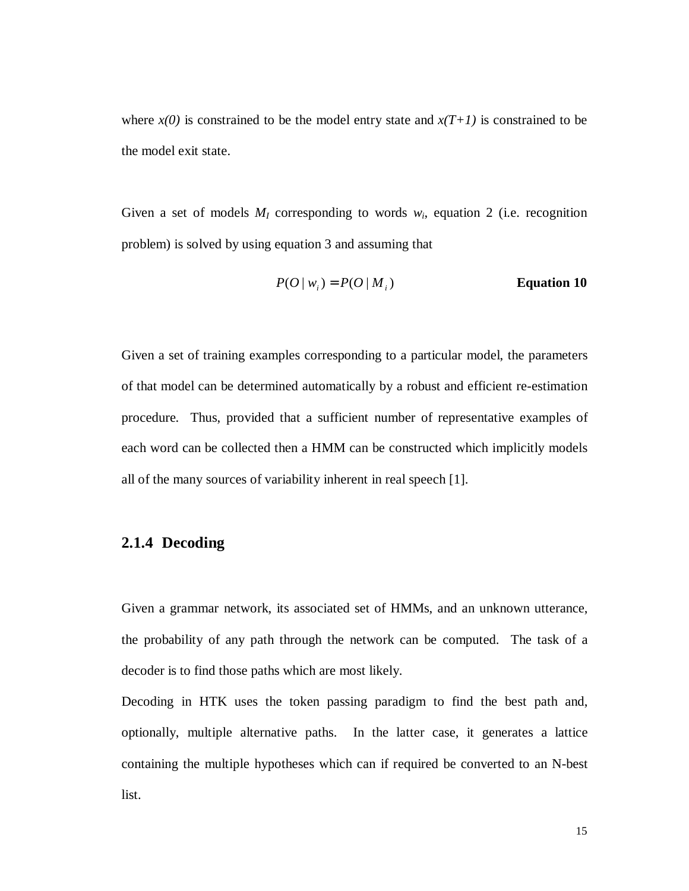where $x(0)$ is constrained to be the model entry state and $x(T+1)$ is constrained to be the model exit state.

Given a set of models $M_I$ corresponding to words $w_i$, equation 2 (i.e. recognition problem) is solved by using equation 3 and assuming that

$$P(O \mid w_i) = P(O \mid M_i) \qquad \textbf{Equation 10}$$

Given a set of training examples corresponding to a particular model, the parameters of that model can be determined automatically by a robust and efficient re-estimation procedure. Thus, provided that a sufficient number of representative examples of each word can be collected then a HMM can be constructed which implicitly models all of the many sources of variability inherent in real speech [1].

### 2.1.4 Decoding

Given a grammar network, its associated set of HMMs, and an unknown utterance, the probability of any path through the network can be computed. The task of a decoder is to find those paths which are most likely.

Decoding in HTK uses the token passing paradigm to find the best path and, optionally, multiple alternative paths. In the latter case, it generates a lattice containing the multiple hypotheses which can if required be converted to an N-best list.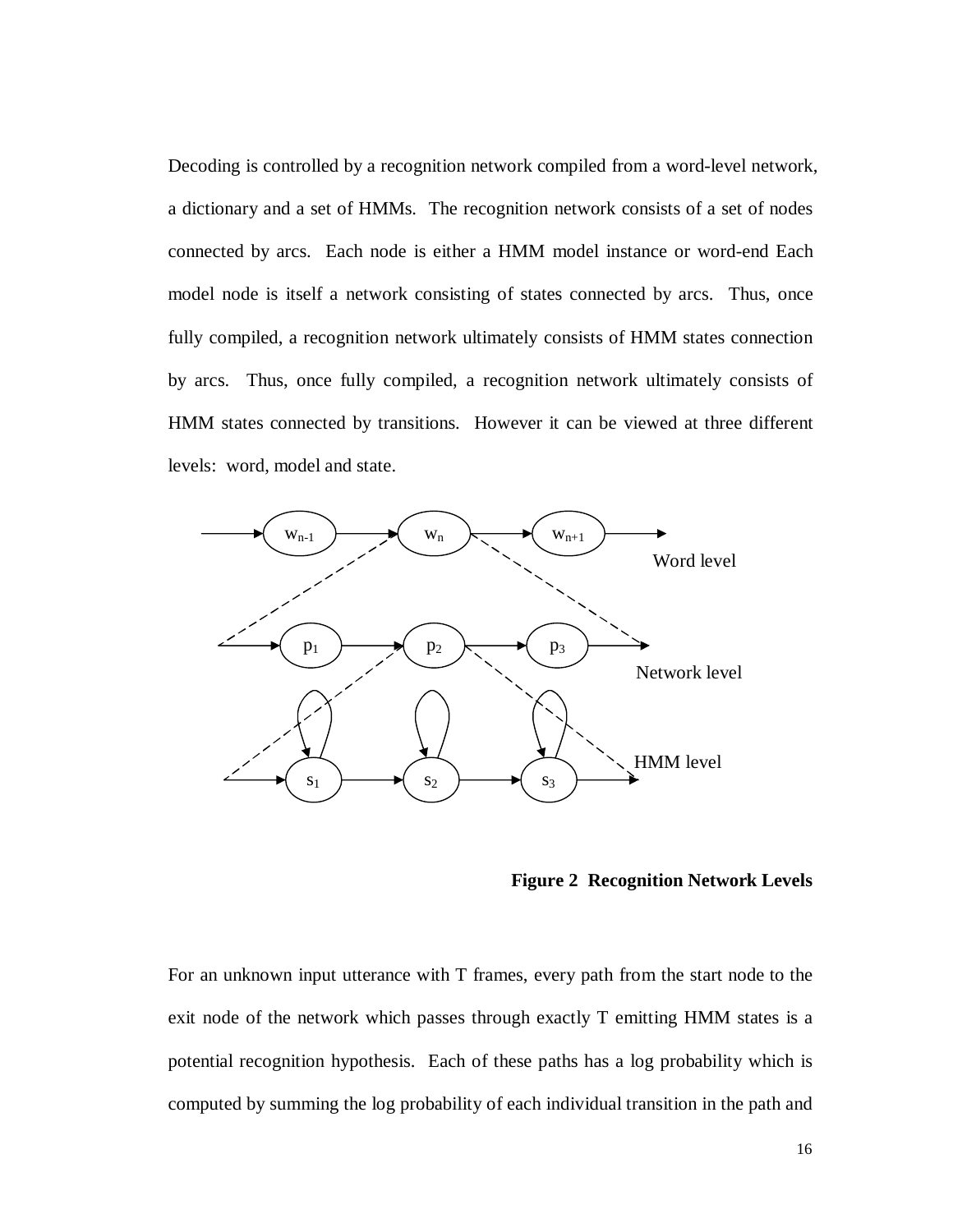Decoding is controlled by a recognition network compiled from a word-level network, a dictionary and a set of HMMs. The recognition network consists of a set of nodes connected by arcs. Each node is either a HMM model instance or word-end Each model node is itself a network consisting of states connected by arcs. Thus, once fully compiled, a recognition network ultimately consists of HMM states connection by arcs. Thus, once fully compiled, a recognition network ultimately consists of HMM states connected by transitions. However it can be viewed at three different levels: word, model and state.

**Figure 2 Recognition Network Levels**

For an unknown input utterance with T frames, every path from the start node to the exit node of the network which passes through exactly T emitting HMM states is a potential recognition hypothesis. Each of these paths has a log probability which is computed by summing the log probability of each individual transition in the path and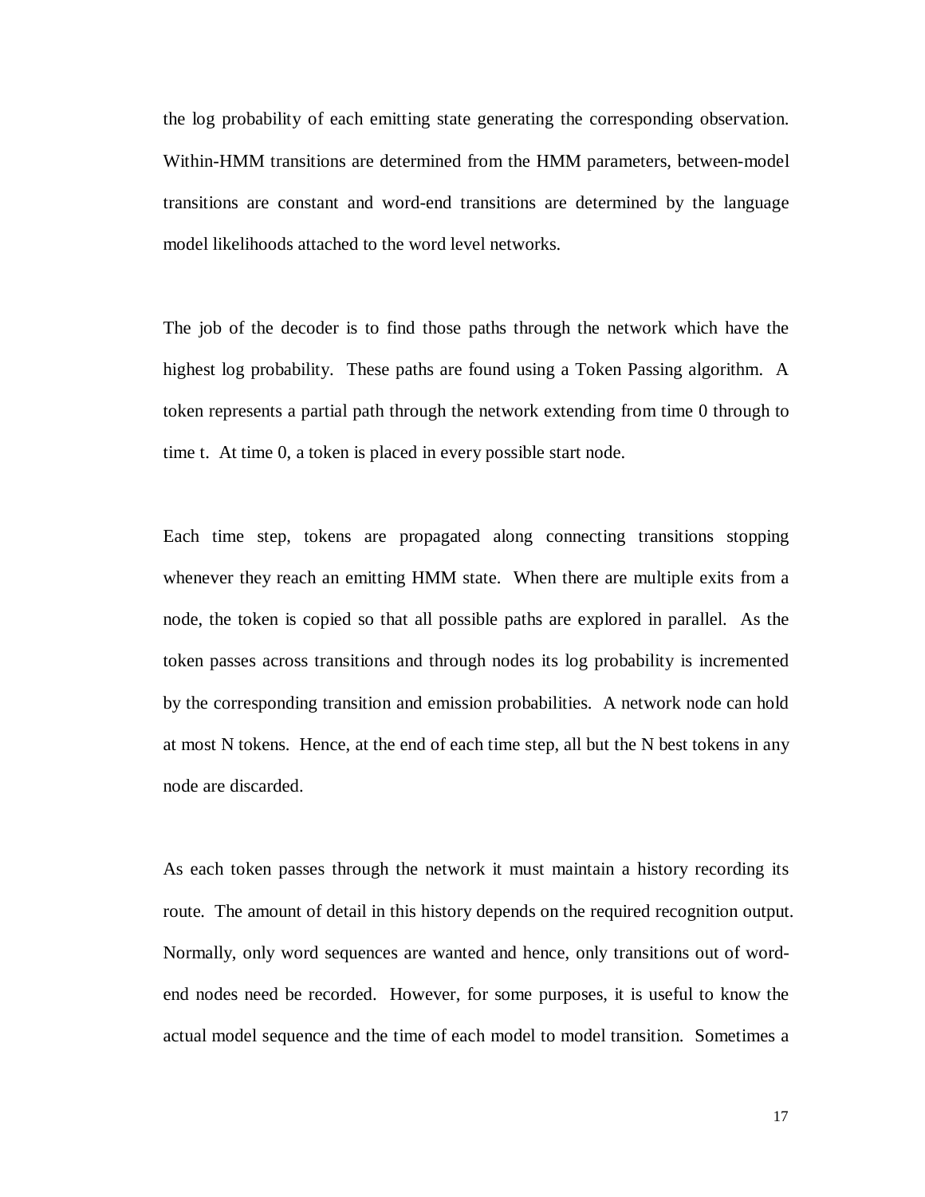the log probability of each emitting state generating the corresponding observation. Within-HMM transitions are determined from the HMM parameters, between-model transitions are constant and word-end transitions are determined by the language model likelihoods attached to the word level networks.

The job of the decoder is to find those paths through the network which have the highest log probability. These paths are found using a Token Passing algorithm. A token represents a partial path through the network extending from time 0 through to time t. At time 0, a token is placed in every possible start node.

Each time step, tokens are propagated along connecting transitions stopping whenever they reach an emitting HMM state. When there are multiple exits from a node, the token is copied so that all possible paths are explored in parallel. As the token passes across transitions and through nodes its log probability is incremented by the corresponding transition and emission probabilities. A network node can hold at most N tokens. Hence, at the end of each time step, all but the N best tokens in any node are discarded.

As each token passes through the network it must maintain a history recording its route. The amount of detail in this history depends on the required recognition output. Normally, only word sequences are wanted and hence, only transitions out of word-end nodes need be recorded. However, for some purposes, it is useful to know the actual model sequence and the time of each model to model transition. Sometimes a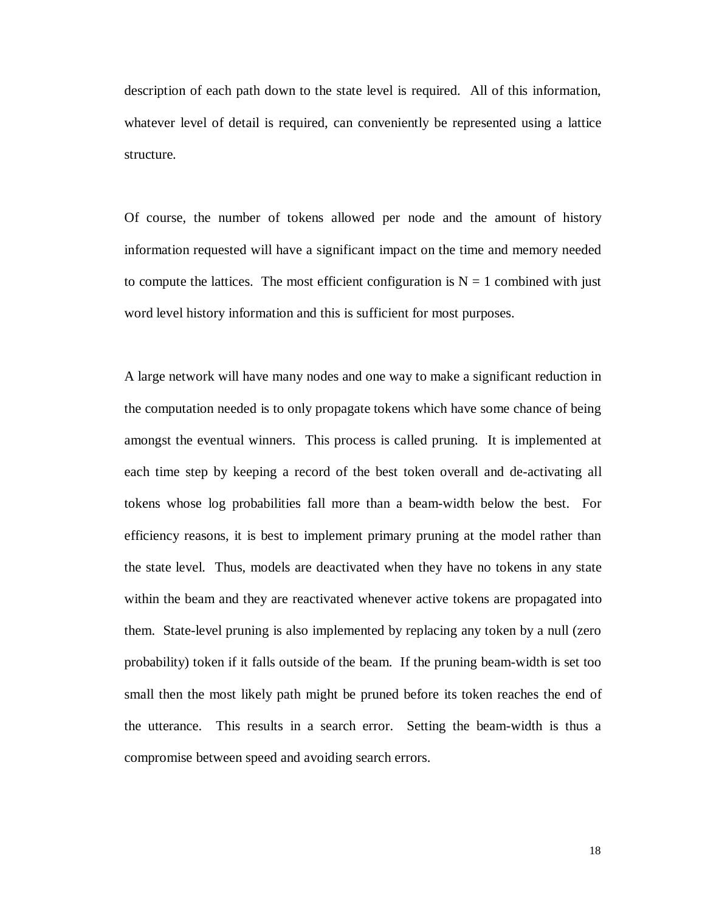description of each path down to the state level is required. All of this information, whatever level of detail is required, can conveniently be represented using a lattice structure.

Of course, the number of tokens allowed per node and the amount of history information requested will have a significant impact on the time and memory needed to compute the lattices. The most efficient configuration is $N = 1$ combined with just word level history information and this is sufficient for most purposes.

A large network will have many nodes and one way to make a significant reduction in the computation needed is to only propagate tokens which have some chance of being amongst the eventual winners. This process is called pruning. It is implemented at each time step by keeping a record of the best token overall and de-activating all tokens whose log probabilities fall more than a beam-width below the best. For efficiency reasons, it is best to implement primary pruning at the model rather than the state level. Thus, models are deactivated when they have no tokens in any state within the beam and they are reactivated whenever active tokens are propagated into them. State-level pruning is also implemented by replacing any token by a null (zero probability) token if it falls outside of the beam. If the pruning beam-width is set too small then the most likely path might be pruned before its token reaches the end of the utterance. This results in a search error. Setting the beam-width is thus a compromise between speed and avoiding search errors.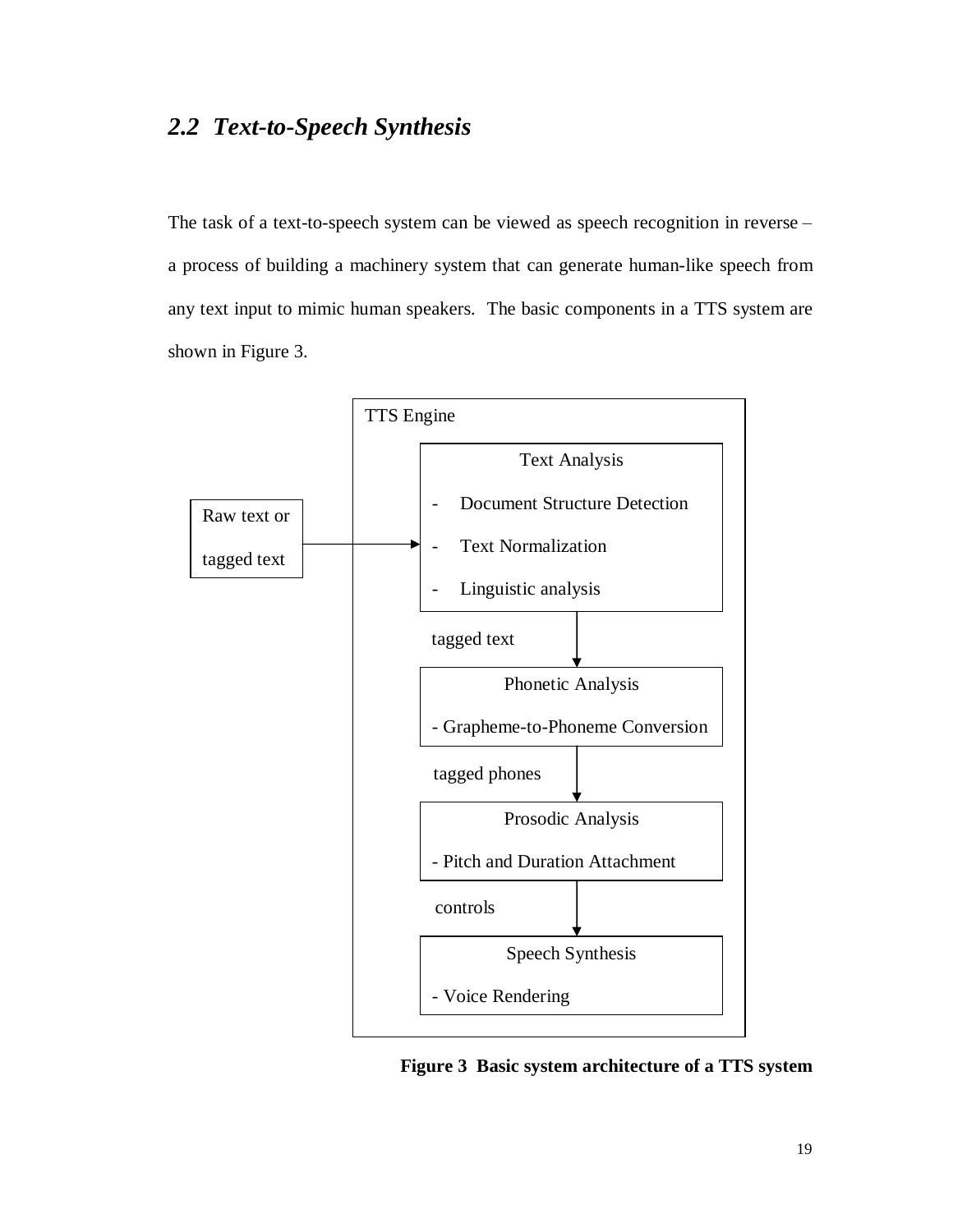## 2.2 *Text-to-Speech Synthesis*

The task of a text-to-speech system can be viewed as speech recognition in reverse – a process of building a machinery system that can generate human-like speech from any text input to mimic human speakers. The basic components in a TTS system are shown in Figure 3.

TTS Engine

Raw text or tagged text → Text Analysis
- Document Structure Detection
- Text Normalization
- Linguistic analysis

tagged text ↓

Phonetic Analysis
- Grapheme-to-Phoneme Conversion

tagged phones ↓

Prosodic Analysis
- Pitch and Duration Attachment

controls ↓

Speech Synthesis
- Voice Rendering

**Figure 3 Basic system architecture of a TTS system**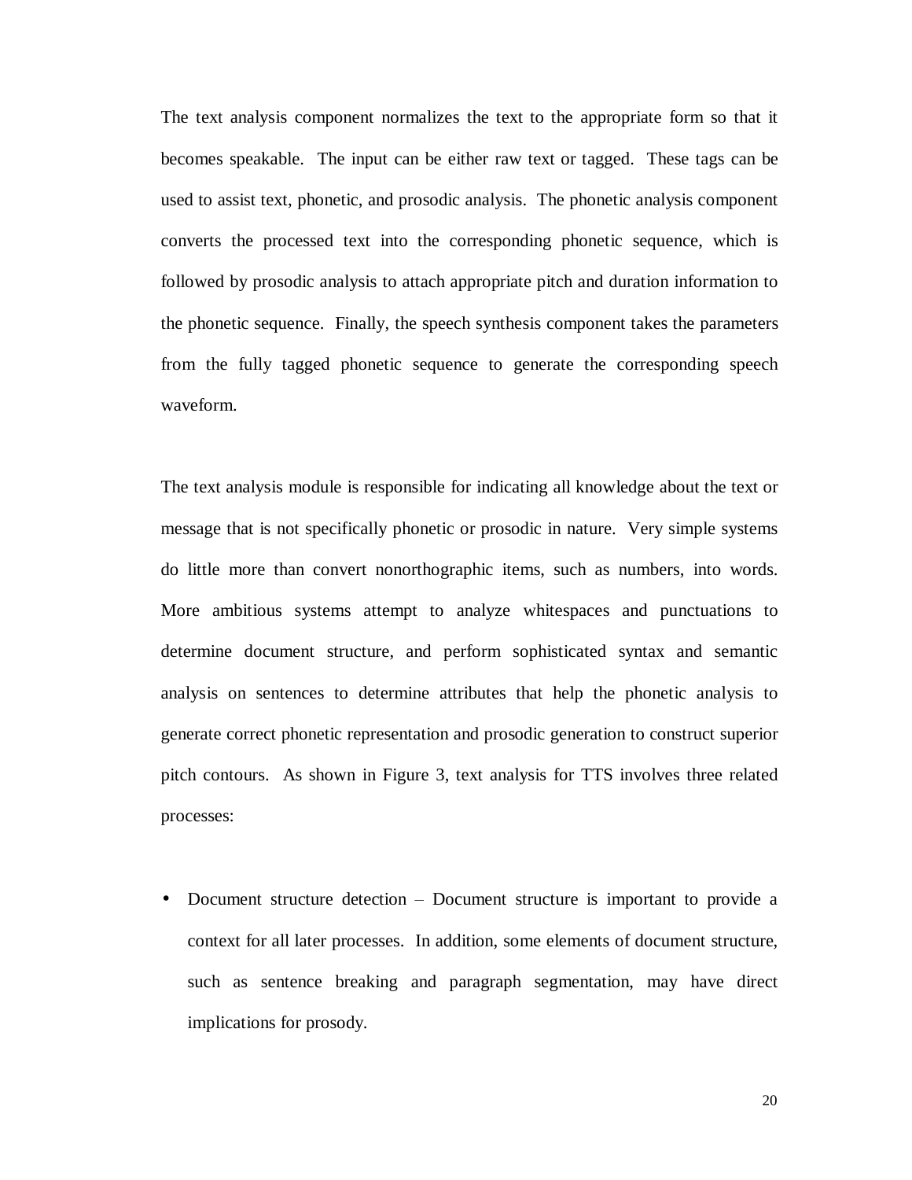The text analysis component normalizes the text to the appropriate form so that it becomes speakable. The input can be either raw text or tagged. These tags can be used to assist text, phonetic, and prosodic analysis. The phonetic analysis component converts the processed text into the corresponding phonetic sequence, which is followed by prosodic analysis to attach appropriate pitch and duration information to the phonetic sequence. Finally, the speech synthesis component takes the parameters from the fully tagged phonetic sequence to generate the corresponding speech waveform.

The text analysis module is responsible for indicating all knowledge about the text or message that is not specifically phonetic or prosodic in nature. Very simple systems do little more than convert nonorthographic items, such as numbers, into words. More ambitious systems attempt to analyze whitespaces and punctuations to determine document structure, and perform sophisticated syntax and semantic analysis on sentences to determine attributes that help the phonetic analysis to generate correct phonetic representation and prosodic generation to construct superior pitch contours. As shown in Figure 3, text analysis for TTS involves three related processes:

- Document structure detection – Document structure is important to provide a context for all later processes. In addition, some elements of document structure, such as sentence breaking and paragraph segmentation, may have direct implications for prosody.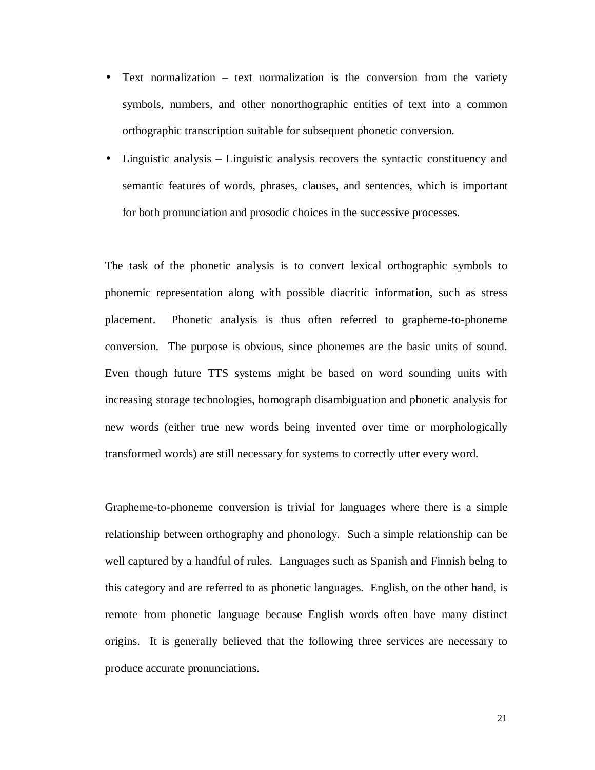- Text normalization – text normalization is the conversion from the variety symbols, numbers, and other nonorthographic entities of text into a common orthographic transcription suitable for subsequent phonetic conversion.
- Linguistic analysis – Linguistic analysis recovers the syntactic constituency and semantic features of words, phrases, clauses, and sentences, which is important for both pronunciation and prosodic choices in the successive processes.

The task of the phonetic analysis is to convert lexical orthographic symbols to phonemic representation along with possible diacritic information, such as stress placement. Phonetic analysis is thus often referred to grapheme-to-phoneme conversion. The purpose is obvious, since phonemes are the basic units of sound. Even though future TTS systems might be based on word sounding units with increasing storage technologies, homograph disambiguation and phonetic analysis for new words (either true new words being invented over time or morphologically transformed words) are still necessary for systems to correctly utter every word.

Grapheme-to-phoneme conversion is trivial for languages where there is a simple relationship between orthography and phonology. Such a simple relationship can be well captured by a handful of rules. Languages such as Spanish and Finnish belng to this category and are referred to as phonetic languages. English, on the other hand, is remote from phonetic language because English words often have many distinct origins. It is generally believed that the following three services are necessary to produce accurate pronunciations.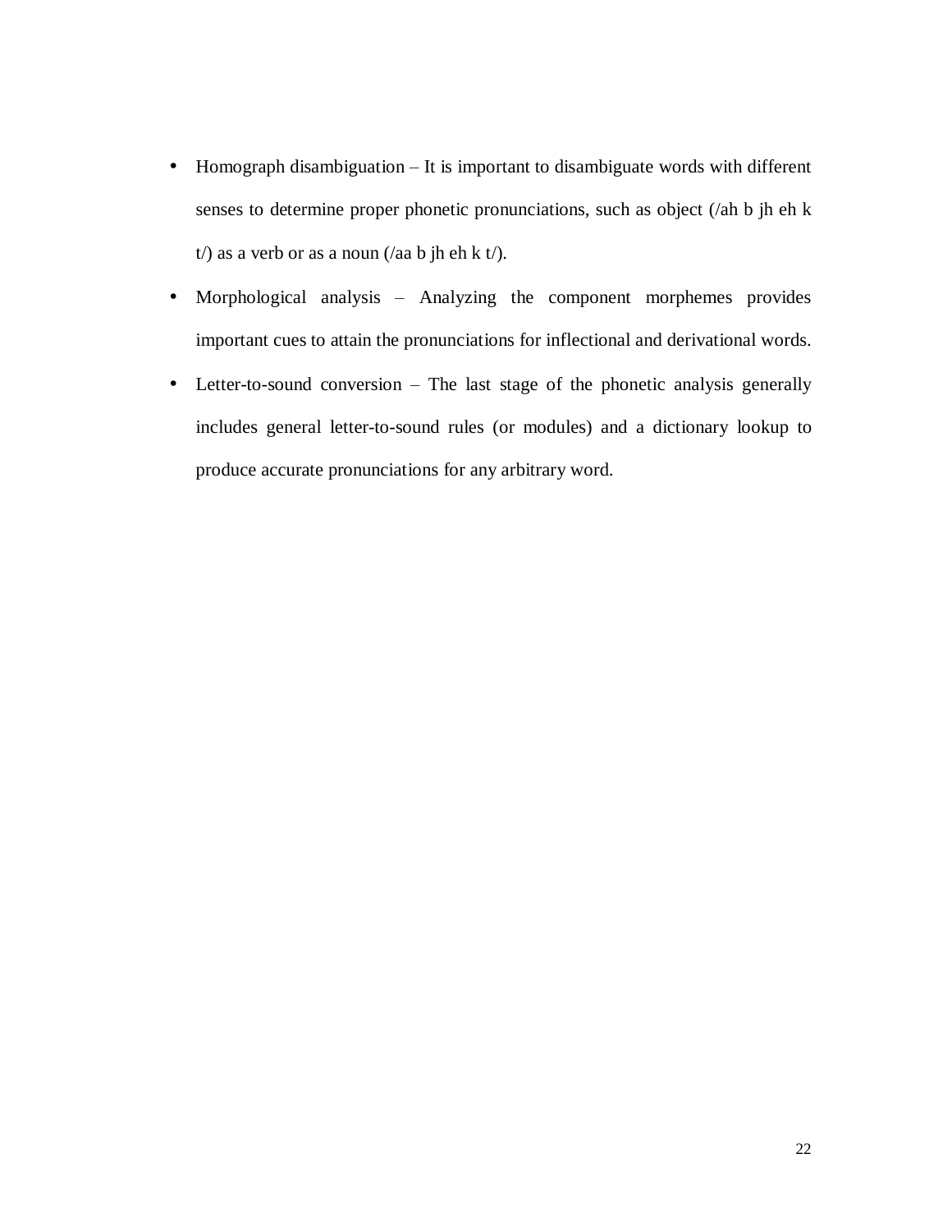- Homograph disambiguation – It is important to disambiguate words with different senses to determine proper phonetic pronunciations, such as object (/ah b jh eh k t/) as a verb or as a noun (/aa b jh eh k t/).
- Morphological analysis – Analyzing the component morphemes provides important cues to attain the pronunciations for inflectional and derivational words.
- Letter-to-sound conversion – The last stage of the phonetic analysis generally includes general letter-to-sound rules (or modules) and a dictionary lookup to produce accurate pronunciations for any arbitrary word.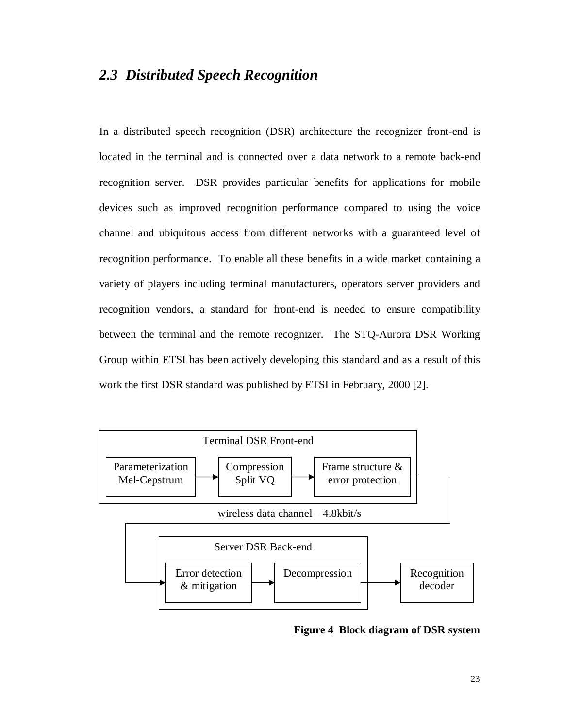## *2.3 Distributed Speech Recognition*

In a distributed speech recognition (DSR) architecture the recognizer front-end is located in the terminal and is connected over a data network to a remote back-end recognition server. DSR provides particular benefits for applications for mobile devices such as improved recognition performance compared to using the voice channel and ubiquitous access from different networks with a guaranteed level of recognition performance. To enable all these benefits in a wide market containing a variety of players including terminal manufacturers, operators server providers and recognition vendors, a standard for front-end is needed to ensure compatibility between the terminal and the remote recognizer. The STQ-Aurora DSR Working Group within ETSI has been actively developing this standard and as a result of this work the first DSR standard was published by ETSI in February, 2000 [2].

Terminal DSR Front-end

Parameterization Mel-Cepstrum → Compression Split VQ → Frame structure & error protection

wireless data channel – 4.8kbit/s

Server DSR Back-end

Error detection & mitigation → Decompression → Recognition decoder

**Figure 4 Block diagram of DSR system**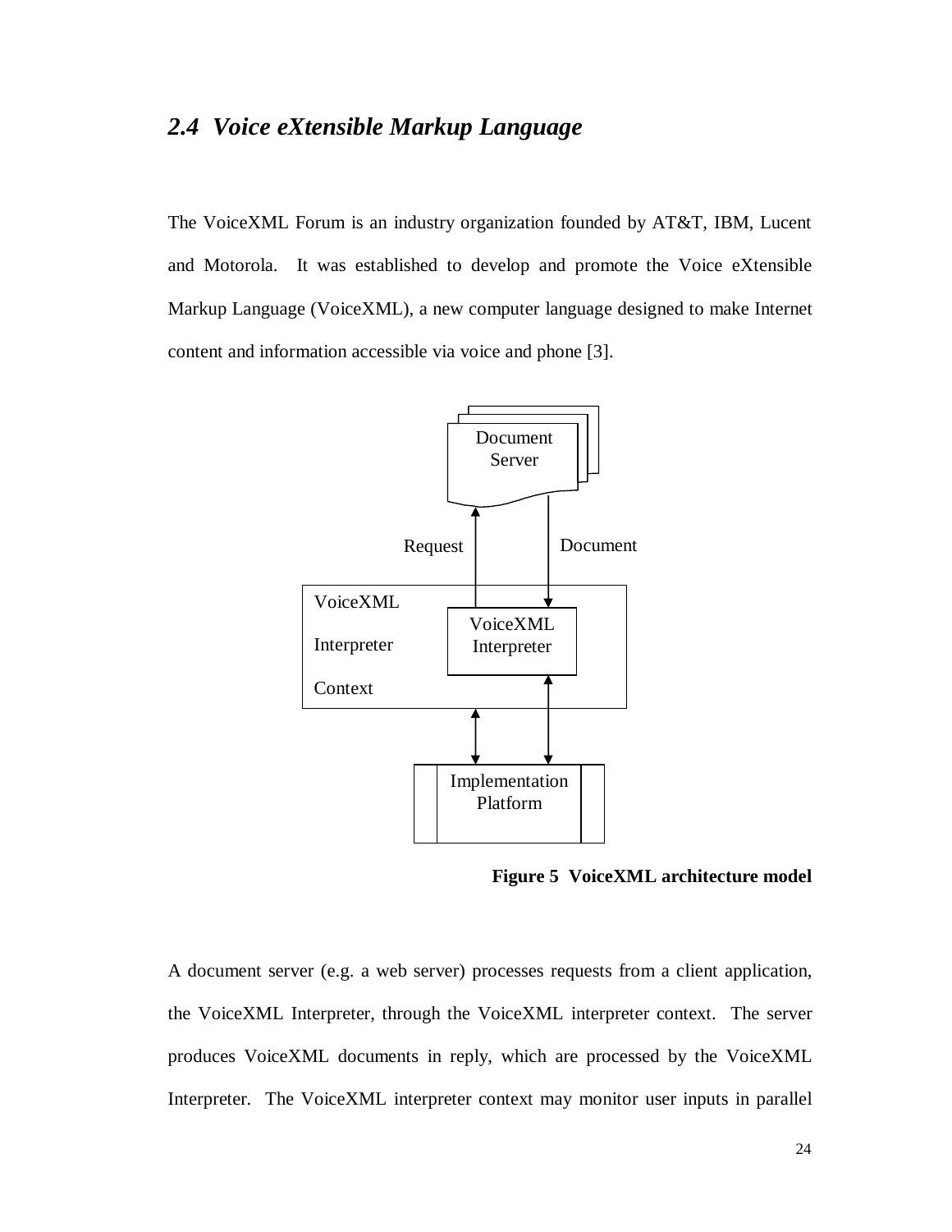## *2.4 Voice eXtensible Markup Language*

The VoiceXML Forum is an industry organization founded by AT&T, IBM, Lucent and Motorola. It was established to develop and promote the Voice eXtensible Markup Language (VoiceXML), a new computer language designed to make Internet content and information accessible via voice and phone [3].

**Figure 5 VoiceXML architecture model**

A document server (e.g. a web server) processes requests from a client application, the VoiceXML Interpreter, through the VoiceXML interpreter context. The server produces VoiceXML documents in reply, which are processed by the VoiceXML Interpreter. The VoiceXML interpreter context may monitor user inputs in parallel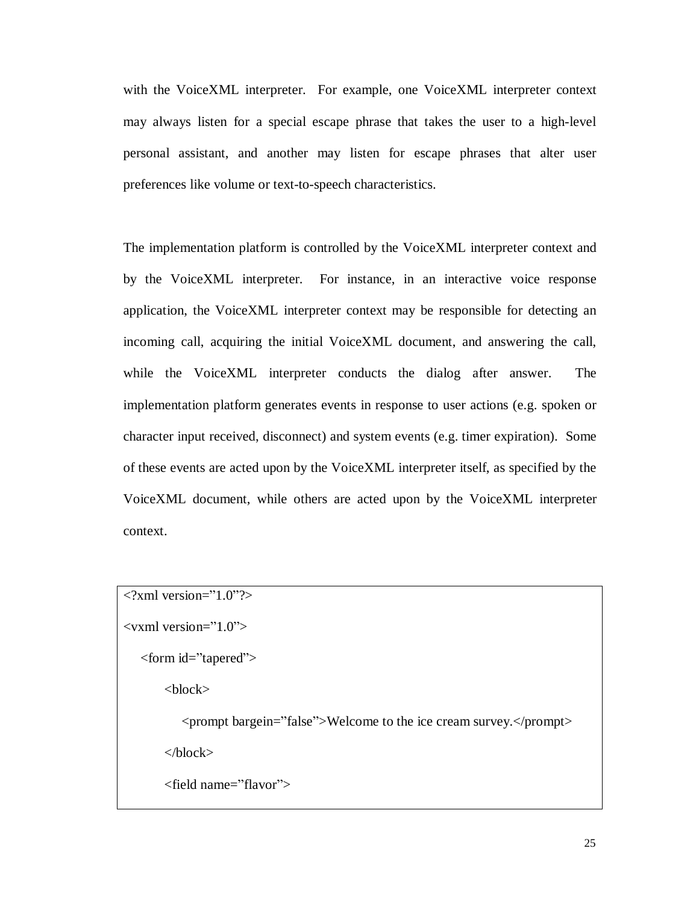with the VoiceXML interpreter. For example, one VoiceXML interpreter context may always listen for a special escape phrase that takes the user to a high-level personal assistant, and another may listen for escape phrases that alter user preferences like volume or text-to-speech characteristics.

The implementation platform is controlled by the VoiceXML interpreter context and by the VoiceXML interpreter. For instance, in an interactive voice response application, the VoiceXML interpreter context may be responsible for detecting an incoming call, acquiring the initial VoiceXML document, and answering the call, while the VoiceXML interpreter conducts the dialog after answer. The implementation platform generates events in response to user actions (e.g. spoken or character input received, disconnect) and system events (e.g. timer expiration). Some of these events are acted upon by the VoiceXML interpreter itself, as specified by the VoiceXML document, while others are acted upon by the VoiceXML interpreter context.

```
<?xml version=”1.0”?>
<vxml version=”1.0”>
    <form id=”tapered”>
        <block>
            <prompt bargein=”false”>Welcome to the ice cream survey.</prompt>
        </block>
        <field name=”flavor”>
```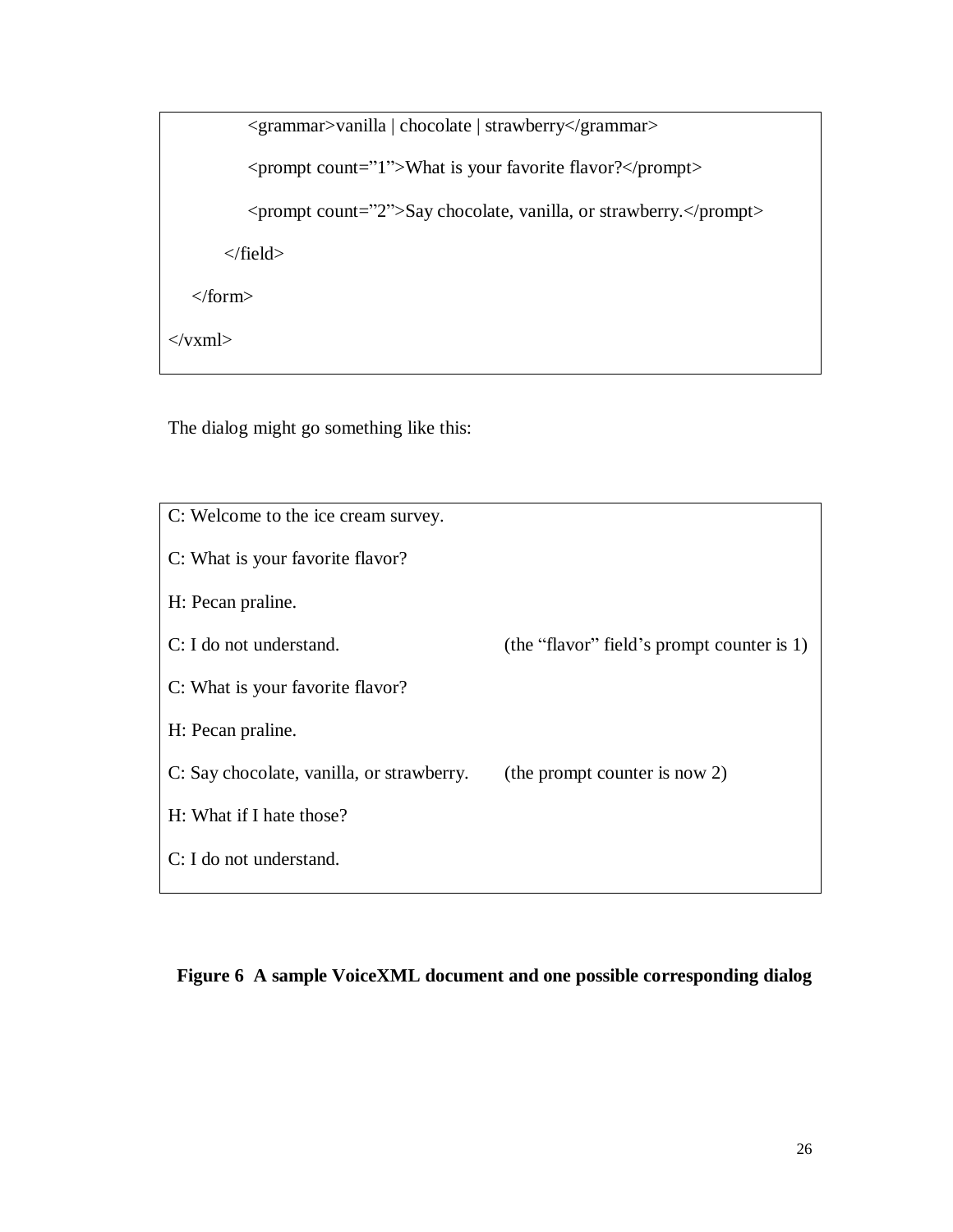```
        <grammar>vanilla | chocolate | strawberry</grammar>
        <prompt count="1">What is your favorite flavor?</prompt>
        <prompt count="2">Say chocolate, vanilla, or strawberry.</prompt>
      </field>
   </form>
</vxml>
```

The dialog might go something like this:

```
C: Welcome to the ice cream survey.
C: What is your favorite flavor?
H: Pecan praline.
C: I do not understand.                      (the "flavor" field's prompt counter is 1)
C: What is your favorite flavor?
H: Pecan praline.
C: Say chocolate, vanilla, or strawberry.    (the prompt counter is now 2)
H: What if I hate those?
C: I do not understand.
```

**Figure 6 A sample VoiceXML document and one possible corresponding dialog**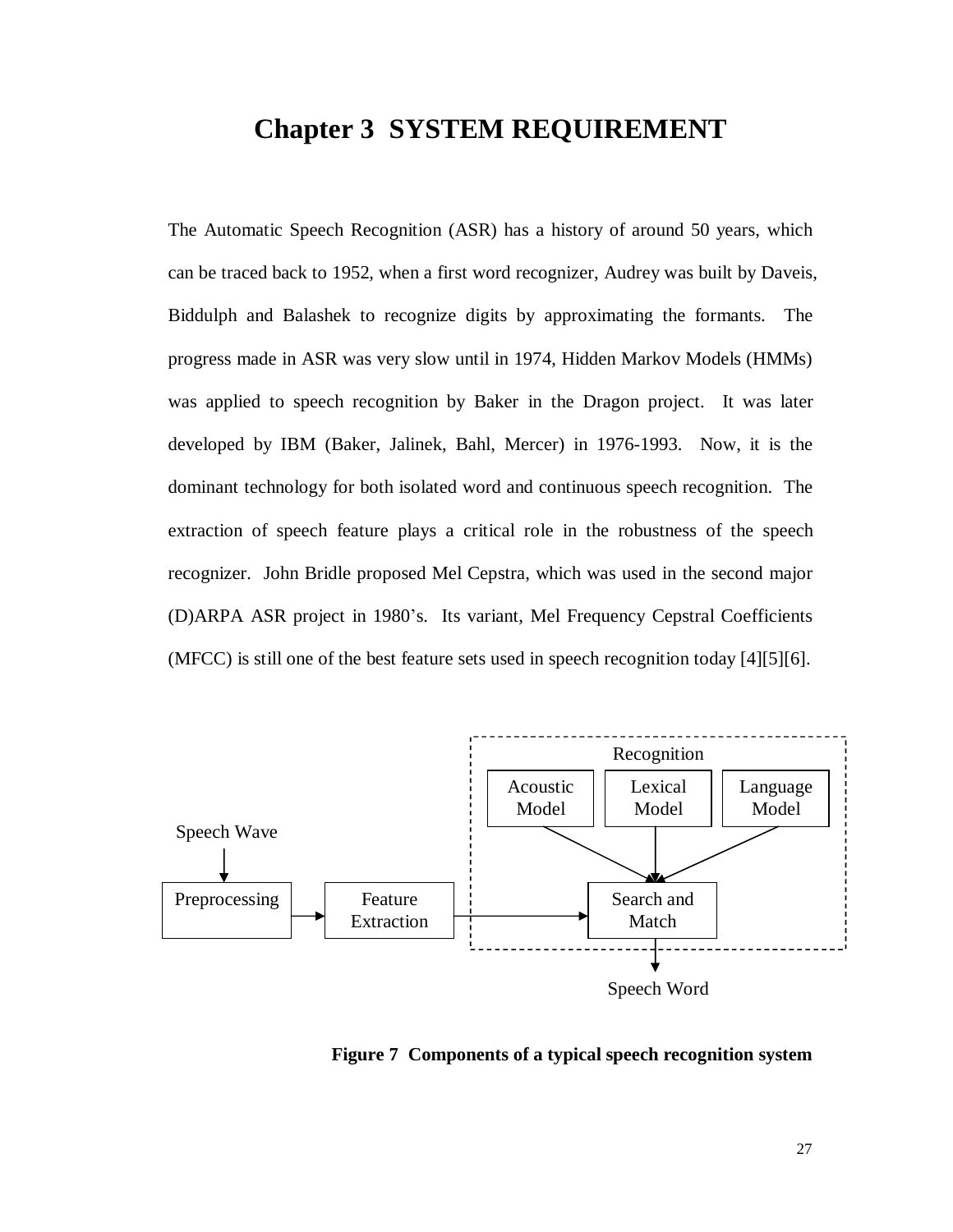# Chapter 3 SYSTEM REQUIREMENT

The Automatic Speech Recognition (ASR) has a history of around 50 years, which can be traced back to 1952, when a first word recognizer, Audrey was built by Daveis, Biddulph and Balashek to recognize digits by approximating the formants. The progress made in ASR was very slow until in 1974, Hidden Markov Models (HMMs) was applied to speech recognition by Baker in the Dragon project. It was later developed by IBM (Baker, Jalinek, Bahl, Mercer) in 1976-1993. Now, it is the dominant technology for both isolated word and continuous speech recognition. The extraction of speech feature plays a critical role in the robustness of the speech recognizer. John Bridle proposed Mel Cepstra, which was used in the second major (D)ARPA ASR project in 1980's. Its variant, Mel Frequency Cepstral Coefficients (MFCC) is still one of the best feature sets used in speech recognition today [4][5][6].

Recognition

Acoustic Model | Lexical Model | Language Model

Speech Wave → Preprocessing → Feature Extraction → Search and Match → Speech Word

**Figure 7 Components of a typical speech recognition system**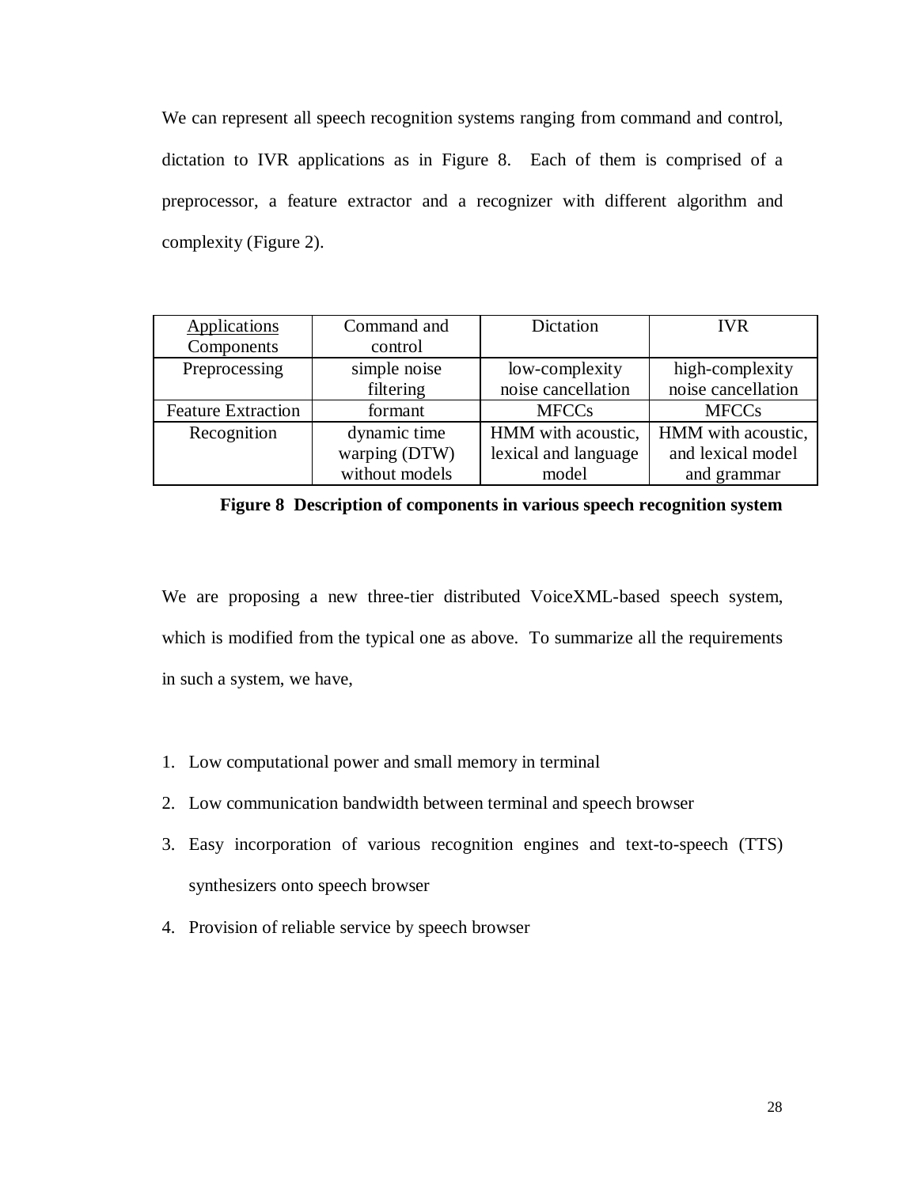We can represent all speech recognition systems ranging from command and control, dictation to IVR applications as in Figure 8. Each of them is comprised of a preprocessor, a feature extractor and a recognizer with different algorithm and complexity (Figure 2).

| Applications<br>Components | Command and control | Dictation | IVR |
|---|---|---|---|
| Preprocessing | simple noise filtering | low-complexity noise cancellation | high-complexity noise cancellation |
| Feature Extraction | formant | MFCCs | MFCCs |
| Recognition | dynamic time warping (DTW) without models | HMM with acoustic, lexical and language model | HMM with acoustic, and lexical model and grammar |

**Figure 8 Description of components in various speech recognition system**

We are proposing a new three-tier distributed VoiceXML-based speech system, which is modified from the typical one as above. To summarize all the requirements in such a system, we have,

1. Low computational power and small memory in terminal
2. Low communication bandwidth between terminal and speech browser
3. Easy incorporation of various recognition engines and text-to-speech (TTS) synthesizers onto speech browser
4. Provision of reliable service by speech browser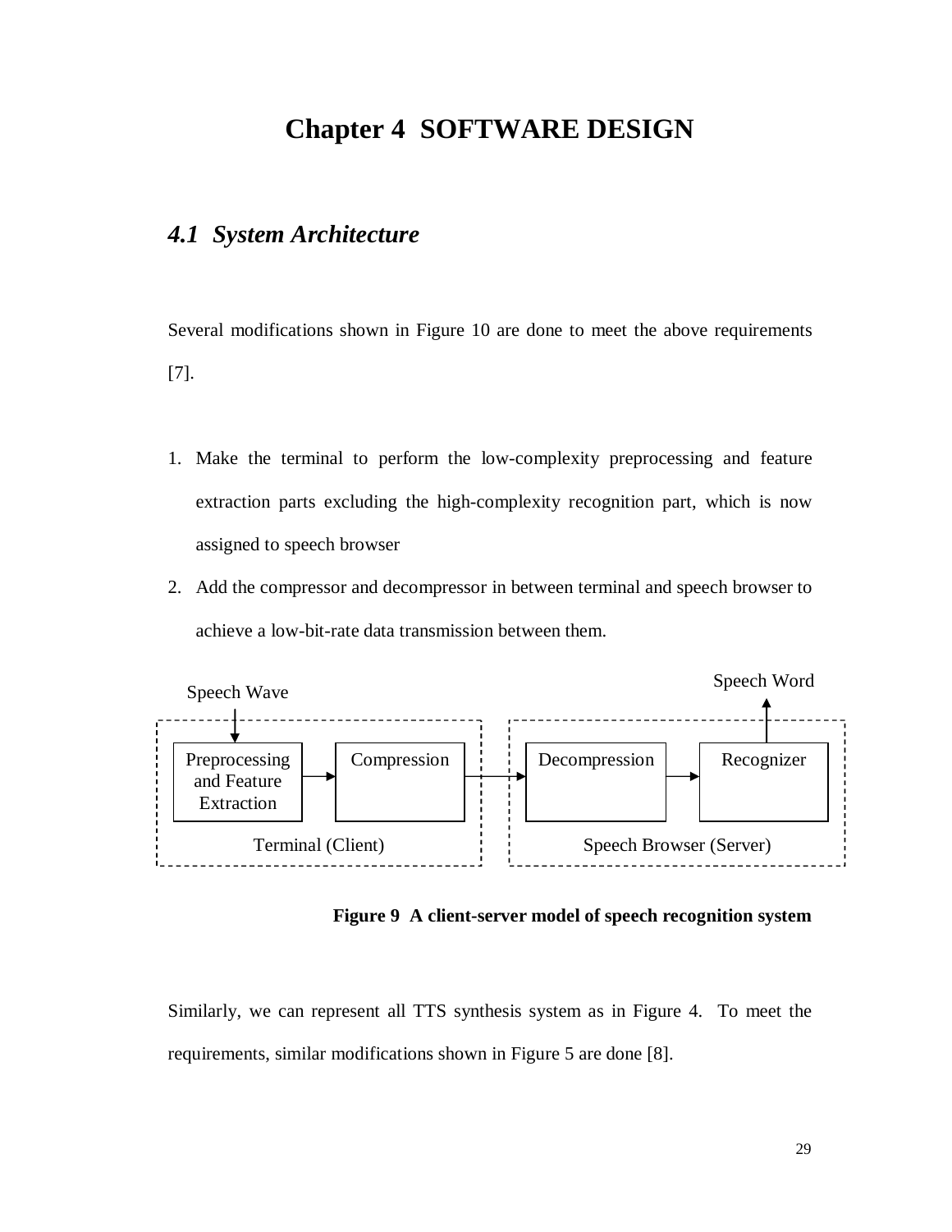# Chapter 4 SOFTWARE DESIGN

## *4.1 System Architecture*

Several modifications shown in Figure 10 are done to meet the above requirements [7].

1. Make the terminal to perform the low-complexity preprocessing and feature extraction parts excluding the high-complexity recognition part, which is now assigned to speech browser
2. Add the compressor and decompressor in between terminal and speech browser to achieve a low-bit-rate data transmission between them.

Speech Wave

Preprocessing and Feature Extraction → Compression → Decompression → Recognizer

Terminal (Client)

Speech Browser (Server)

Speech Word

**Figure 9 A client-server model of speech recognition system**

Similarly, we can represent all TTS synthesis system as in Figure 4. To meet the requirements, similar modifications shown in Figure 5 are done [8].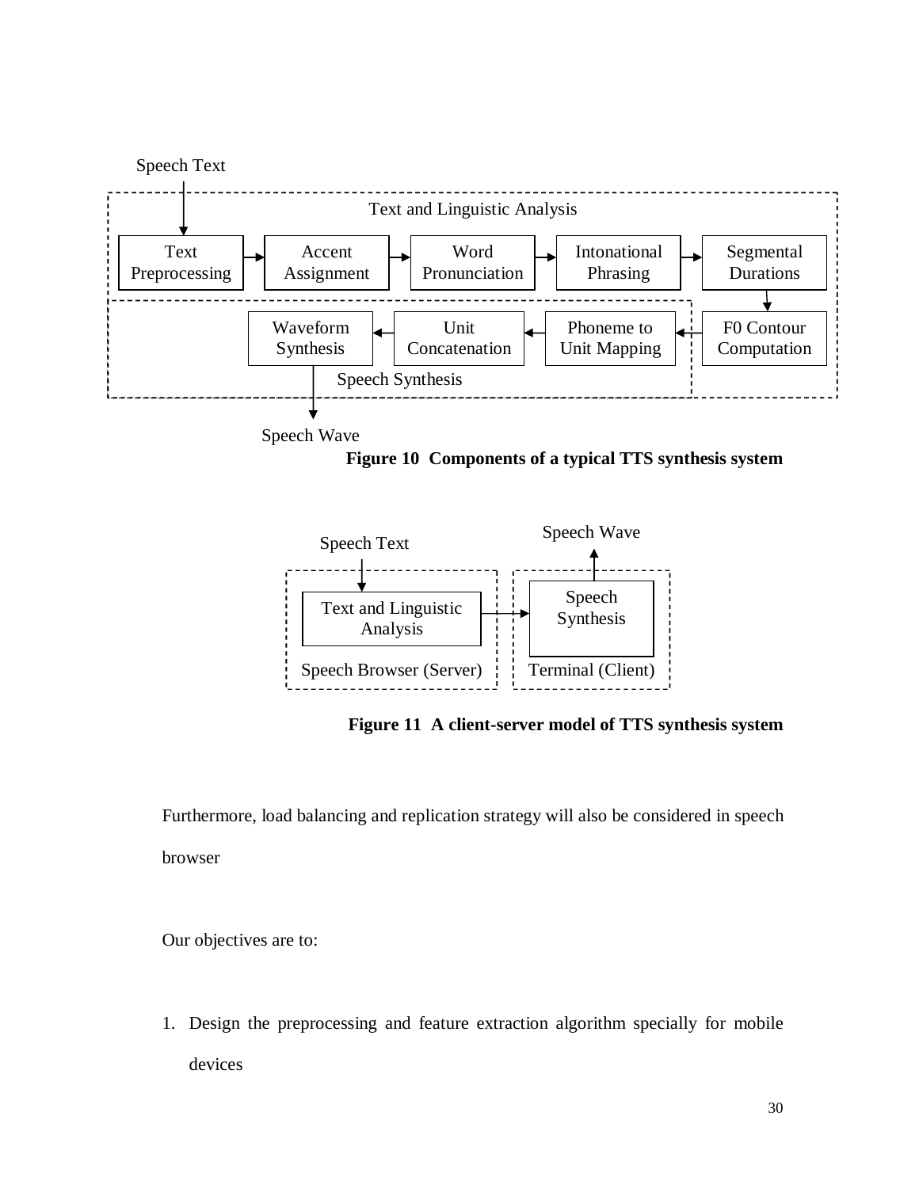Figure 10 Components of a typical TTS synthesis system

Figure 11 A client-server model of TTS synthesis system

Furthermore, load balancing and replication strategy will also be considered in speech browser

Our objectives are to:

1. Design the preprocessing and feature extraction algorithm specially for mobile devices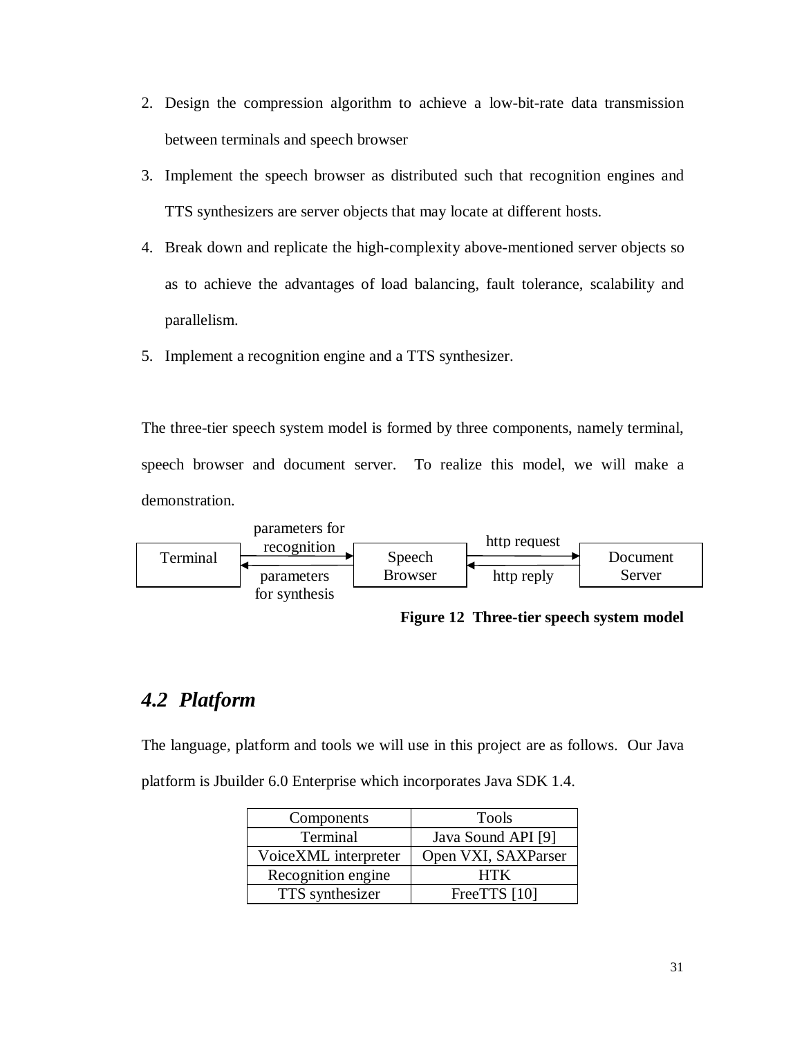2. Design the compression algorithm to achieve a low-bit-rate data transmission between terminals and speech browser
3. Implement the speech browser as distributed such that recognition engines and TTS synthesizers are server objects that may locate at different hosts.
4. Break down and replicate the high-complexity above-mentioned server objects so as to achieve the advantages of load balancing, fault tolerance, scalability and parallelism.
5. Implement a recognition engine and a TTS synthesizer.

The three-tier speech system model is formed by three components, namely terminal, speech browser and document server. To realize this model, we will make a demonstration.

Terminal → (parameters for recognition) → Speech Browser → (http request) → Document Server

Document Server → (http reply) → Speech Browser → (parameters for synthesis) → Terminal

**Figure 12 Three-tier speech system model**

## *4.2 Platform*

The language, platform and tools we will use in this project are as follows. Our Java platform is Jbuilder 6.0 Enterprise which incorporates Java SDK 1.4.

| Components | Tools |
| --- | --- |
| Terminal | Java Sound API [9] |
| VoiceXML interpreter | Open VXI, SAXParser |
| Recognition engine | HTK |
| TTS synthesizer | FreeTTS [10] |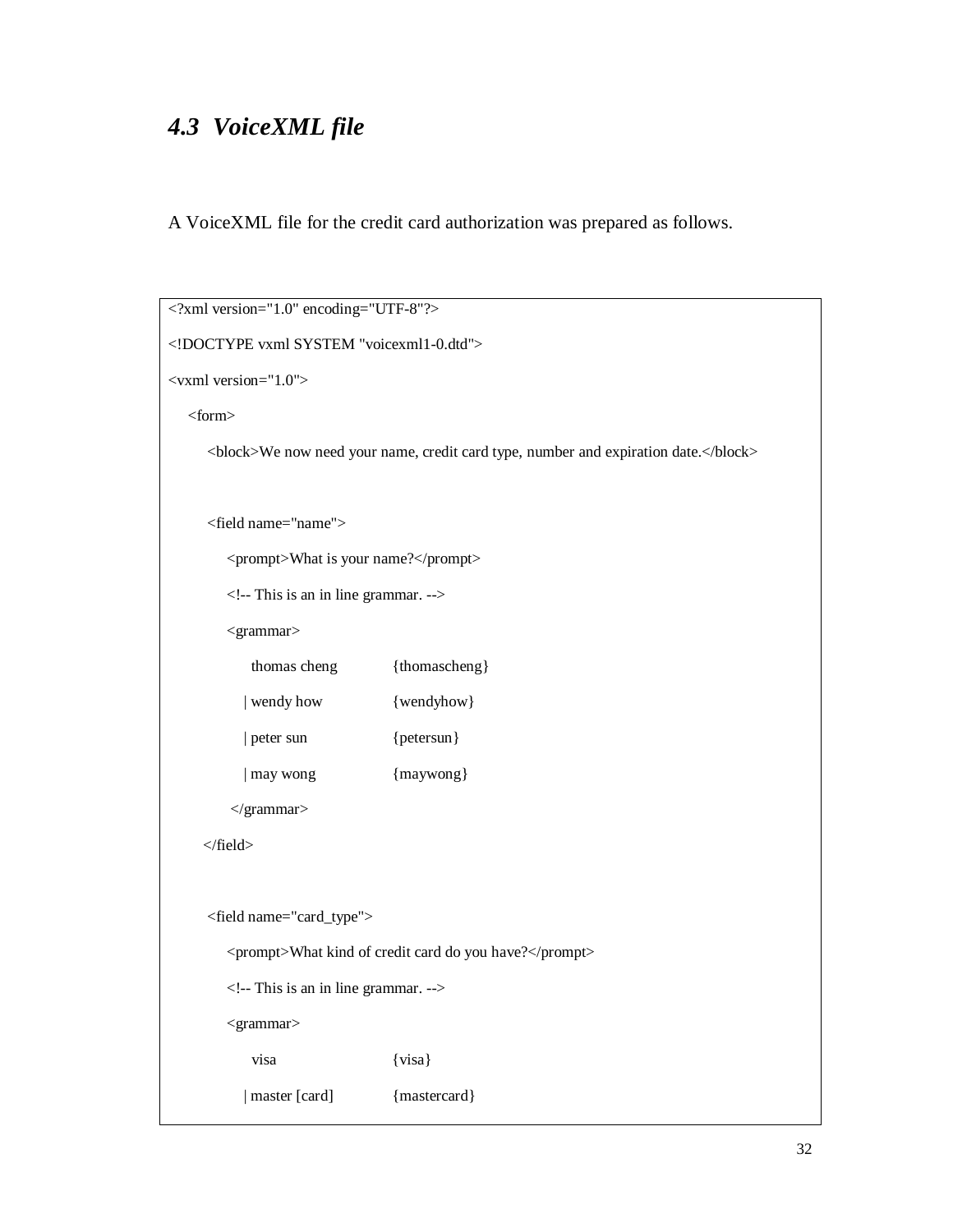## *4.3 VoiceXML file*

A VoiceXML file for the credit card authorization was prepared as follows.

```
<?xml version="1.0" encoding="UTF-8"?>
<!DOCTYPE vxml SYSTEM "voicexml1-0.dtd">
<vxml version="1.0">
    <form>
        <block>We now need your name, credit card type, number and expiration date.</block>

        <field name="name">
            <prompt>What is your name?</prompt>
            <!-- This is an in line grammar. -->
            <grammar>
                thomas cheng          {thomascheng}
              | wendy how             {wendyhow}
              | peter sun             {petersun}
              | may wong              {maywong}
            </grammar>
        </field>

        <field name="card_type">
            <prompt>What kind of credit card do you have?</prompt>
            <!-- This is an in line grammar. -->
            <grammar>
                visa                  {visa}
              | master [card]         {mastercard}
```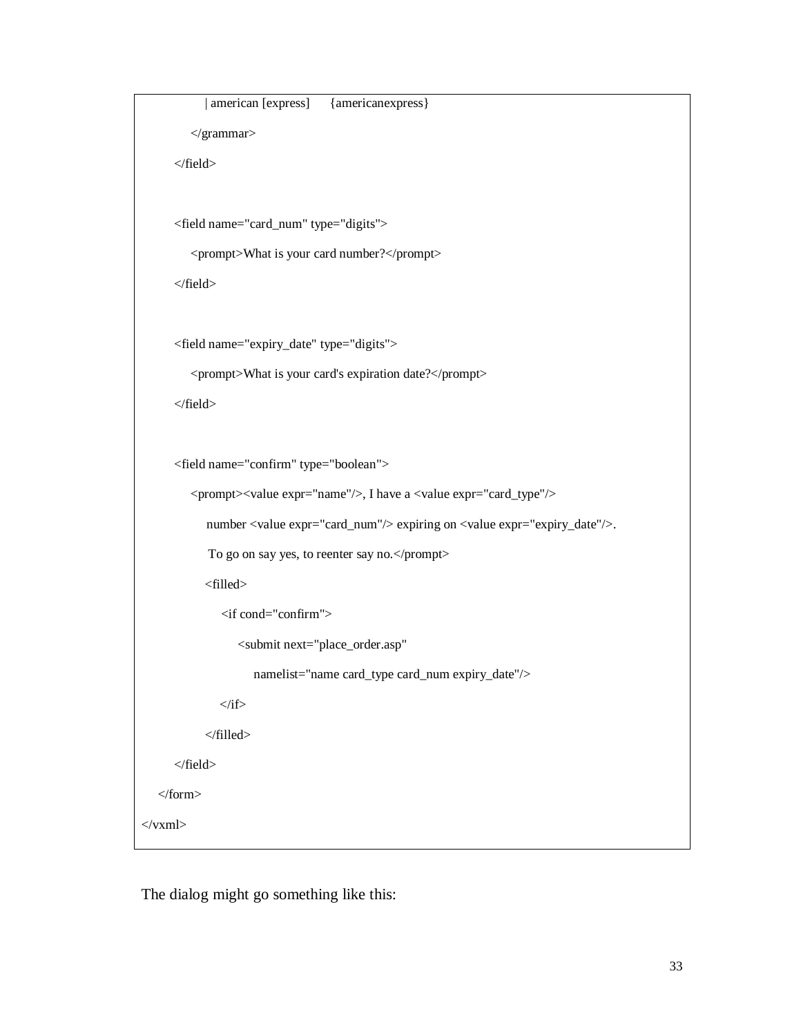```
            | american [express]      {americanexpress}
        </grammar>
    </field>

    <field name="card_num" type="digits">
        <prompt>What is your card number?</prompt>
    </field>

    <field name="expiry_date" type="digits">
        <prompt>What is your card's expiration date?</prompt>
    </field>

    <field name="confirm" type="boolean">
        <prompt><value expr="name"/>, I have a <value expr="card_type"/>
            number <value expr="card_num"/> expiring on <value expr="expiry_date"/>.
            To go on say yes, to reenter say no.</prompt>
            <filled>
                <if cond="confirm">
                    <submit next="place_order.asp"
                        namelist="name card_type card_num expiry_date"/>
                </if>
            </filled>
    </field>
  </form>
</vxml>
```

The dialog might go something like this: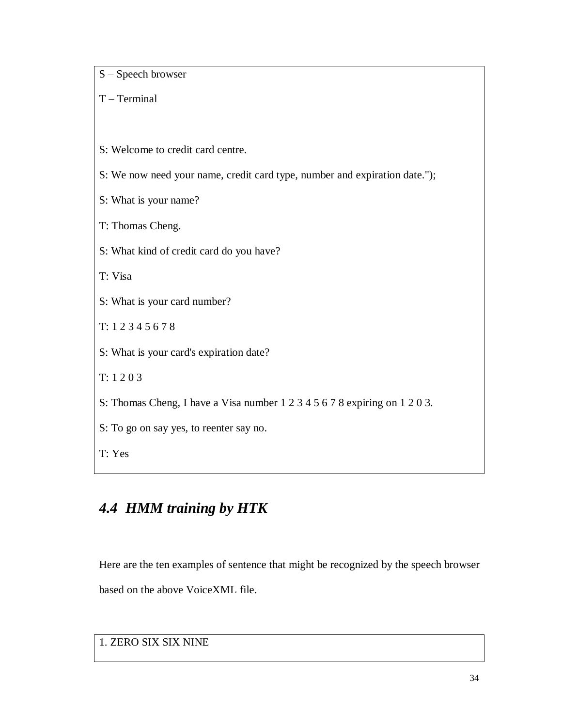S – Speech browser

T – Terminal

S: Welcome to credit card centre.

S: We now need your name, credit card type, number and expiration date.");

S: What is your name?

T: Thomas Cheng.

S: What kind of credit card do you have?

T: Visa

S: What is your card number?

T: 1 2 3 4 5 6 7 8

S: What is your card's expiration date?

T: 1 2 0 3

S: Thomas Cheng, I have a Visa number 1 2 3 4 5 6 7 8 expiring on 1 2 0 3.

S: To go on say yes, to reenter say no.

T: Yes

## *4.4 HMM training by HTK*

Here are the ten examples of sentence that might be recognized by the speech browser based on the above VoiceXML file.

```
1. ZERO SIX SIX NINE
```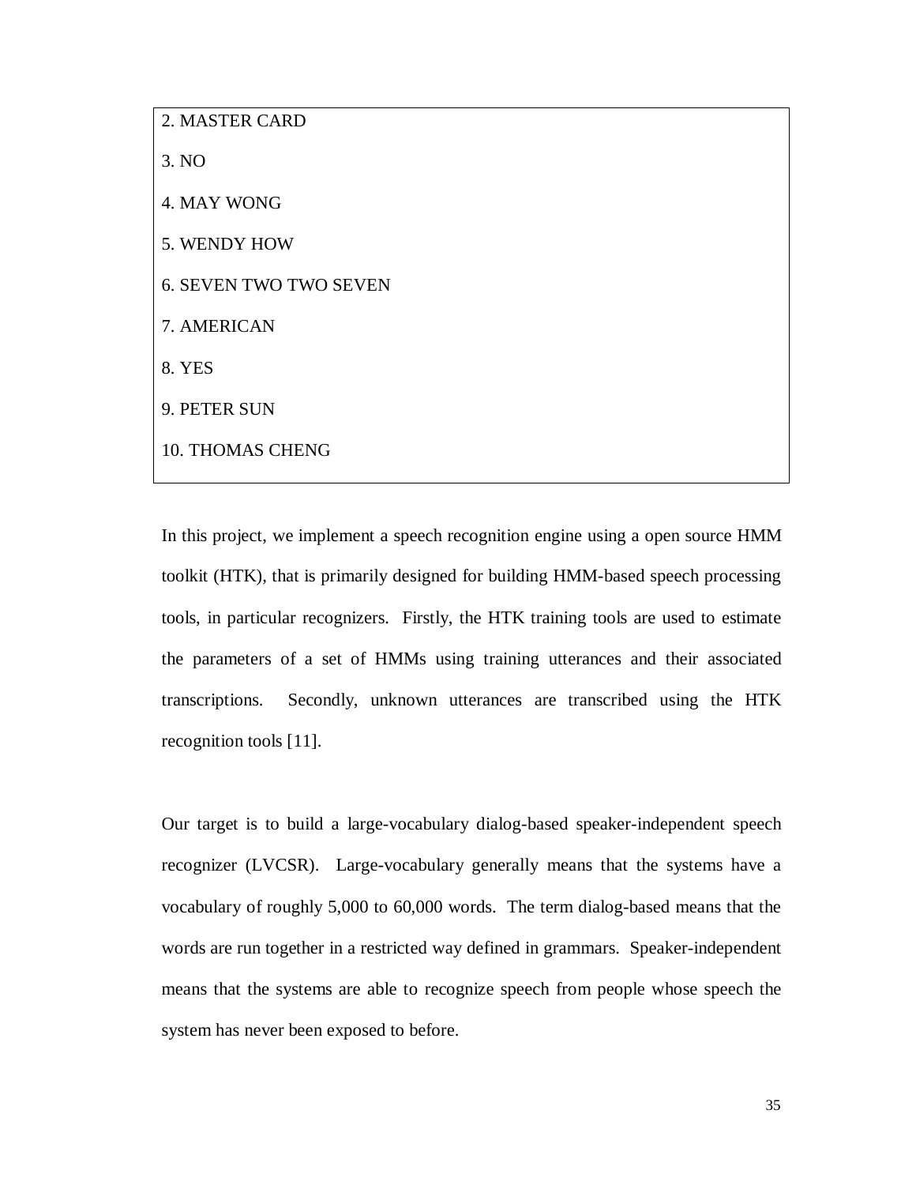2. MASTER CARD

3. NO

4. MAY WONG

5. WENDY HOW

6. SEVEN TWO TWO SEVEN

7. AMERICAN

8. YES

9. PETER SUN

10. THOMAS CHENG

In this project, we implement a speech recognition engine using a open source HMM toolkit (HTK), that is primarily designed for building HMM-based speech processing tools, in particular recognizers. Firstly, the HTK training tools are used to estimate the parameters of a set of HMMs using training utterances and their associated transcriptions. Secondly, unknown utterances are transcribed using the HTK recognition tools [11].

Our target is to build a large-vocabulary dialog-based speaker-independent speech recognizer (LVCSR). Large-vocabulary generally means that the systems have a vocabulary of roughly 5,000 to 60,000 words. The term dialog-based means that the words are run together in a restricted way defined in grammars. Speaker-independent means that the systems are able to recognize speech from people whose speech the system has never been exposed to before.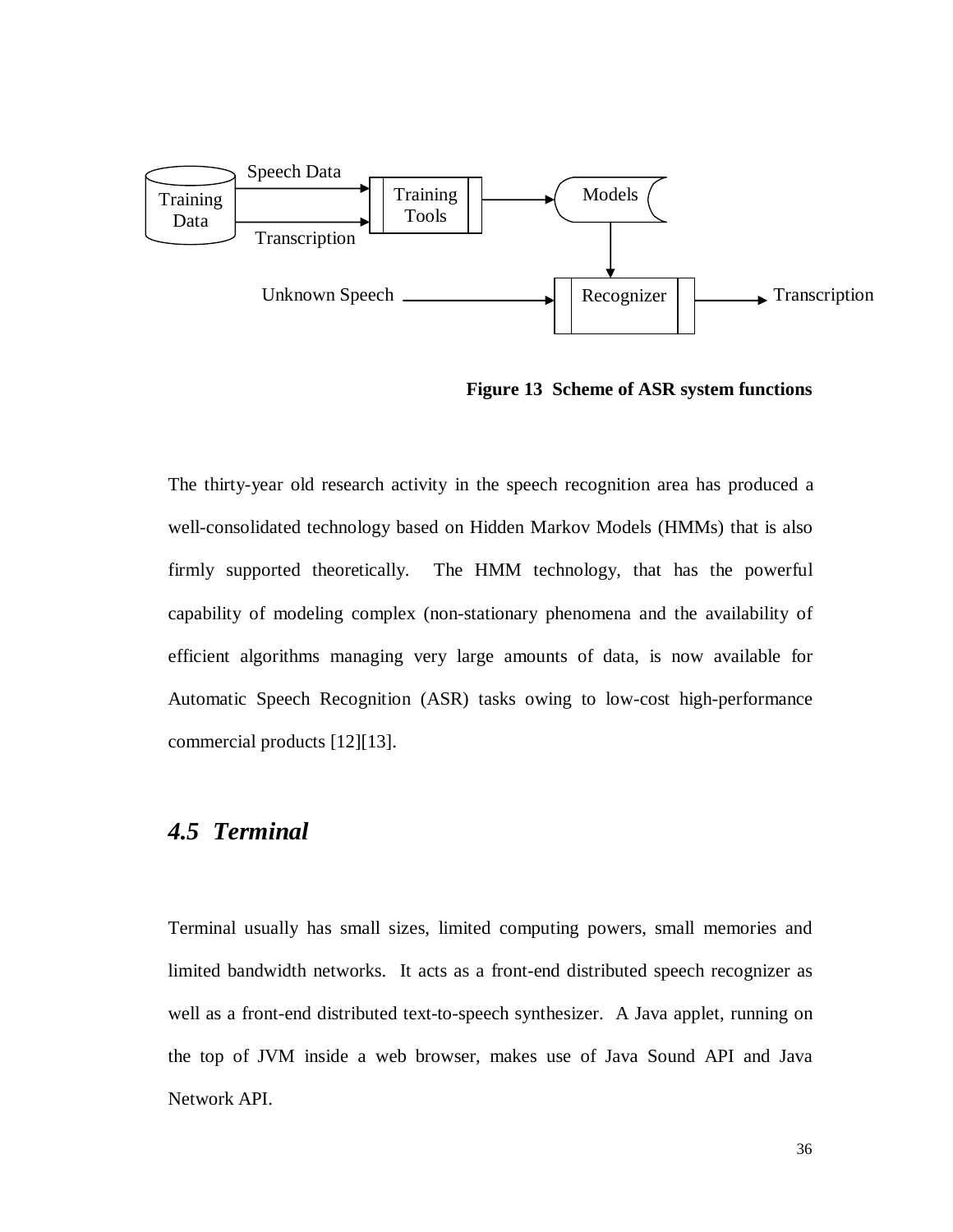Figure 13  Scheme of ASR system functions

The thirty-year old research activity in the speech recognition area has produced a well-consolidated technology based on Hidden Markov Models (HMMs) that is also firmly supported theoretically.  The HMM technology, that has the powerful capability of modeling complex (non-stationary phenomena and the availability of efficient algorithms managing very large amounts of data, is now available for Automatic Speech Recognition (ASR) tasks owing to low-cost high-performance commercial products [12][13].

## *4.5  Terminal*

Terminal usually has small sizes, limited computing powers, small memories and limited bandwidth networks.  It acts as a front-end distributed speech recognizer as well as a front-end distributed text-to-speech synthesizer.  A Java applet, running on the top of JVM inside a web browser, makes use of Java Sound API and Java Network API.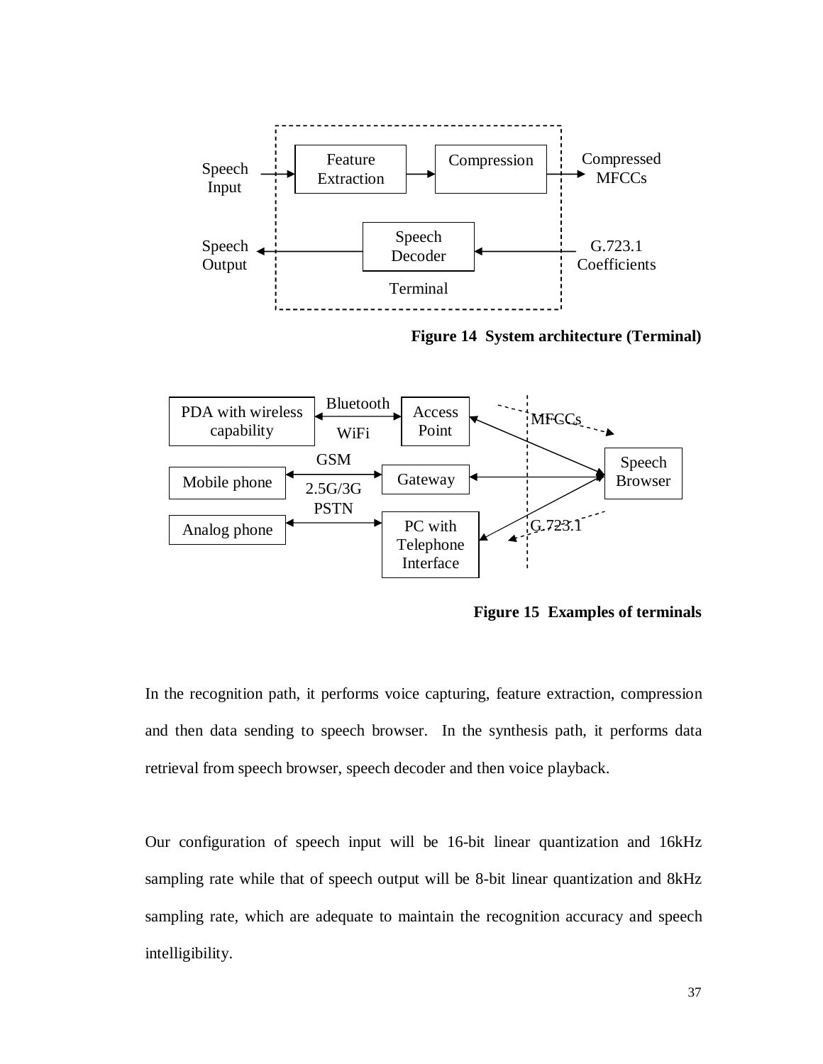**Figure 14  System architecture (Terminal)**

**Figure 15  Examples of terminals**

In the recognition path, it performs voice capturing, feature extraction, compression and then data sending to speech browser.  In the synthesis path, it performs data retrieval from speech browser, speech decoder and then voice playback.

Our configuration of speech input will be 16-bit linear quantization and 16kHz sampling rate while that of speech output will be 8-bit linear quantization and 8kHz sampling rate, which are adequate to maintain the recognition accuracy and speech intelligibility.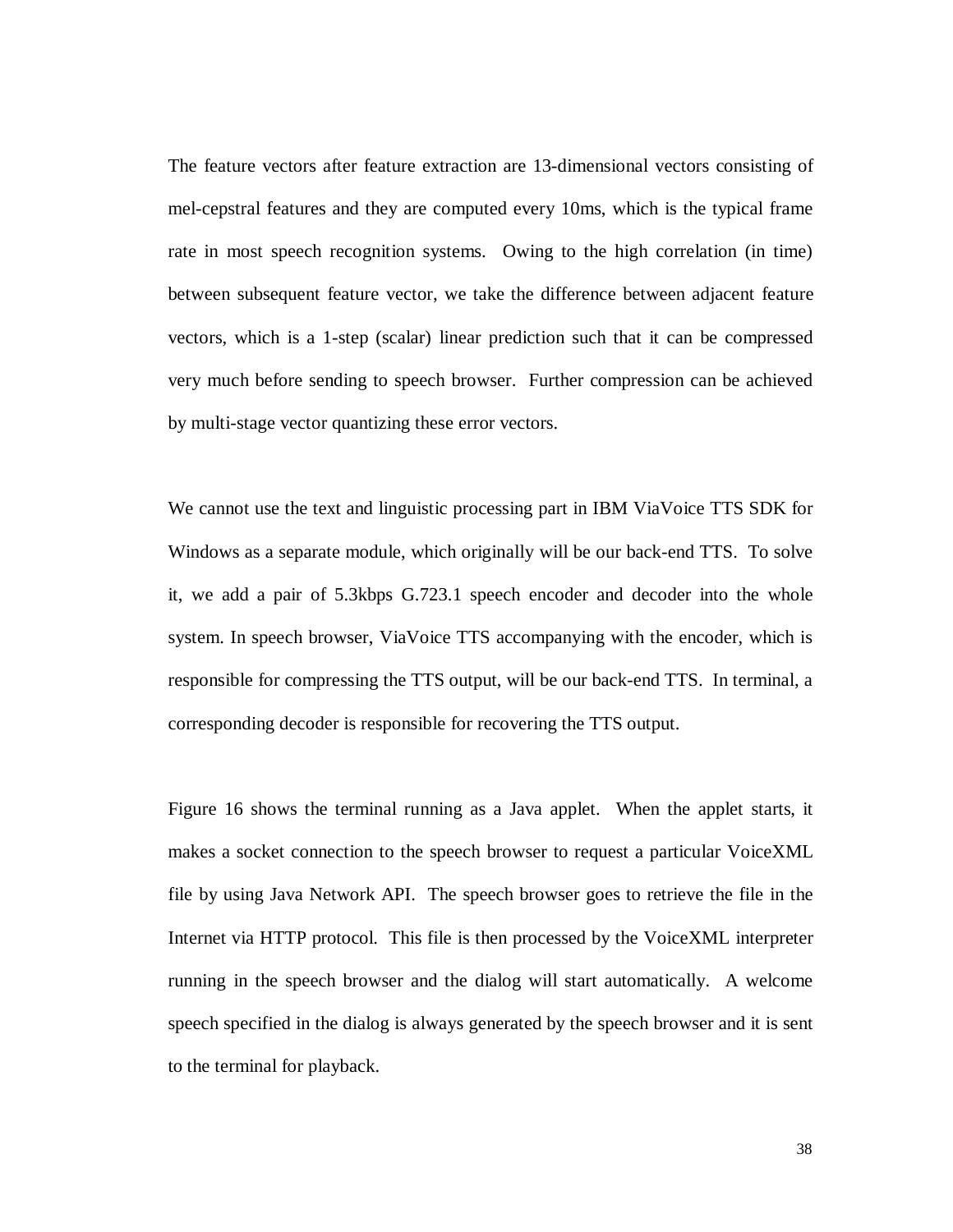The feature vectors after feature extraction are 13-dimensional vectors consisting of mel-cepstral features and they are computed every 10ms, which is the typical frame rate in most speech recognition systems. Owing to the high correlation (in time) between subsequent feature vector, we take the difference between adjacent feature vectors, which is a 1-step (scalar) linear prediction such that it can be compressed very much before sending to speech browser. Further compression can be achieved by multi-stage vector quantizing these error vectors.

We cannot use the text and linguistic processing part in IBM ViaVoice TTS SDK for Windows as a separate module, which originally will be our back-end TTS. To solve it, we add a pair of 5.3kbps G.723.1 speech encoder and decoder into the whole system. In speech browser, ViaVoice TTS accompanying with the encoder, which is responsible for compressing the TTS output, will be our back-end TTS. In terminal, a corresponding decoder is responsible for recovering the TTS output.

Figure 16 shows the terminal running as a Java applet. When the applet starts, it makes a socket connection to the speech browser to request a particular VoiceXML file by using Java Network API. The speech browser goes to retrieve the file in the Internet via HTTP protocol. This file is then processed by the VoiceXML interpreter running in the speech browser and the dialog will start automatically. A welcome speech specified in the dialog is always generated by the speech browser and it is sent to the terminal for playback.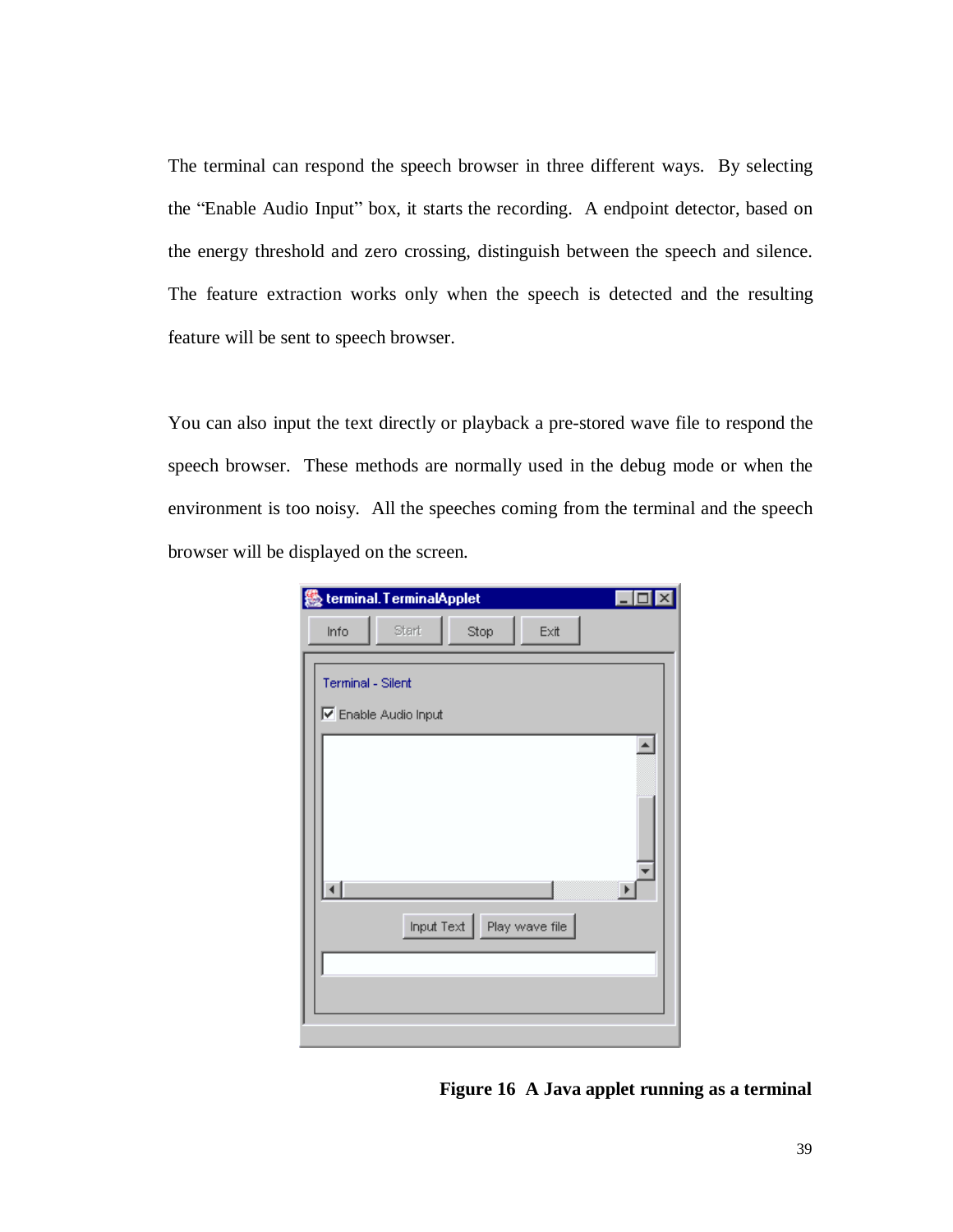The terminal can respond the speech browser in three different ways. By selecting the "Enable Audio Input" box, it starts the recording. A endpoint detector, based on the energy threshold and zero crossing, distinguish between the speech and silence. The feature extraction works only when the speech is detected and the resulting feature will be sent to speech browser.

You can also input the text directly or playback a pre-stored wave file to respond the speech browser. These methods are normally used in the debug mode or when the environment is too noisy. All the speeches coming from the terminal and the speech browser will be displayed on the screen.

**Figure 16 A Java applet running as a terminal**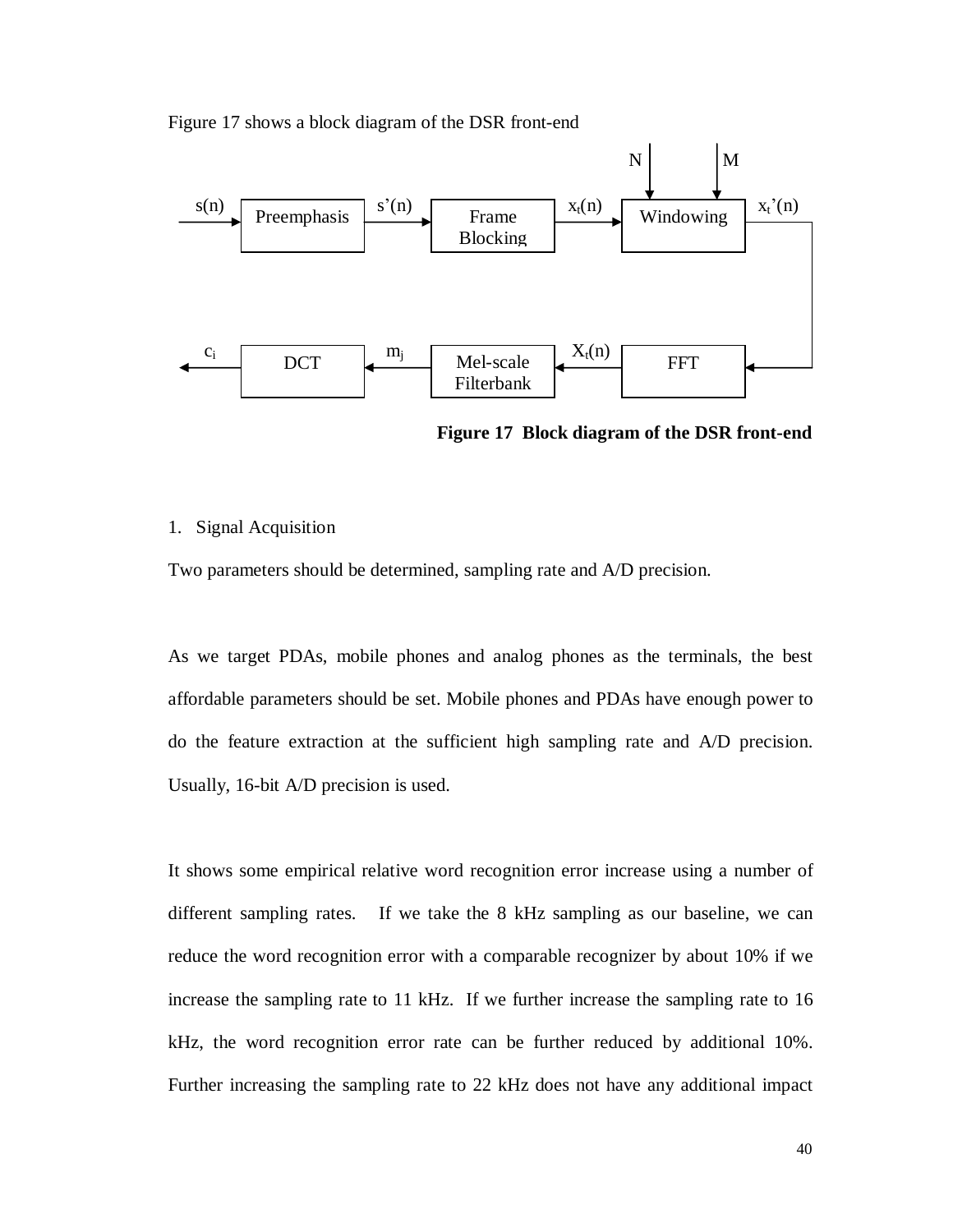Figure 17 shows a block diagram of the DSR front-end

**Figure 17 Block diagram of the DSR front-end**

1. Signal Acquisition

Two parameters should be determined, sampling rate and A/D precision.

As we target PDAs, mobile phones and analog phones as the terminals, the best affordable parameters should be set. Mobile phones and PDAs have enough power to do the feature extraction at the sufficient high sampling rate and A/D precision. Usually, 16-bit A/D precision is used.

It shows some empirical relative word recognition error increase using a number of different sampling rates. If we take the 8 kHz sampling as our baseline, we can reduce the word recognition error with a comparable recognizer by about 10% if we increase the sampling rate to 11 kHz. If we further increase the sampling rate to 16 kHz, the word recognition error rate can be further reduced by additional 10%. Further increasing the sampling rate to 22 kHz does not have any additional impact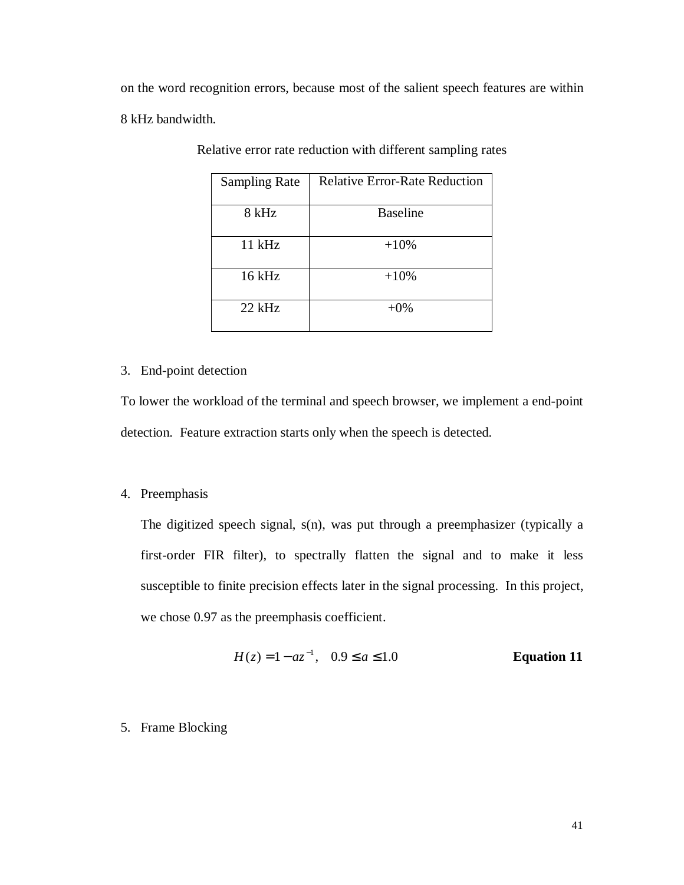on the word recognition errors, because most of the salient speech features are within 8 kHz bandwidth.

Relative error rate reduction with different sampling rates

| Sampling Rate | Relative Error-Rate Reduction |
|---|---|
| 8 kHz | Baseline |
| 11 kHz | +10% |
| 16 kHz | +10% |
| 22 kHz | +0% |

3. End-point detection

To lower the workload of the terminal and speech browser, we implement a end-point detection. Feature extraction starts only when the speech is detected.

4. Preemphasis

   The digitized speech signal, s(n), was put through a preemphasizer (typically a first-order FIR filter), to spectrally flatten the signal and to make it less susceptible to finite precision effects later in the signal processing. In this project, we chose 0.97 as the preemphasis coefficient.

$$H(z) = 1 - az^{-1}, \quad 0.9 \leq a \leq 1.0 \qquad \textbf{Equation 11}$$

5. Frame Blocking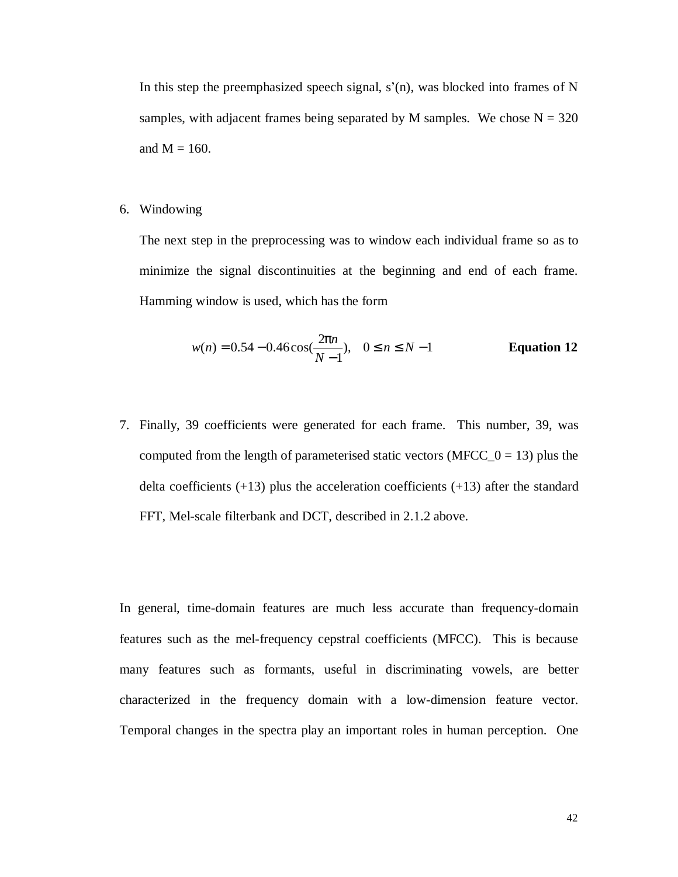In this step the preemphasized speech signal, s'(n), was blocked into frames of N samples, with adjacent frames being separated by M samples. We chose N = 320 and M = 160.

6. Windowing

   The next step in the preprocessing was to window each individual frame so as to minimize the signal discontinuities at the beginning and end of each frame. Hamming window is used, which has the form

$$w(n) = 0.54 - 0.46\cos\left(\frac{2\pi n}{N-1}\right), \quad 0 \le n \le N-1 \qquad \textbf{Equation 12}$$

7. Finally, 39 coefficients were generated for each frame. This number, 39, was computed from the length of parameterised static vectors (MFCC_0 = 13) plus the delta coefficients (+13) plus the acceleration coefficients (+13) after the standard FFT, Mel-scale filterbank and DCT, described in 2.1.2 above.

In general, time-domain features are much less accurate than frequency-domain features such as the mel-frequency cepstral coefficients (MFCC). This is because many features such as formants, useful in discriminating vowels, are better characterized in the frequency domain with a low-dimension feature vector. Temporal changes in the spectra play an important roles in human perception. One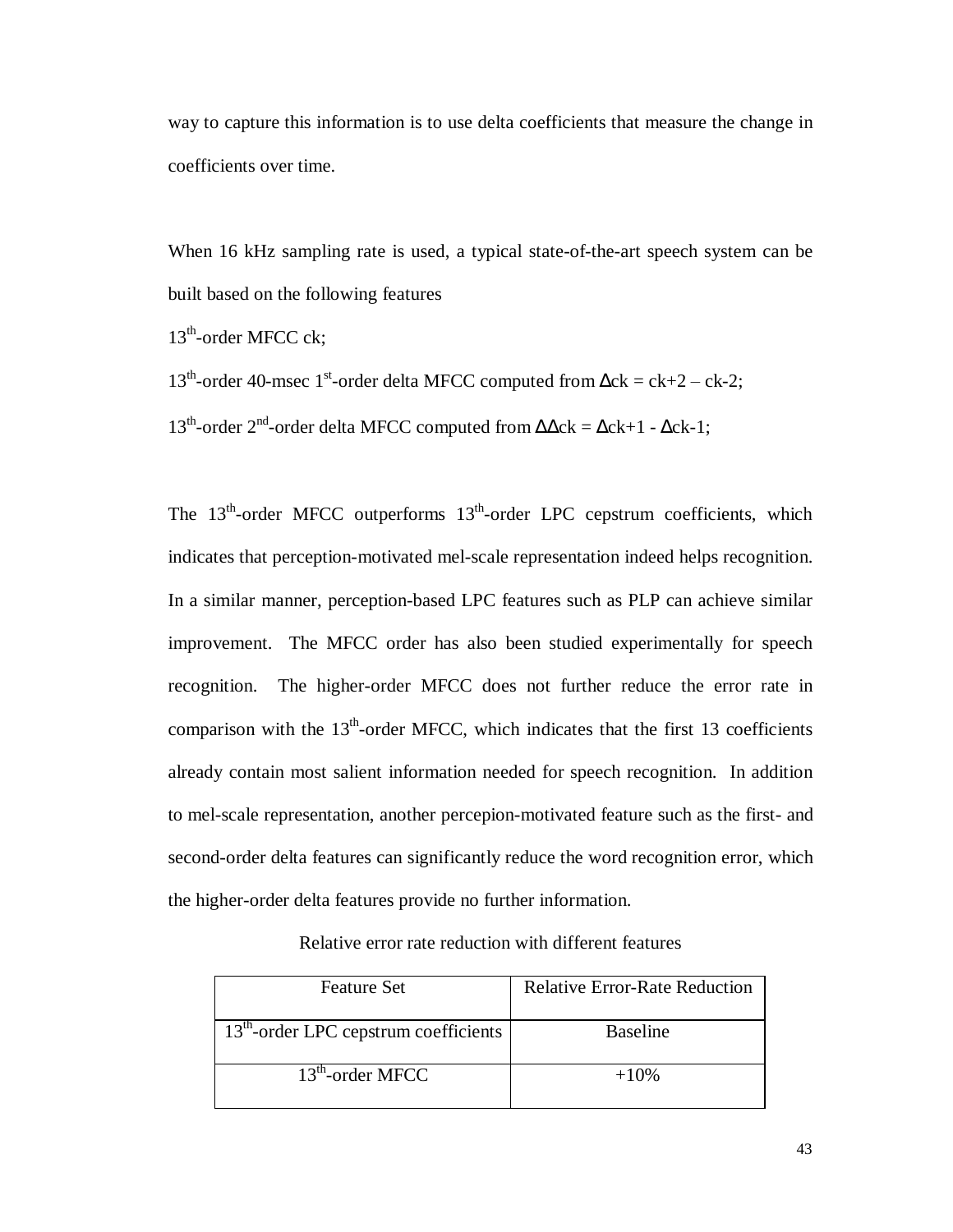way to capture this information is to use delta coefficients that measure the change in coefficients over time.

When 16 kHz sampling rate is used, a typical state-of-the-art speech system can be built based on the following features

13th-order MFCC ck;

13th-order 40-msec 1st-order delta MFCC computed from $\Delta ck = ck+2 - ck-2$;

13th-order 2nd-order delta MFCC computed from $\Delta\Delta ck = \Delta ck+1 - \Delta ck-1$;

The 13th-order MFCC outperforms 13th-order LPC cepstrum coefficients, which indicates that perception-motivated mel-scale representation indeed helps recognition. In a similar manner, perception-based LPC features such as PLP can achieve similar improvement. The MFCC order has also been studied experimentally for speech recognition. The higher-order MFCC does not further reduce the error rate in comparison with the 13th-order MFCC, which indicates that the first 13 coefficients already contain most salient information needed for speech recognition. In addition to mel-scale representation, another percepion-motivated feature such as the first- and second-order delta features can significantly reduce the word recognition error, which the higher-order delta features provide no further information.

Relative error rate reduction with different features

| Feature Set | Relative Error-Rate Reduction |
|---|---|
| 13th-order LPC cepstrum coefficients | Baseline |
| 13th-order MFCC | +10% |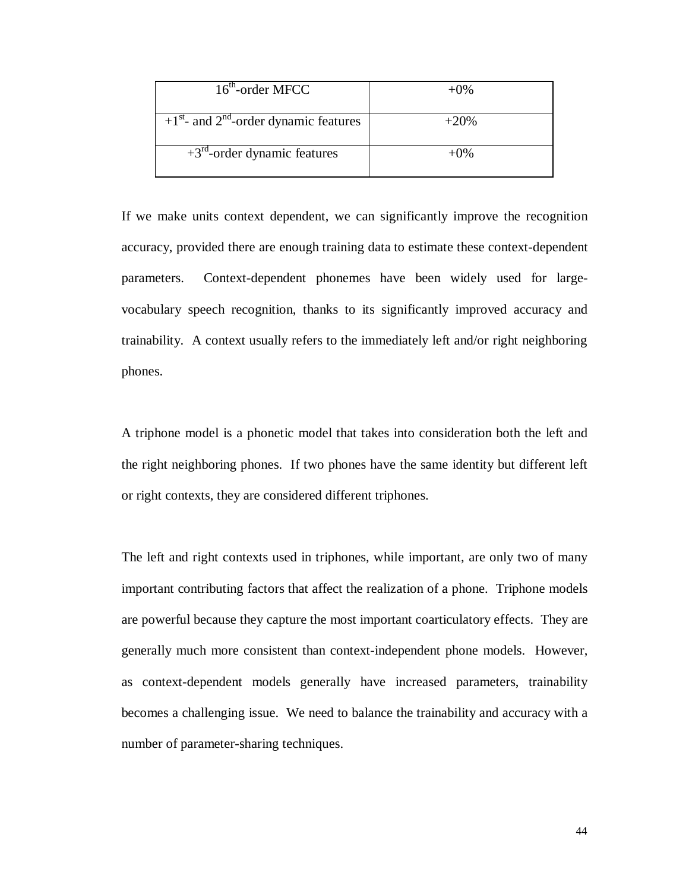| $16^{th}$-order MFCC | +0% |
|---|---|
| $+1^{st}$- and $2^{nd}$-order dynamic features | +20% |
| $+3^{rd}$-order dynamic features | +0% |

If we make units context dependent, we can significantly improve the recognition accuracy, provided there are enough training data to estimate these context-dependent parameters. Context-dependent phonemes have been widely used for large-vocabulary speech recognition, thanks to its significantly improved accuracy and trainability. A context usually refers to the immediately left and/or right neighboring phones.

A triphone model is a phonetic model that takes into consideration both the left and the right neighboring phones. If two phones have the same identity but different left or right contexts, they are considered different triphones.

The left and right contexts used in triphones, while important, are only two of many important contributing factors that affect the realization of a phone. Triphone models are powerful because they capture the most important coarticulatory effects. They are generally much more consistent than context-independent phone models. However, as context-dependent models generally have increased parameters, trainability becomes a challenging issue. We need to balance the trainability and accuracy with a number of parameter-sharing techniques.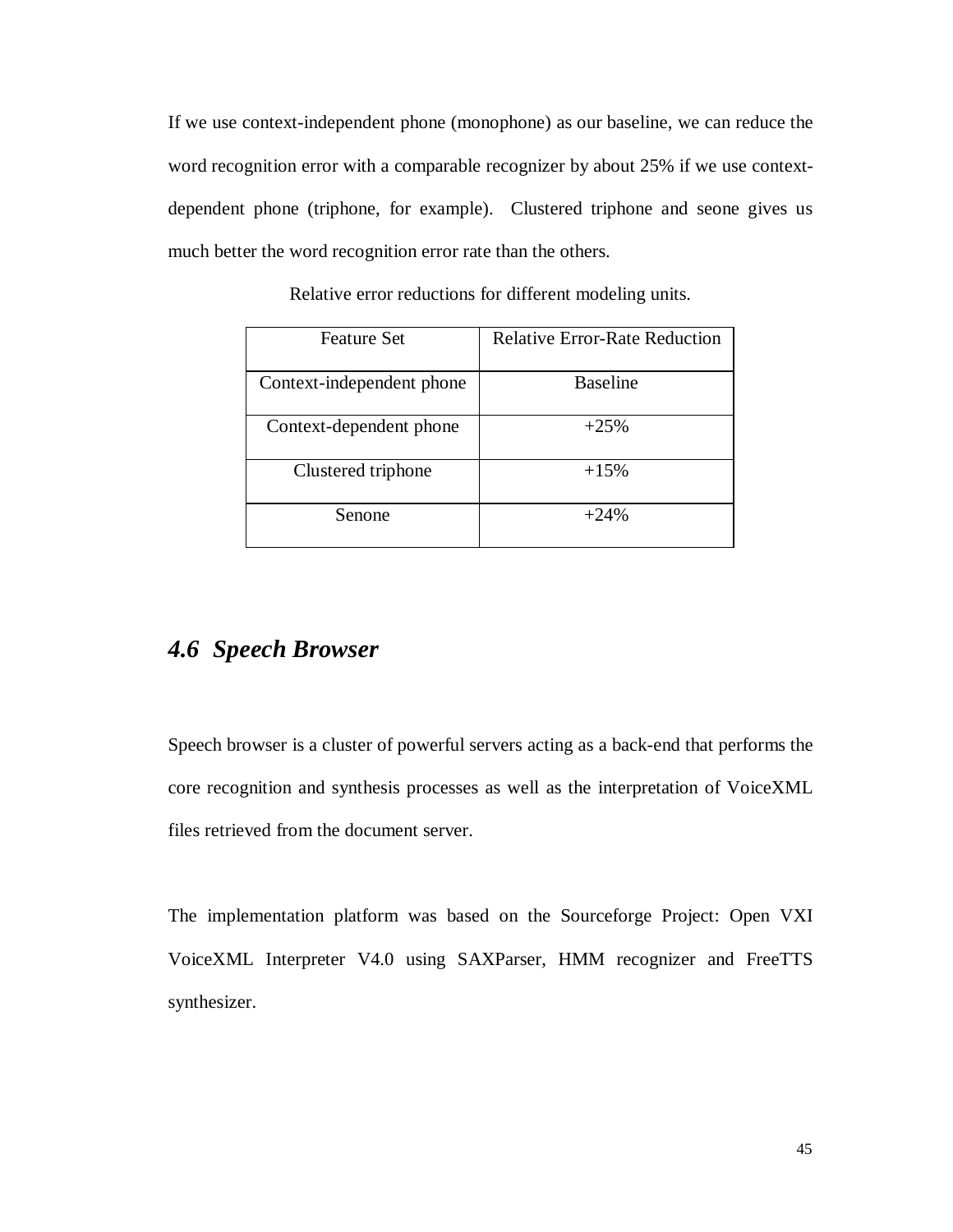If we use context-independent phone (monophone) as our baseline, we can reduce the word recognition error with a comparable recognizer by about 25% if we use context-dependent phone (triphone, for example). Clustered triphone and seone gives us much better the word recognition error rate than the others.

Relative error reductions for different modeling units.

| Feature Set | Relative Error-Rate Reduction |
| --- | --- |
| Context-independent phone | Baseline |
| Context-dependent phone | +25% |
| Clustered triphone | +15% |
| Senone | +24% |

## *4.6 Speech Browser*

Speech browser is a cluster of powerful servers acting as a back-end that performs the core recognition and synthesis processes as well as the interpretation of VoiceXML files retrieved from the document server.

The implementation platform was based on the Sourceforge Project: Open VXI VoiceXML Interpreter V4.0 using SAXParser, HMM recognizer and FreeTTS synthesizer.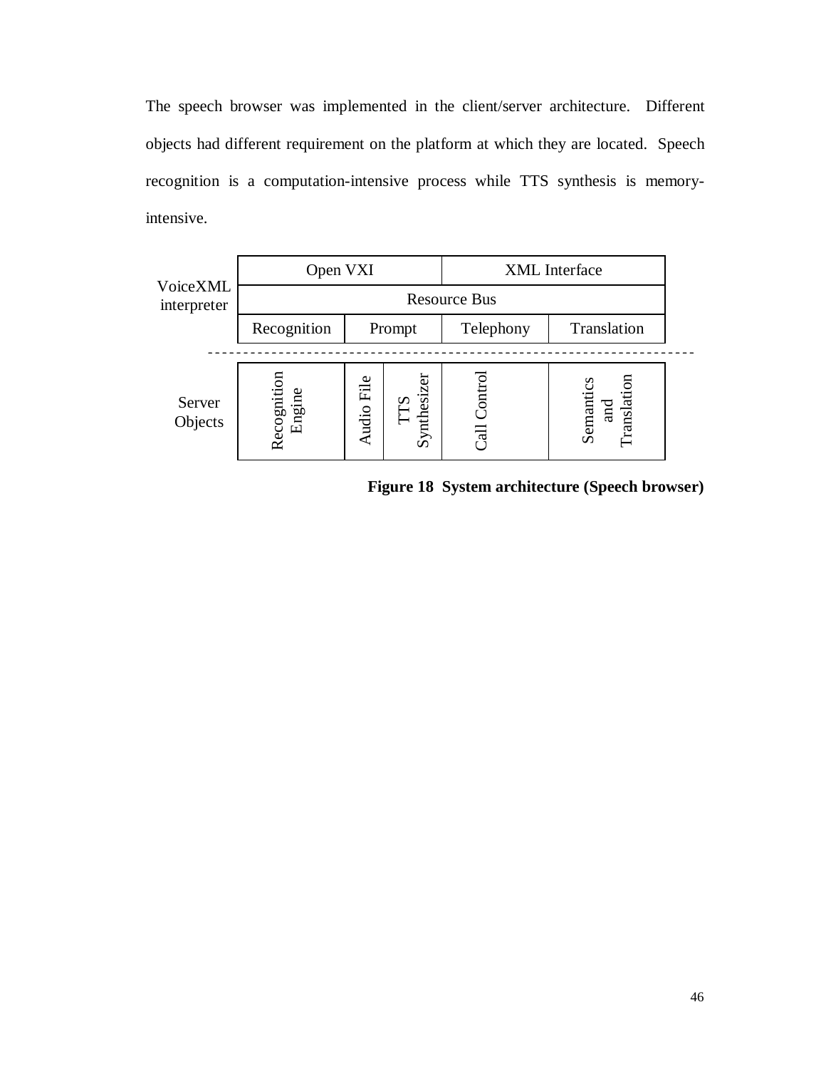The speech browser was implemented in the client/server architecture. Different objects had different requirement on the platform at which they are located. Speech recognition is a computation-intensive process while TTS synthesis is memory-intensive.

| | | | | | |
|---|---|---|---|---|---|
| VoiceXML interpreter | Open VXI | | | XML Interface | |
| | Resource Bus | | | | |
| | Recognition | Prompt | | Telephony | Translation |
| Server Objects | Recognition Engine | Audio File | TTS Synthesizer | Call Control | Semantics and Translation |

**Figure 18 System architecture (Speech browser)**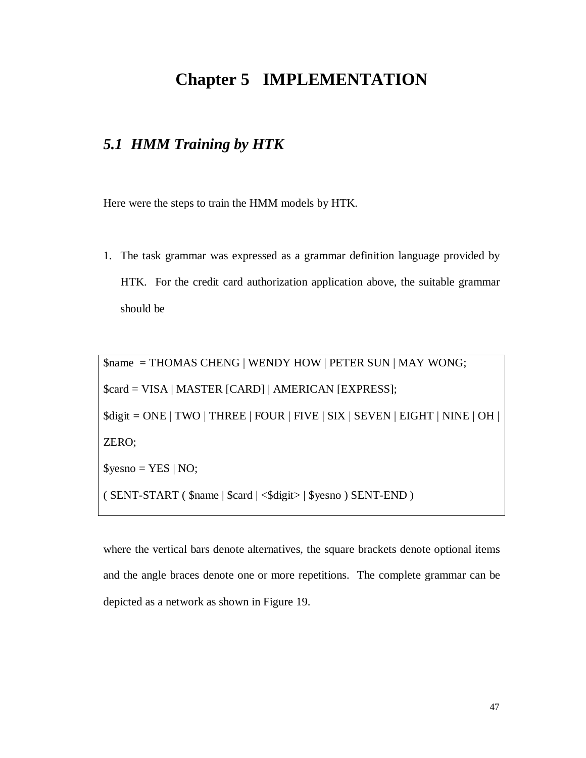# Chapter 5 IMPLEMENTATION

## *5.1 HMM Training by HTK*

Here were the steps to train the HMM models by HTK.

1. The task grammar was expressed as a grammar definition language provided by HTK. For the credit card authorization application above, the suitable grammar should be

```
$name  = THOMAS CHENG | WENDY HOW | PETER SUN | MAY WONG;
$card = VISA | MASTER [CARD] | AMERICAN [EXPRESS];
$digit = ONE | TWO | THREE | FOUR | FIVE | SIX | SEVEN | EIGHT | NINE | OH |
ZERO;
$yesno = YES | NO;
( SENT-START ( $name | $card | <$digit> | $yesno ) SENT-END )
```

where the vertical bars denote alternatives, the square brackets denote optional items and the angle braces denote one or more repetitions. The complete grammar can be depicted as a network as shown in Figure 19.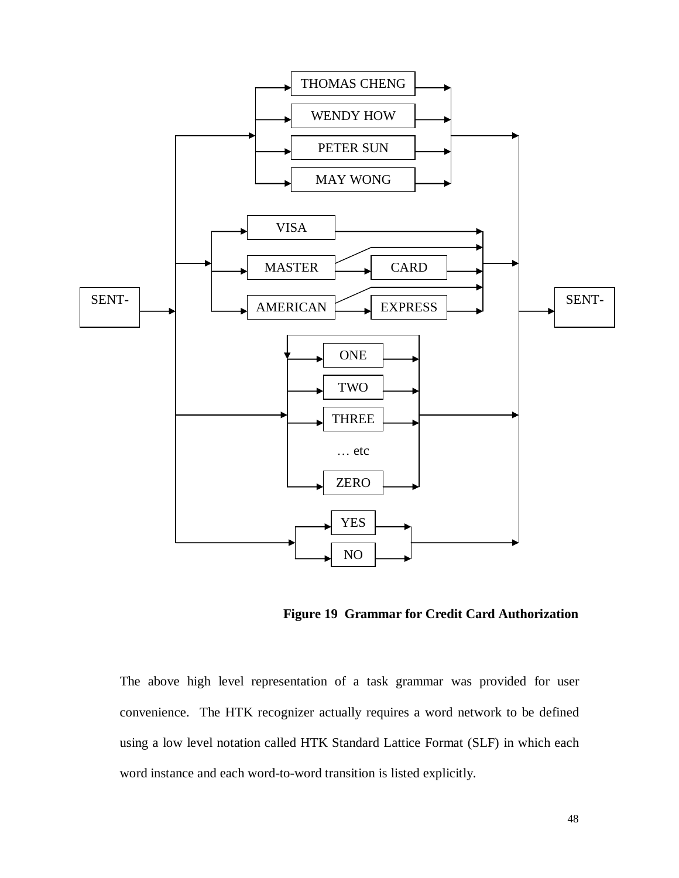THOMAS CHENG

WENDY HOW

PETER SUN

MAY WONG

VISA

MASTER CARD

AMERICAN EXPRESS

SENT- SENT-

ONE

TWO

THREE

… etc

ZERO

YES

NO

**Figure 19 Grammar for Credit Card Authorization**

The above high level representation of a task grammar was provided for user convenience. The HTK recognizer actually requires a word network to be defined using a low level notation called HTK Standard Lattice Format (SLF) in which each word instance and each word-to-word transition is listed explicitly.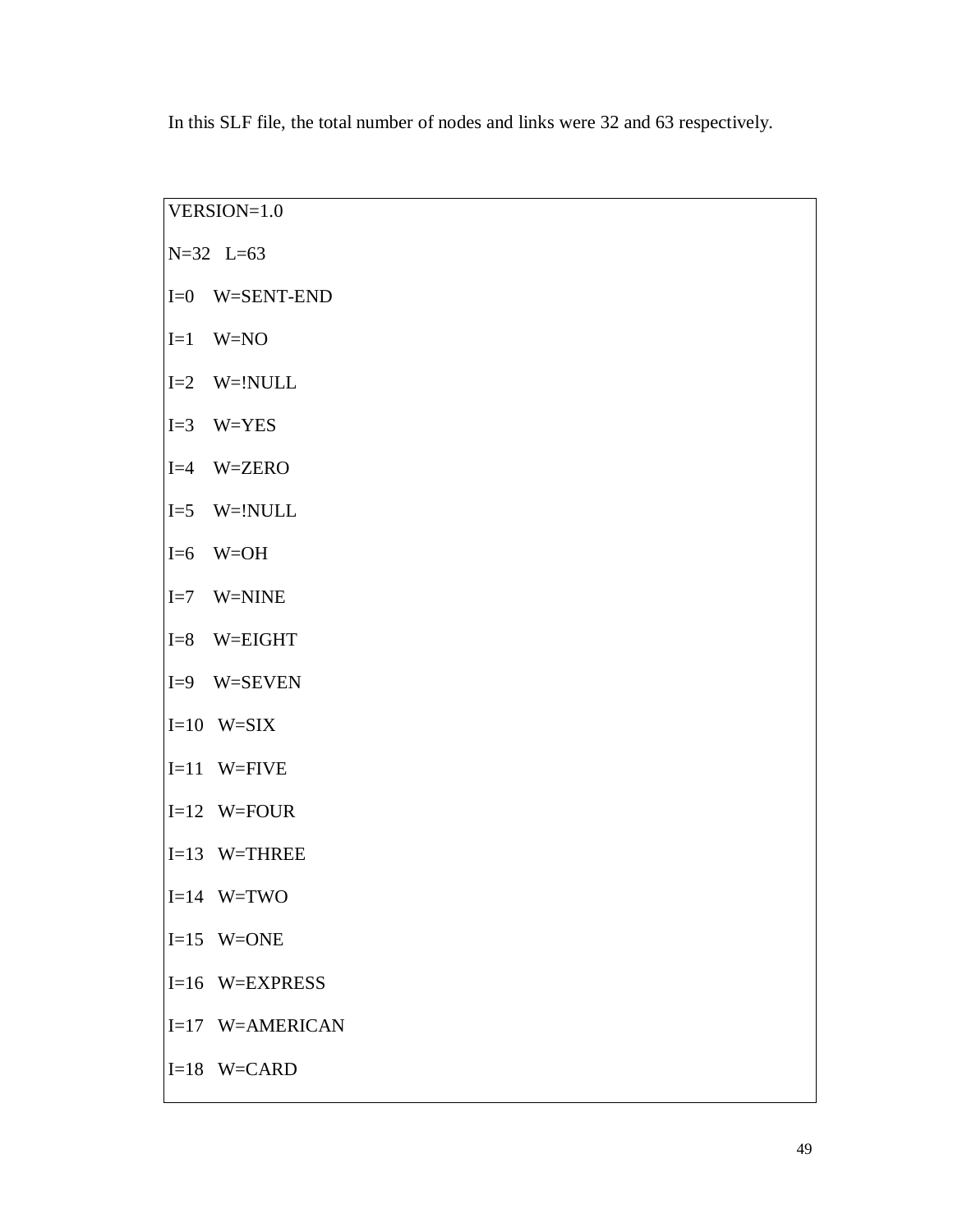In this SLF file, the total number of nodes and links were 32 and 63 respectively.

```
VERSION=1.0
N=32   L=63
I=0    W=SENT-END
I=1    W=NO
I=2    W=!NULL
I=3    W=YES
I=4    W=ZERO
I=5    W=!NULL
I=6    W=OH
I=7    W=NINE
I=8    W=EIGHT
I=9    W=SEVEN
I=10   W=SIX
I=11   W=FIVE
I=12   W=FOUR
I=13   W=THREE
I=14   W=TWO
I=15   W=ONE
I=16   W=EXPRESS
I=17   W=AMERICAN
I=18   W=CARD
```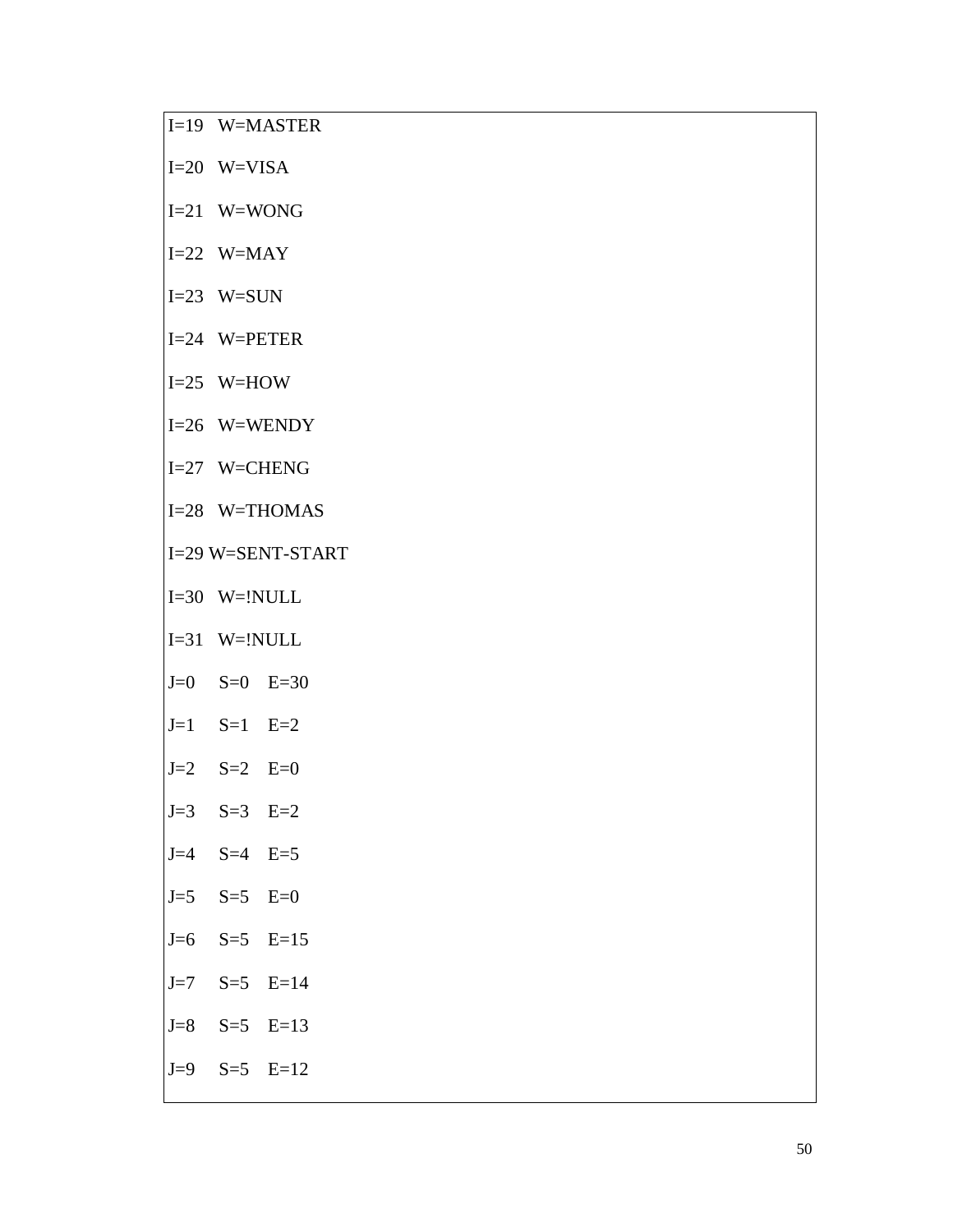```
I=19   W=MASTER

I=20   W=VISA

I=21   W=WONG

I=22   W=MAY

I=23   W=SUN

I=24   W=PETER

I=25   W=HOW

I=26   W=WENDY

I=27   W=CHENG

I=28   W=THOMAS

I=29 W=SENT-START

I=30   W=!NULL

I=31   W=!NULL

J=0     S=0    E=30

J=1     S=1    E=2

J=2     S=2    E=0

J=3     S=3    E=2

J=4     S=4    E=5

J=5     S=5    E=0

J=6     S=5    E=15

J=7     S=5    E=14

J=8     S=5    E=13

J=9     S=5    E=12
```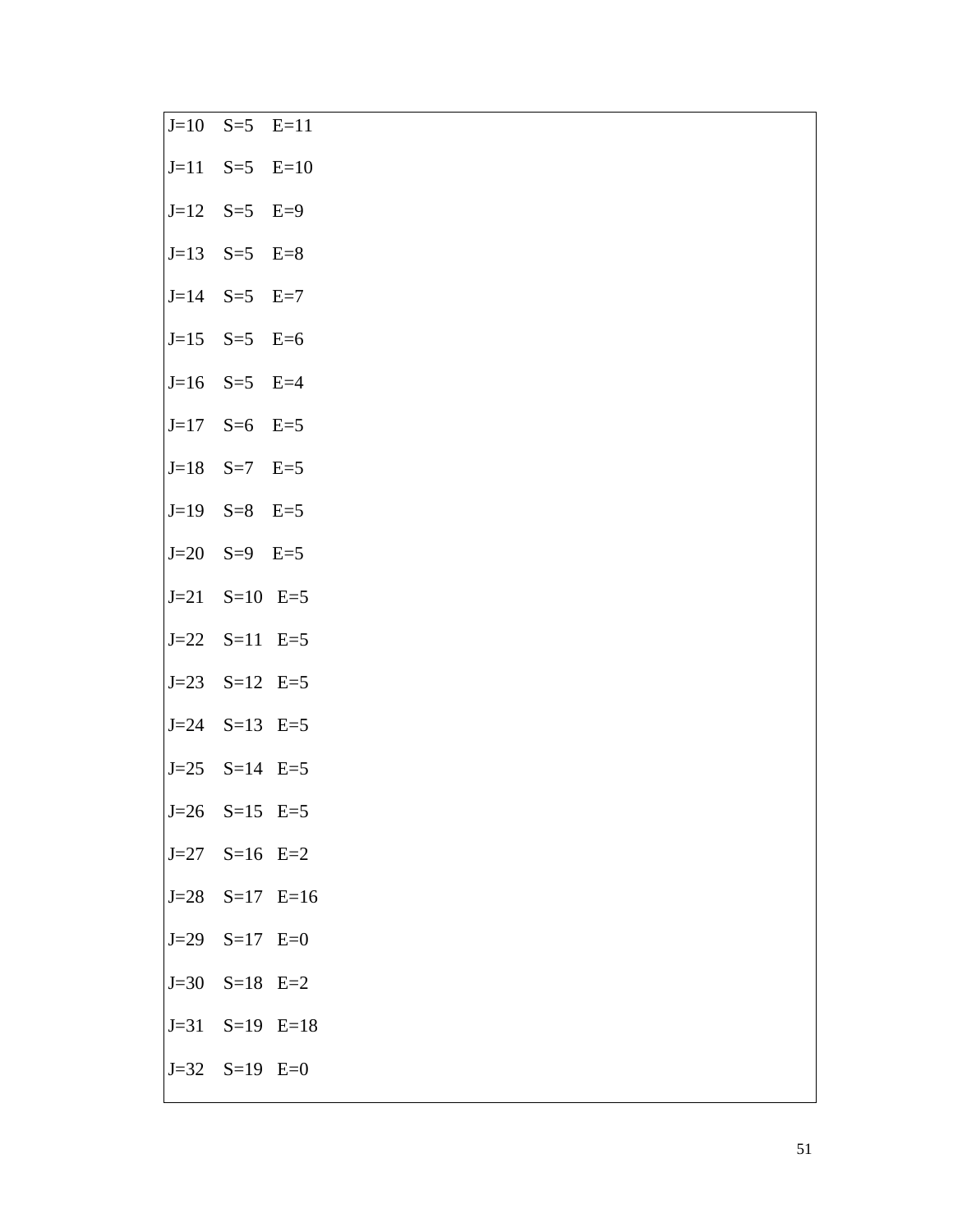```
J=10    S=5    E=11

J=11    S=5    E=10

J=12    S=5    E=9

J=13    S=5    E=8

J=14    S=5    E=7

J=15    S=5    E=6

J=16    S=5    E=4

J=17    S=6    E=5

J=18    S=7    E=5

J=19    S=8    E=5

J=20    S=9    E=5

J=21    S=10   E=5

J=22    S=11   E=5

J=23    S=12   E=5

J=24    S=13   E=5

J=25    S=14   E=5

J=26    S=15   E=5

J=27    S=16   E=2

J=28    S=17   E=16

J=29    S=17   E=0

J=30    S=18   E=2

J=31    S=19   E=18

J=32    S=19   E=0
```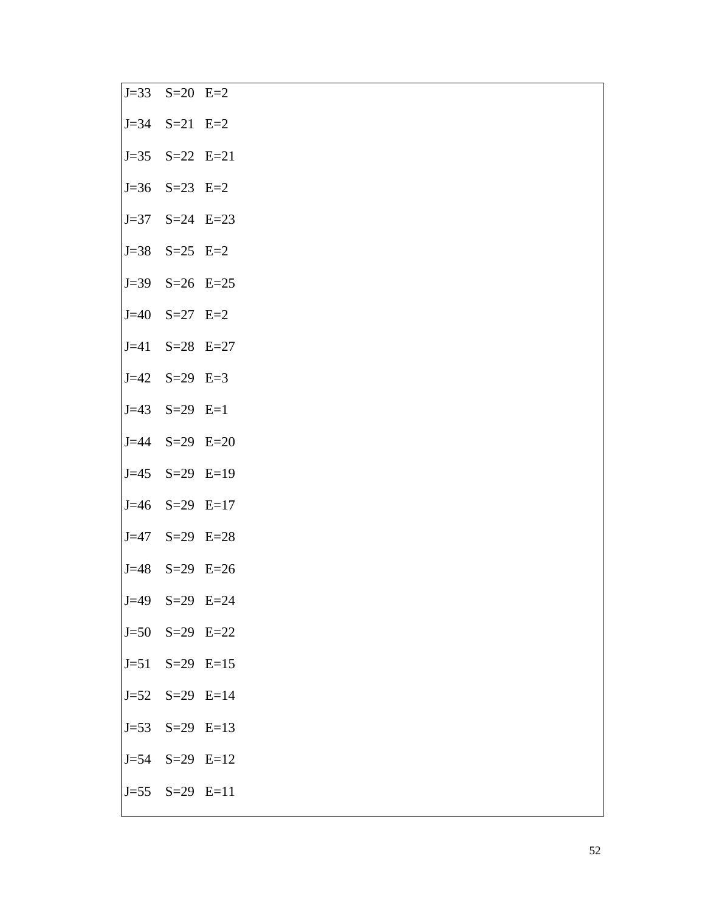```
J=33   S=20   E=2

J=34   S=21   E=2

J=35   S=22   E=21

J=36   S=23   E=2

J=37   S=24   E=23

J=38   S=25   E=2

J=39   S=26   E=25

J=40   S=27   E=2

J=41   S=28   E=27

J=42   S=29   E=3

J=43   S=29   E=1

J=44   S=29   E=20

J=45   S=29   E=19

J=46   S=29   E=17

J=47   S=29   E=28

J=48   S=29   E=26

J=49   S=29   E=24

J=50   S=29   E=22

J=51   S=29   E=15

J=52   S=29   E=14

J=53   S=29   E=13

J=54   S=29   E=12

J=55   S=29   E=11
```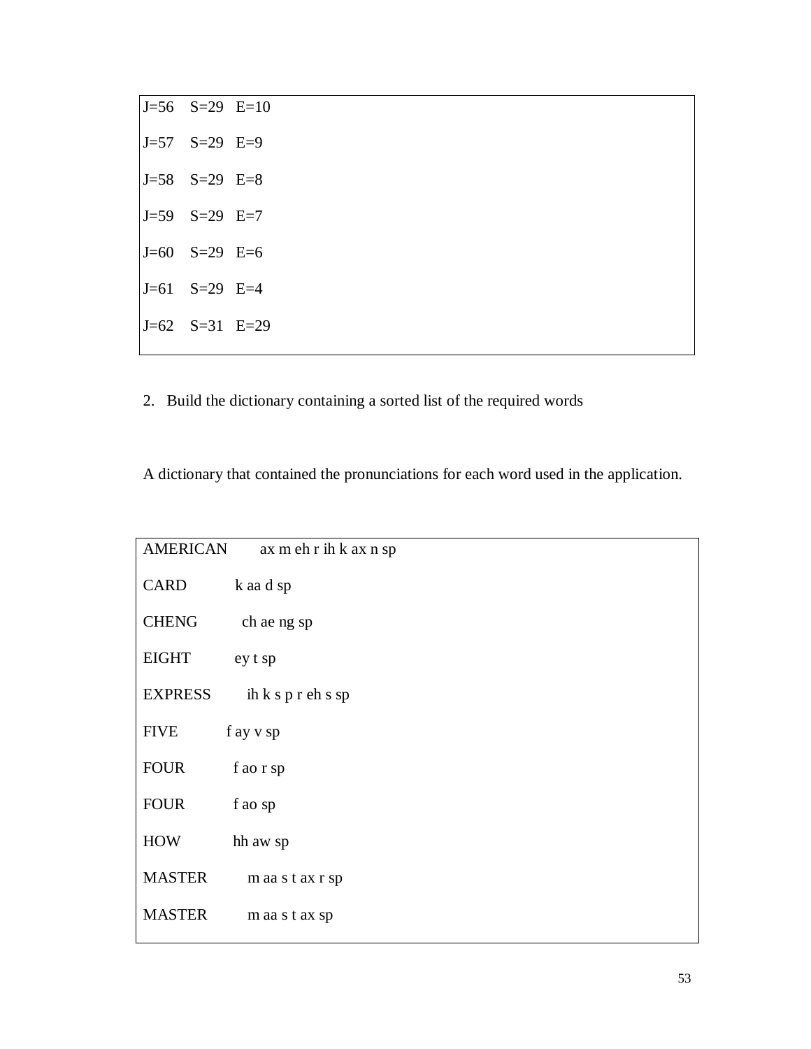```
J=56   S=29   E=10

J=57   S=29   E=9

J=58   S=29   E=8

J=59   S=29   E=7

J=60   S=29   E=6

J=61   S=29   E=4

J=62   S=31   E=29
```

2. Build the dictionary containing a sorted list of the required words

A dictionary that contained the pronunciations for each word used in the application.

```
AMERICAN      ax m eh r ih k ax n sp

CARD          k aa d sp

CHENG         ch ae ng sp

EIGHT         ey t sp

EXPRESS       ih k s p r eh s sp

FIVE          f ay v sp

FOUR          f ao r sp

FOUR          f ao sp

HOW           hh aw sp

MASTER        m aa s t ax r sp

MASTER        m aa s t ax sp
```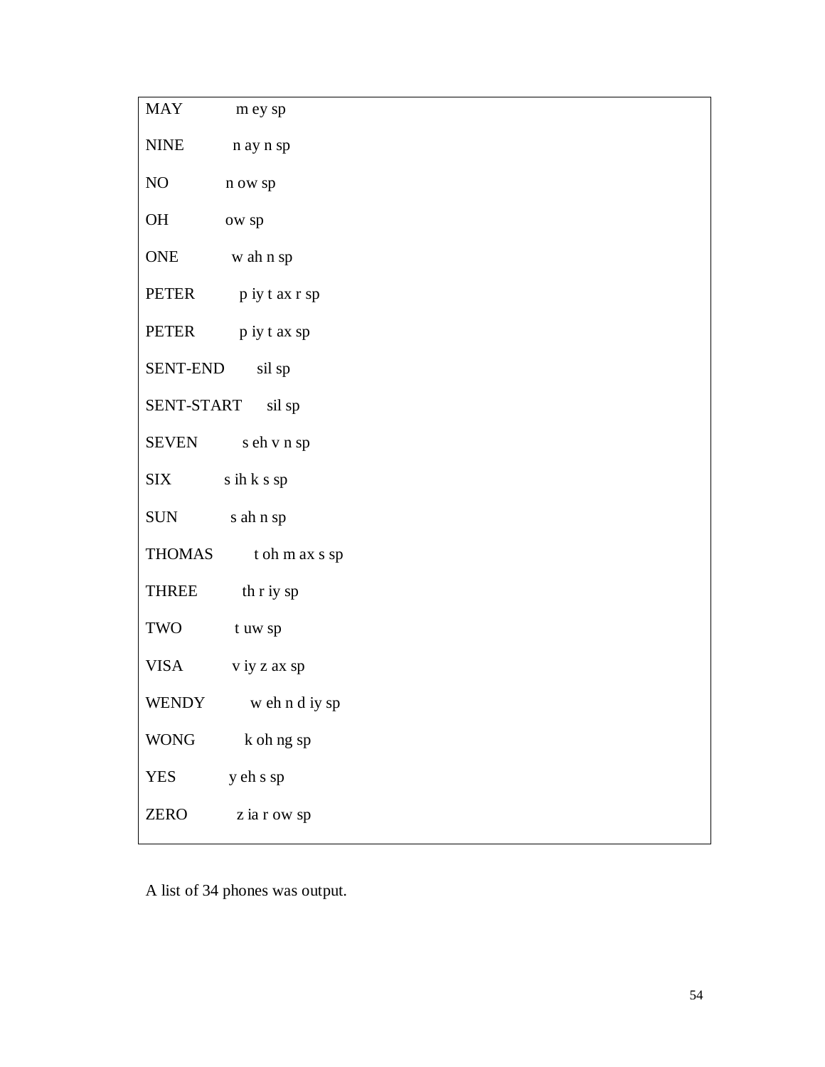```
MAY          m ey sp
NINE         n ay n sp
NO           n ow sp
OH           ow sp
ONE          w ah n sp
PETER        p iy t ax r sp
PETER        p iy t ax sp
SENT-END     sil sp
SENT-START   sil sp
SEVEN        s eh v n sp
SIX          s ih k s sp
SUN          s ah n sp
THOMAS       t oh m ax s sp
THREE        th r iy sp
TWO          t uw sp
VISA         v iy z ax sp
WENDY        w eh n d iy sp
WONG         k oh ng sp
YES          y eh s sp
ZERO         z ia r ow sp
```

A list of 34 phones was output.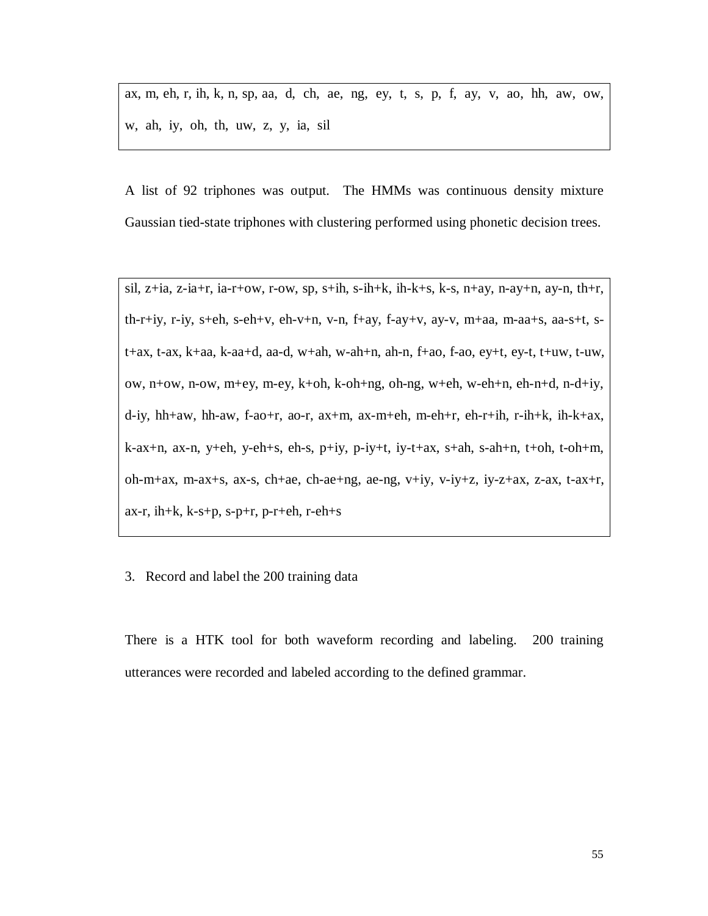ax, m, eh, r, ih, k, n, sp, aa, d, ch, ae, ng, ey, t, s, p, f, ay, v, ao, hh, aw, ow, w, ah, iy, oh, th, uw, z, y, ia, sil

A list of 92 triphones was output. The HMMs was continuous density mixture Gaussian tied-state triphones with clustering performed using phonetic decision trees.

sil, z+ia, z-ia+r, ia-r+ow, r-ow, sp, s+ih, s-ih+k, ih-k+s, k-s, n+ay, n-ay+n, ay-n, th+r, th-r+iy, r-iy, s+eh, s-eh+v, eh-v+n, v-n, f+ay, f-ay+v, ay-v, m+aa, m-aa+s, aa-s+t, s-t+ax, t-ax, k+aa, k-aa+d, aa-d, w+ah, w-ah+n, ah-n, f+ao, f-ao, ey+t, ey-t, t+uw, t-uw, ow, n+ow, n-ow, m+ey, m-ey, k+oh, k-oh+ng, oh-ng, w+eh, w-eh+n, eh-n+d, n-d+iy, d-iy, hh+aw, hh-aw, f-ao+r, ao-r, ax+m, ax-m+eh, m-eh+r, eh-r+ih, r-ih+k, ih-k+ax, k-ax+n, ax-n, y+eh, y-eh+s, eh-s, p+iy, p-iy+t, iy-t+ax, s+ah, s-ah+n, t+oh, t-oh+m, oh-m+ax, m-ax+s, ax-s, ch+ae, ch-ae+ng, ae-ng, v+iy, v-iy+z, iy-z+ax, z-ax, t-ax+r, ax-r, ih+k, k-s+p, s-p+r, p-r+eh, r-eh+s

3. Record and label the 200 training data

There is a HTK tool for both waveform recording and labeling. 200 training utterances were recorded and labeled according to the defined grammar.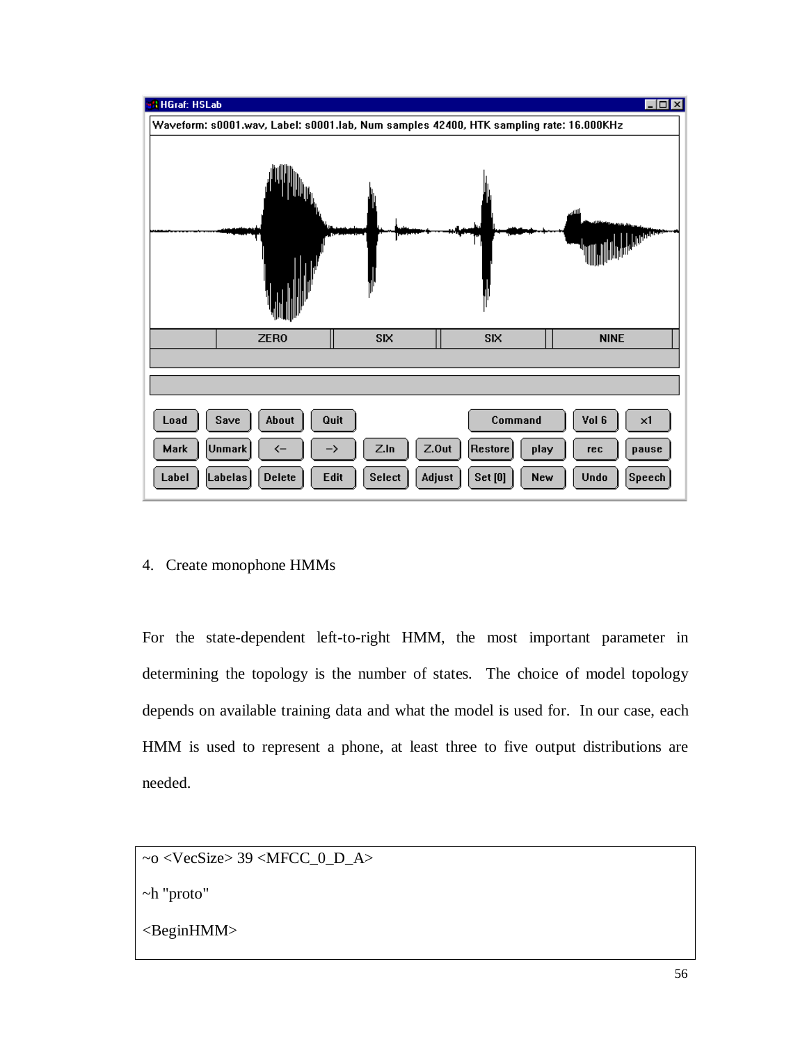4. Create monophone HMMs

For the state-dependent left-to-right HMM, the most important parameter in determining the topology is the number of states. The choice of model topology depends on available training data and what the model is used for. In our case, each HMM is used to represent a phone, at least three to five output distributions are needed.

```
~o <VecSize> 39 <MFCC_0_D_A>
~h "proto"
<BeginHMM>
```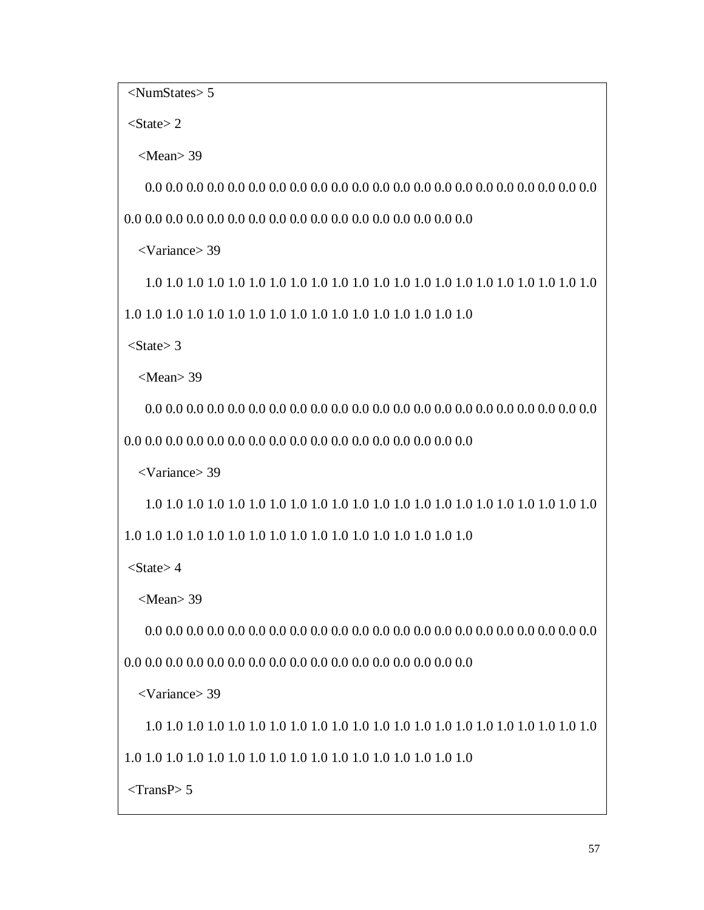```
<NumStates> 5
<State> 2
  <Mean> 39
    0.0 0.0 0.0 0.0 0.0 0.0 0.0 0.0 0.0 0.0 0.0 0.0 0.0 0.0 0.0 0.0 0.0 0.0 0.0 0.0 0.0 0.0
0.0 0.0 0.0 0.0 0.0 0.0 0.0 0.0 0.0 0.0 0.0 0.0 0.0 0.0 0.0 0.0 0.0
  <Variance> 39
    1.0 1.0 1.0 1.0 1.0 1.0 1.0 1.0 1.0 1.0 1.0 1.0 1.0 1.0 1.0 1.0 1.0 1.0 1.0 1.0 1.0 1.0
1.0 1.0 1.0 1.0 1.0 1.0 1.0 1.0 1.0 1.0 1.0 1.0 1.0 1.0 1.0 1.0 1.0
<State> 3
  <Mean> 39
    0.0 0.0 0.0 0.0 0.0 0.0 0.0 0.0 0.0 0.0 0.0 0.0 0.0 0.0 0.0 0.0 0.0 0.0 0.0 0.0 0.0 0.0
0.0 0.0 0.0 0.0 0.0 0.0 0.0 0.0 0.0 0.0 0.0 0.0 0.0 0.0 0.0 0.0 0.0
  <Variance> 39
    1.0 1.0 1.0 1.0 1.0 1.0 1.0 1.0 1.0 1.0 1.0 1.0 1.0 1.0 1.0 1.0 1.0 1.0 1.0 1.0 1.0 1.0
1.0 1.0 1.0 1.0 1.0 1.0 1.0 1.0 1.0 1.0 1.0 1.0 1.0 1.0 1.0 1.0 1.0
<State> 4
  <Mean> 39
    0.0 0.0 0.0 0.0 0.0 0.0 0.0 0.0 0.0 0.0 0.0 0.0 0.0 0.0 0.0 0.0 0.0 0.0 0.0 0.0 0.0 0.0
0.0 0.0 0.0 0.0 0.0 0.0 0.0 0.0 0.0 0.0 0.0 0.0 0.0 0.0 0.0 0.0 0.0
  <Variance> 39
    1.0 1.0 1.0 1.0 1.0 1.0 1.0 1.0 1.0 1.0 1.0 1.0 1.0 1.0 1.0 1.0 1.0 1.0 1.0 1.0 1.0 1.0
1.0 1.0 1.0 1.0 1.0 1.0 1.0 1.0 1.0 1.0 1.0 1.0 1.0 1.0 1.0 1.0 1.0
<TransP> 5
```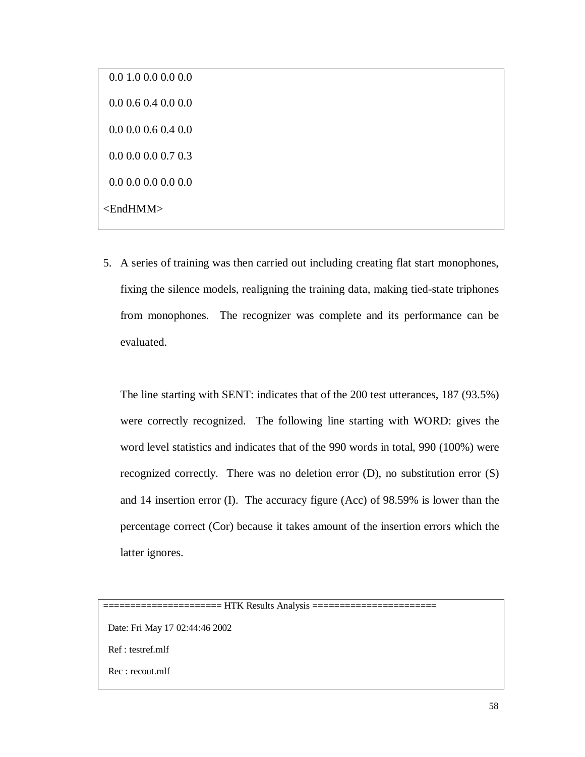```
 0.0 1.0 0.0 0.0 0.0
 0.0 0.6 0.4 0.0 0.0
 0.0 0.0 0.6 0.4 0.0
 0.0 0.0 0.0 0.7 0.3
 0.0 0.0 0.0 0.0 0.0
<EndHMM>
```

5. A series of training was then carried out including creating flat start monophones, fixing the silence models, realigning the training data, making tied-state triphones from monophones. The recognizer was complete and its performance can be evaluated.

   The line starting with SENT: indicates that of the 200 test utterances, 187 (93.5%) were correctly recognized. The following line starting with WORD: gives the word level statistics and indicates that of the 990 words in total, 990 (100%) were recognized correctly. There was no deletion error (D), no substitution error (S) and 14 insertion error (I). The accuracy figure (Acc) of 98.59% is lower than the percentage correct (Cor) because it takes amount of the insertion errors which the latter ignores.

```
===================== HTK Results Analysis ======================
 Date: Fri May 17 02:44:46 2002
 Ref : testref.mlf
 Rec : recout.mlf
```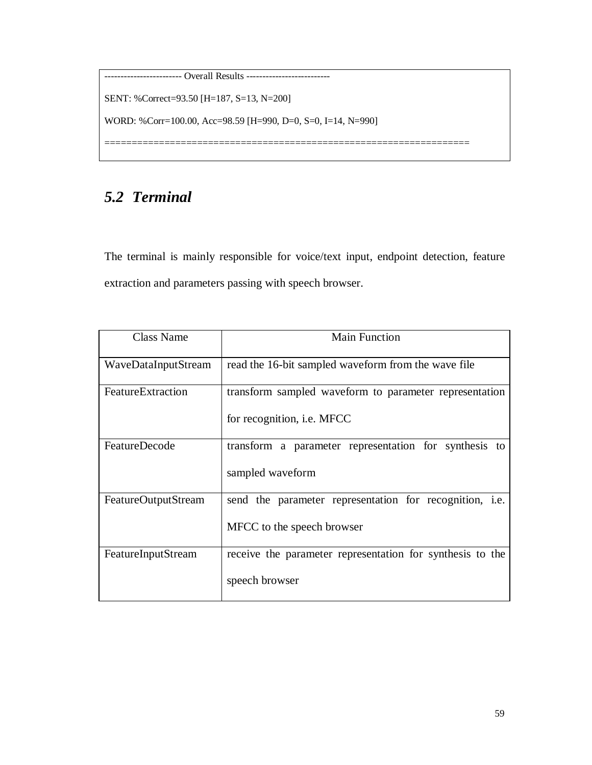```
------------------------ Overall Results --------------------------

SENT: %Correct=93.50 [H=187, S=13, N=200]

WORD: %Corr=100.00, Acc=98.59 [H=990, D=0, S=0, I=14, N=990]

=================================================================
```

## *5.2 Terminal*

The terminal is mainly responsible for voice/text input, endpoint detection, feature extraction and parameters passing with speech browser.

| Class Name | Main Function |
| --- | --- |
| WaveDataInputStream | read the 16-bit sampled waveform from the wave file |
| FeatureExtraction | transform sampled waveform to parameter representation for recognition, i.e. MFCC |
| FeatureDecode | transform a parameter representation for synthesis to sampled waveform |
| FeatureOutputStream | send the parameter representation for recognition, i.e. MFCC to the speech browser |
| FeatureInputStream | receive the parameter representation for synthesis to the speech browser |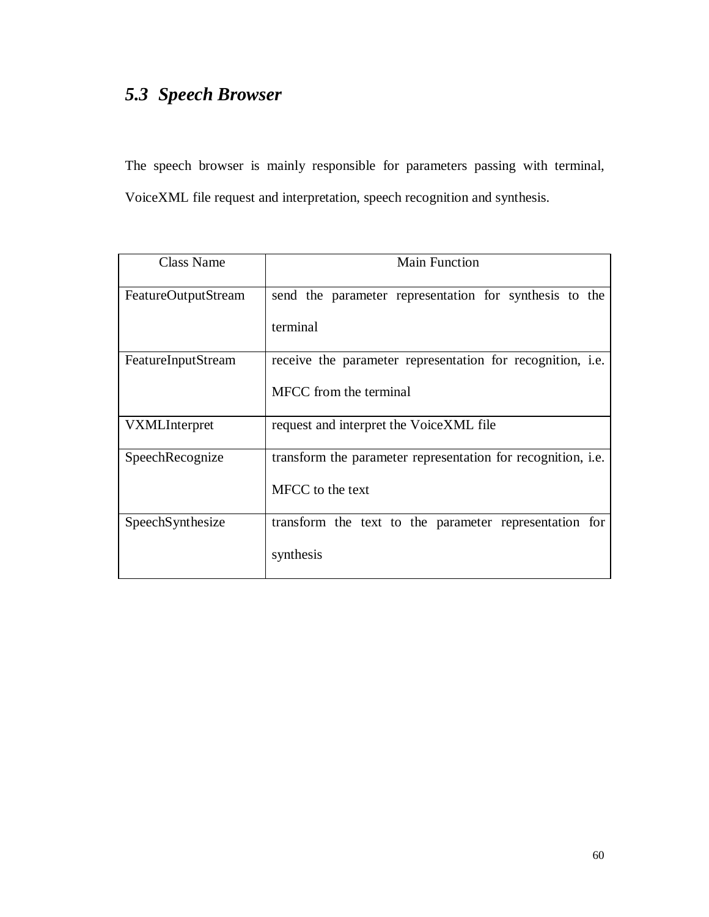## *5.3 Speech Browser*

The speech browser is mainly responsible for parameters passing with terminal, VoiceXML file request and interpretation, speech recognition and synthesis.

| Class Name | Main Function |
|---|---|
| FeatureOutputStream | send the parameter representation for synthesis to the terminal |
| FeatureInputStream | receive the parameter representation for recognition, i.e. MFCC from the terminal |
| VXMLInterpret | request and interpret the VoiceXML file |
| SpeechRecognize | transform the parameter representation for recognition, i.e. MFCC to the text |
| SpeechSynthesize | transform the text to the parameter representation for synthesis |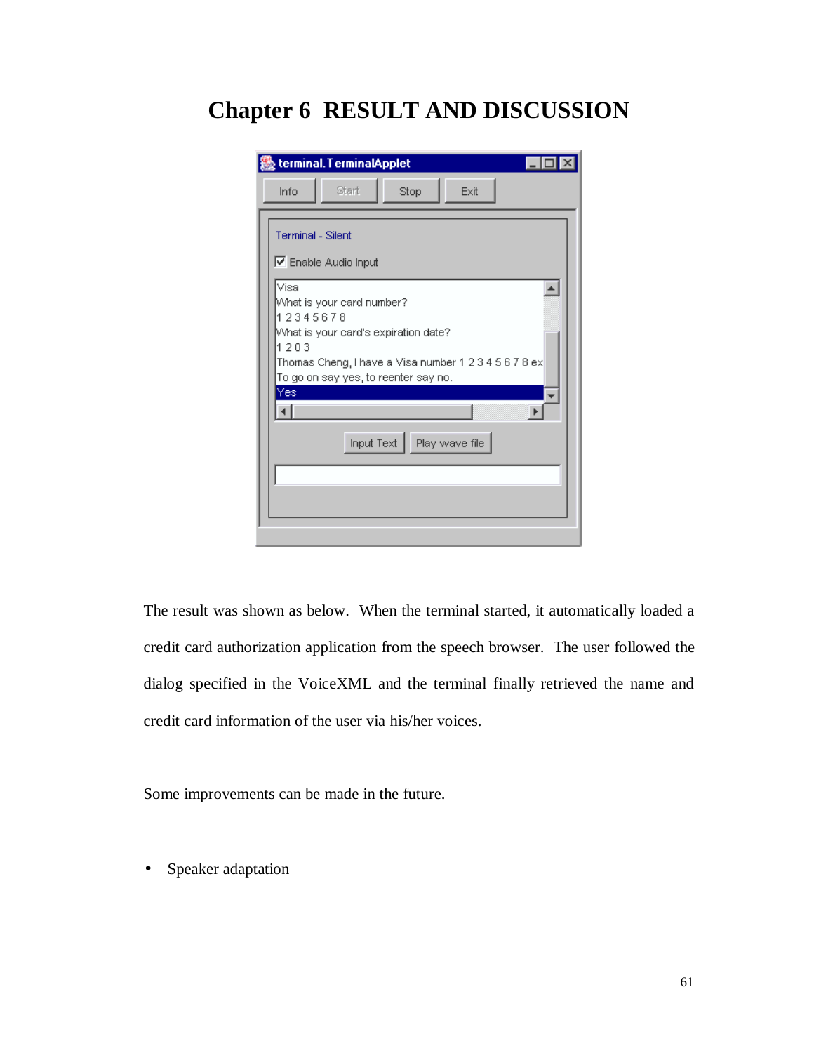# Chapter 6 RESULT AND DISCUSSION

The result was shown as below. When the terminal started, it automatically loaded a credit card authorization application from the speech browser. The user followed the dialog specified in the VoiceXML and the terminal finally retrieved the name and credit card information of the user via his/her voices.

Some improvements can be made in the future.

- Speaker adaptation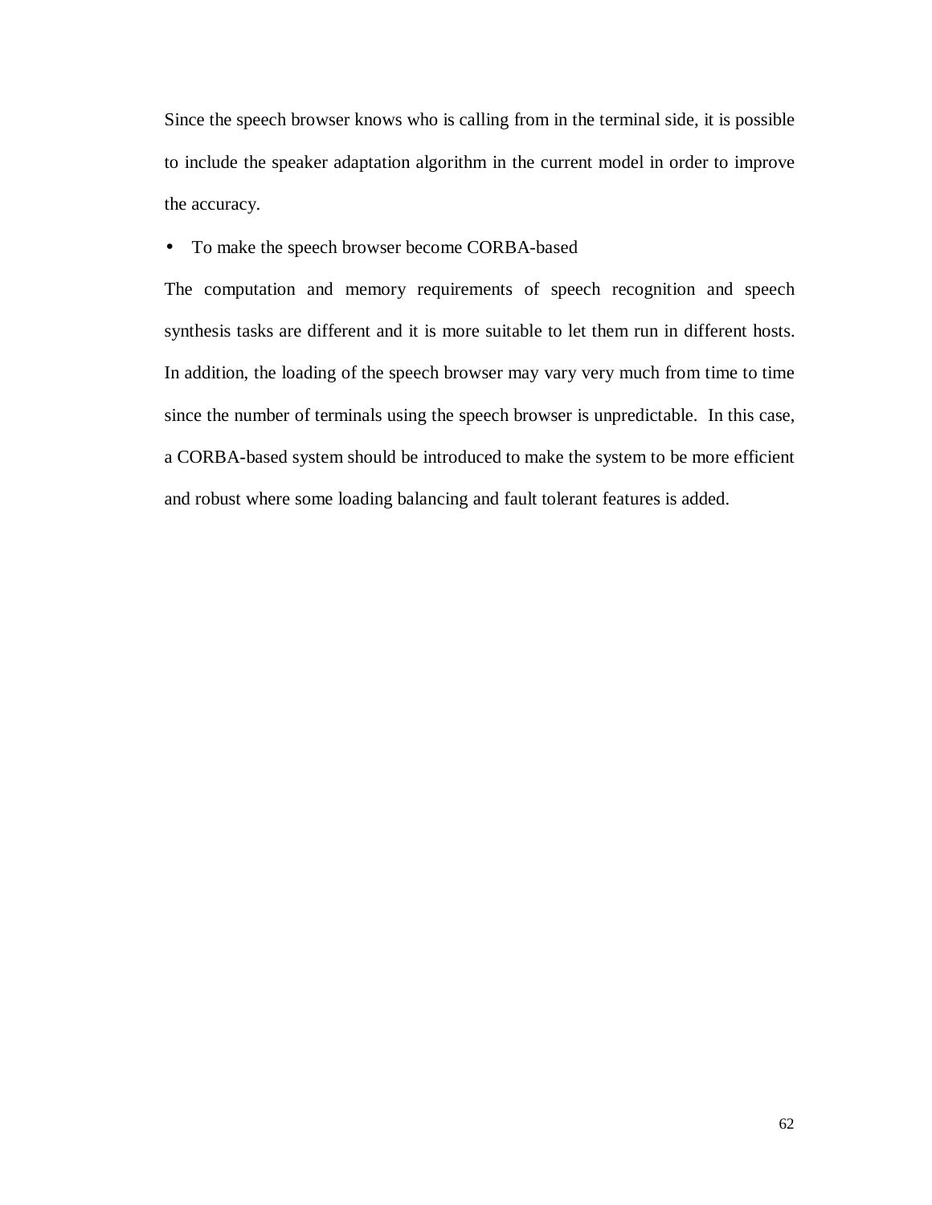Since the speech browser knows who is calling from in the terminal side, it is possible to include the speaker adaptation algorithm in the current model in order to improve the accuracy.

- To make the speech browser become CORBA-based

The computation and memory requirements of speech recognition and speech synthesis tasks are different and it is more suitable to let them run in different hosts. In addition, the loading of the speech browser may vary very much from time to time since the number of terminals using the speech browser is unpredictable. In this case, a CORBA-based system should be introduced to make the system to be more efficient and robust where some loading balancing and fault tolerant features is added.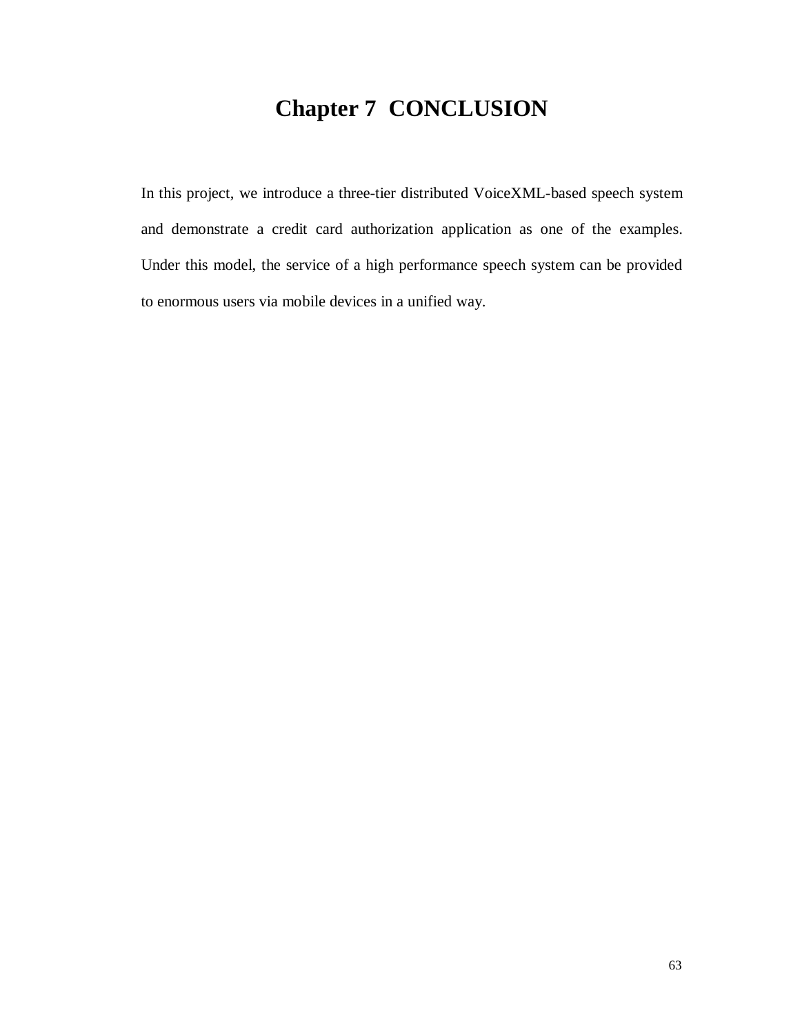# Chapter 7 CONCLUSION

In this project, we introduce a three-tier distributed VoiceXML-based speech system and demonstrate a credit card authorization application as one of the examples. Under this model, the service of a high performance speech system can be provided to enormous users via mobile devices in a unified way.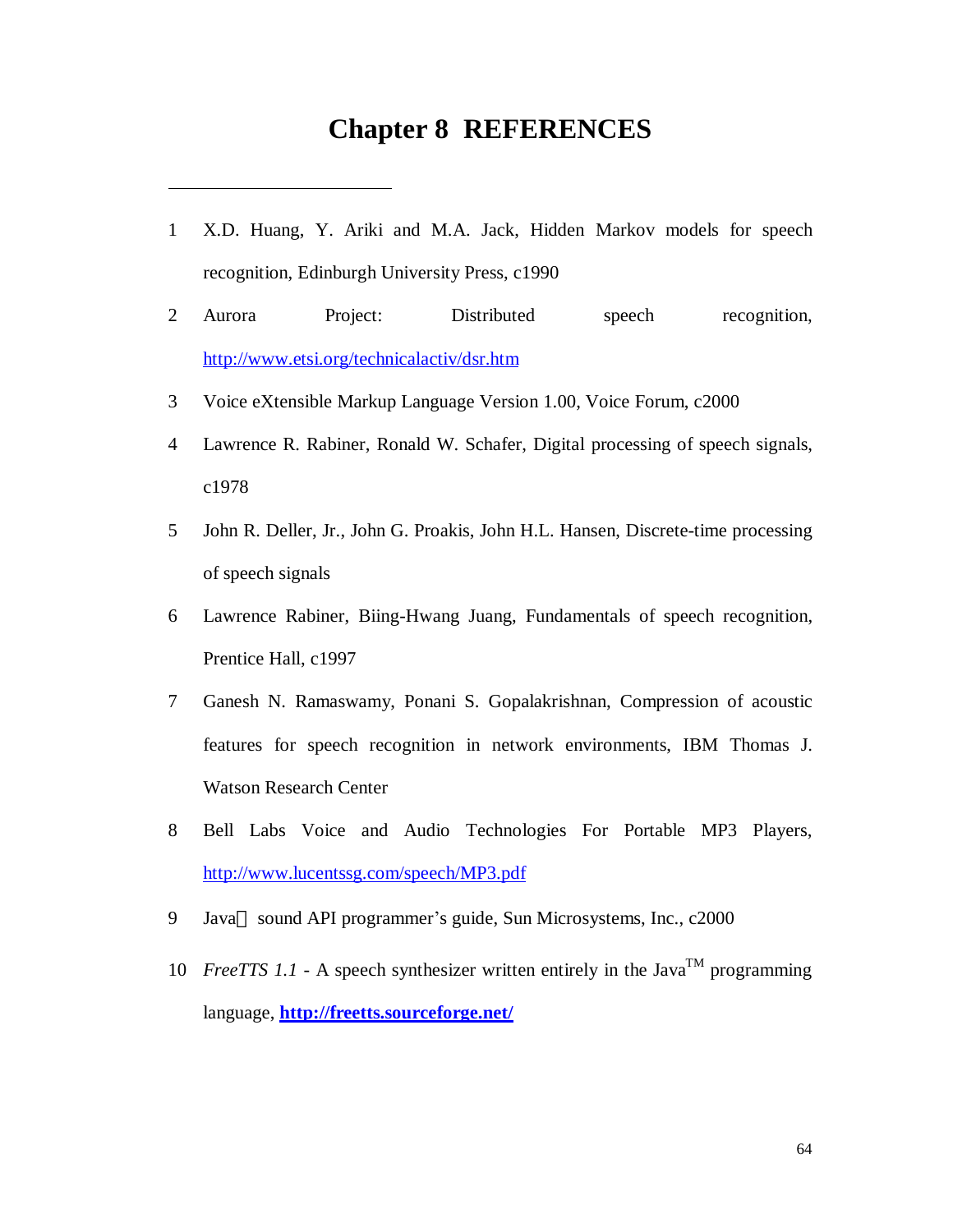# Chapter 8 REFERENCES

---

1. X.D. Huang, Y. Ariki and M.A. Jack, Hidden Markov models for speech recognition, Edinburgh University Press, c1990
2. Aurora Project: Distributed speech recognition, http://www.etsi.org/technicalactiv/dsr.htm
3. Voice eXtensible Markup Language Version 1.00, Voice Forum, c2000
4. Lawrence R. Rabiner, Ronald W. Schafer, Digital processing of speech signals, c1978
5. John R. Deller, Jr., John G. Proakis, John H.L. Hansen, Discrete-time processing of speech signals
6. Lawrence Rabiner, Biing-Hwang Juang, Fundamentals of speech recognition, Prentice Hall, c1997
7. Ganesh N. Ramaswamy, Ponani S. Gopalakrishnan, Compression of acoustic features for speech recognition in network environments, IBM Thomas J. Watson Research Center
8. Bell Labs Voice and Audio Technologies For Portable MP3 Players, http://www.lucentssg.com/speech/MP3.pdf
9. Java sound API programmer's guide, Sun Microsystems, Inc., c2000
10. *FreeTTS 1.1* - A speech synthesizer written entirely in the Java™ programming language, **http://freetts.sourceforge.net/**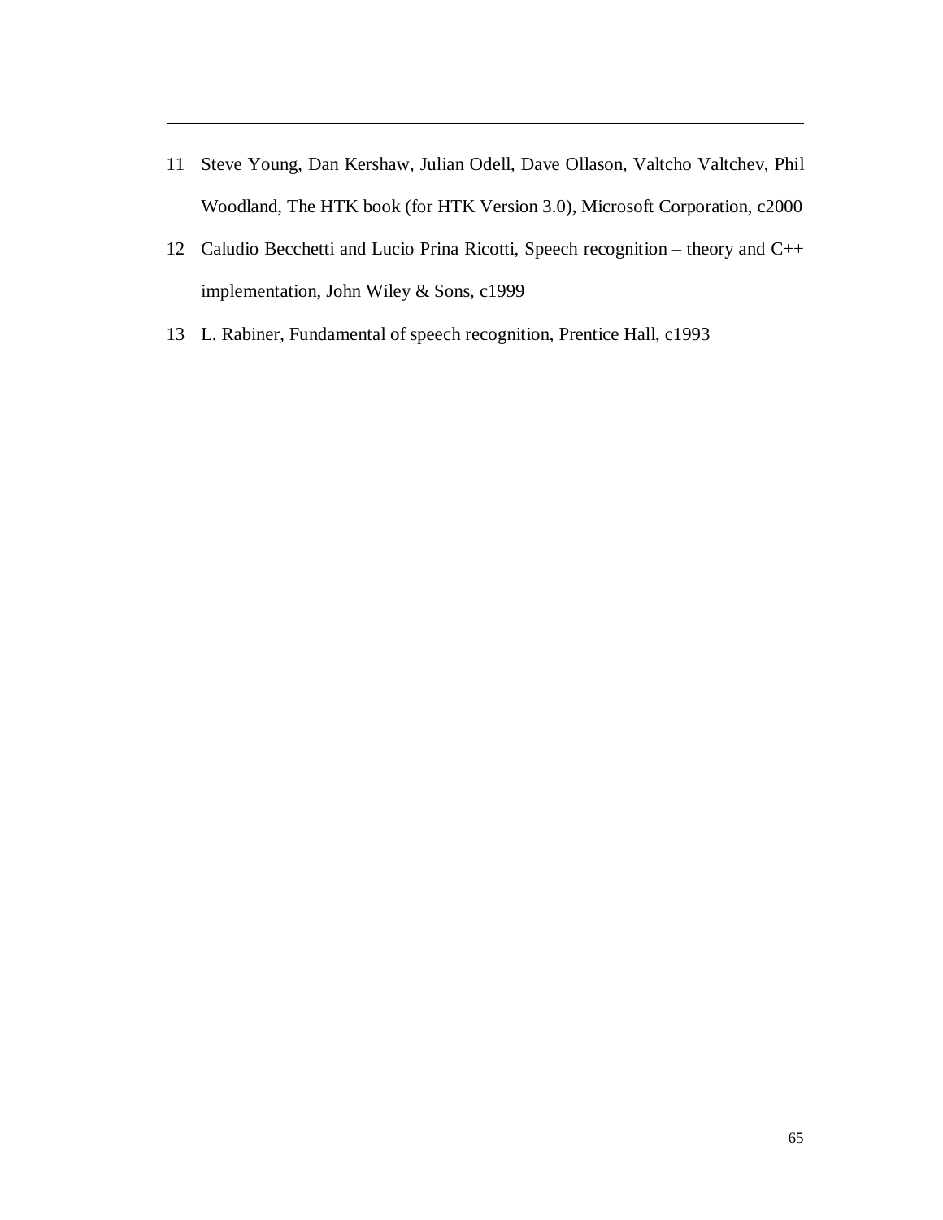11 Steve Young, Dan Kershaw, Julian Odell, Dave Ollason, Valtcho Valtchev, Phil Woodland, The HTK book (for HTK Version 3.0), Microsoft Corporation, c2000

12 Caludio Becchetti and Lucio Prina Ricotti, Speech recognition – theory and C++ implementation, John Wiley & Sons, c1999

13 L. Rabiner, Fundamental of speech recognition, Prentice Hall, c1993